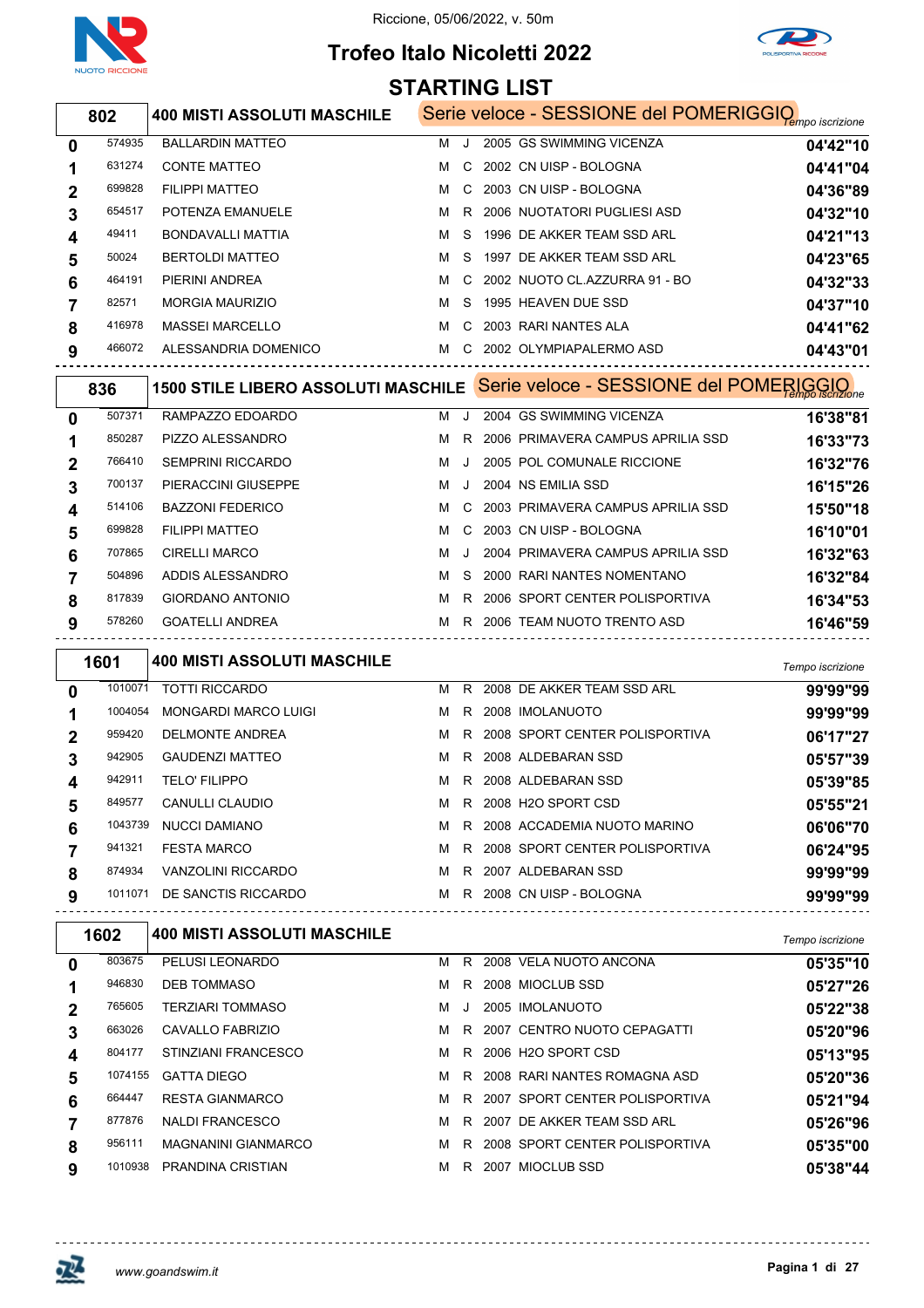Riccione, 05/06/2022, v. 50m

# Trofeo Italo Nicoletti 2022

## STARTING LIST

### 802 — 400 MISTI ASSOLUTI MASCHILE — Serie veloce - SESSIONE del POMERIGGIO

| Corsia | Tessera | Nome | Sesso | Cat. | Anno | Società | Tempo iscrizione |
|---|---|---|---|---|---|---|---|
| 0 | 574935 | BALLARDIN MATTEO | M | J | 2005 | GS SWIMMING VICENZA | 04'42"10 |
| 1 | 631274 | CONTE MATTEO | M | C | 2002 | CN UISP - BOLOGNA | 04'41"04 |
| 2 | 699828 | FILIPPI MATTEO | M | C | 2003 | CN UISP - BOLOGNA | 04'36"89 |
| 3 | 654517 | POTENZA EMANUELE | M | R | 2006 | NUOTATORI PUGLIESI ASD | 04'32"10 |
| 4 | 49411 | BONDAVALLI MATTIA | M | S | 1996 | DE AKKER TEAM SSD ARL | 04'21"13 |
| 5 | 50024 | BERTOLDI MATTEO | M | S | 1997 | DE AKKER TEAM SSD ARL | 04'23"65 |
| 6 | 464191 | PIERINI ANDREA | M | C | 2002 | NUOTO CL.AZZURRA 91 - BO | 04'32"33 |
| 7 | 82571 | MORGIA MAURIZIO | M | S | 1995 | HEAVEN DUE SSD | 04'37"10 |
| 8 | 416978 | MASSEI MARCELLO | M | C | 2003 | RARI NANTES ALA | 04'41"62 |
| 9 | 466072 | ALESSANDRIA DOMENICO | M | C | 2002 | OLYMPIAPALERMO ASD | 04'43"01 |

### 836 — 1500 STILE LIBERO ASSOLUTI MASCHILE — Serie veloce - SESSIONE del POMERIGGIO

| Corsia | Tessera | Nome | Sesso | Cat. | Anno | Società | Tempo iscrizione |
|---|---|---|---|---|---|---|---|
| 0 | 507371 | RAMPAZZO EDOARDO | M | J | 2004 | GS SWIMMING VICENZA | 16'38"81 |
| 1 | 850287 | PIZZO ALESSANDRO | M | R | 2006 | PRIMAVERA CAMPUS APRILIA SSD | 16'33"73 |
| 2 | 766410 | SEMPRINI RICCARDO | M | J | 2005 | POL COMUNALE RICCIONE | 16'32"76 |
| 3 | 700137 | PIERACCINI GIUSEPPE | M | J | 2004 | NS EMILIA SSD | 16'15"26 |
| 4 | 514106 | BAZZONI FEDERICO | M | C | 2003 | PRIMAVERA CAMPUS APRILIA SSD | 15'50"18 |
| 5 | 699828 | FILIPPI MATTEO | M | C | 2003 | CN UISP - BOLOGNA | 16'10"01 |
| 6 | 707865 | CIRELLI MARCO | M | J | 2004 | PRIMAVERA CAMPUS APRILIA SSD | 16'32"63 |
| 7 | 504896 | ADDIS ALESSANDRO | M | S | 2000 | RARI NANTES NOMENTANO | 16'32"84 |
| 8 | 817839 | GIORDANO ANTONIO | M | R | 2006 | SPORT CENTER POLISPORTIVA | 16'34"53 |
| 9 | 578260 | GOATELLI ANDREA | M | R | 2006 | TEAM NUOTO TRENTO ASD | 16'46"59 |

### 1601 — 400 MISTI ASSOLUTI MASCHILE

| Corsia | Tessera | Nome | Sesso | Cat. | Anno | Società | Tempo iscrizione |
|---|---|---|---|---|---|---|---|
| 0 | 1010071 | TOTTI RICCARDO | M | R | 2008 | DE AKKER TEAM SSD ARL | 99'99"99 |
| 1 | 1004054 | MONGARDI MARCO LUIGI | M | R | 2008 | IMOLANUOTO | 99'99"99 |
| 2 | 959420 | DELMONTE ANDREA | M | R | 2008 | SPORT CENTER POLISPORTIVA | 06'17"27 |
| 3 | 942905 | GAUDENZI MATTEO | M | R | 2008 | ALDEBARAN SSD | 05'57"39 |
| 4 | 942911 | TELO' FILIPPO | M | R | 2008 | ALDEBARAN SSD | 05'39"85 |
| 5 | 849577 | CANULLI CLAUDIO | M | R | 2008 | H2O SPORT CSD | 05'55"21 |
| 6 | 1043739 | NUCCI DAMIANO | M | R | 2008 | ACCADEMIA NUOTO MARINO | 06'06"70 |
| 7 | 941321 | FESTA MARCO | M | R | 2008 | SPORT CENTER POLISPORTIVA | 06'24"95 |
| 8 | 874934 | VANZOLINI RICCARDO | M | R | 2007 | ALDEBARAN SSD | 99'99"99 |
| 9 | 1011071 | DE SANCTIS RICCARDO | M | R | 2008 | CN UISP - BOLOGNA | 99'99"99 |

### 1602 — 400 MISTI ASSOLUTI MASCHILE

| Corsia | Tessera | Nome | Sesso | Cat. | Anno | Società | Tempo iscrizione |
|---|---|---|---|---|---|---|---|
| 0 | 803675 | PELUSI LEONARDO | M | R | 2008 | VELA NUOTO ANCONA | 05'35"10 |
| 1 | 946830 | DEB TOMMASO | M | R | 2008 | MIOCLUB SSD | 05'27"26 |
| 2 | 765605 | TERZIARI TOMMASO | M | J | 2005 | IMOLANUOTO | 05'22"38 |
| 3 | 663026 | CAVALLO FABRIZIO | M | R | 2007 | CENTRO NUOTO CEPAGATTI | 05'20"96 |
| 4 | 804177 | STINZIANI FRANCESCO | M | R | 2006 | H2O SPORT CSD | 05'13"95 |
| 5 | 1074155 | GATTA DIEGO | M | R | 2008 | RARI NANTES ROMAGNA ASD | 05'20"36 |
| 6 | 664447 | RESTA GIANMARCO | M | R | 2007 | SPORT CENTER POLISPORTIVA | 05'21"94 |
| 7 | 877876 | NALDI FRANCESCO | M | R | 2007 | DE AKKER TEAM SSD ARL | 05'26"96 |
| 8 | 956111 | MAGNANINI GIANMARCO | M | R | 2008 | SPORT CENTER POLISPORTIVA | 05'35"00 |
| 9 | 1010938 | PRANDINA CRISTIAN | M | R | 2007 | MIOCLUB SSD | 05'38"44 |

www.goandswim.it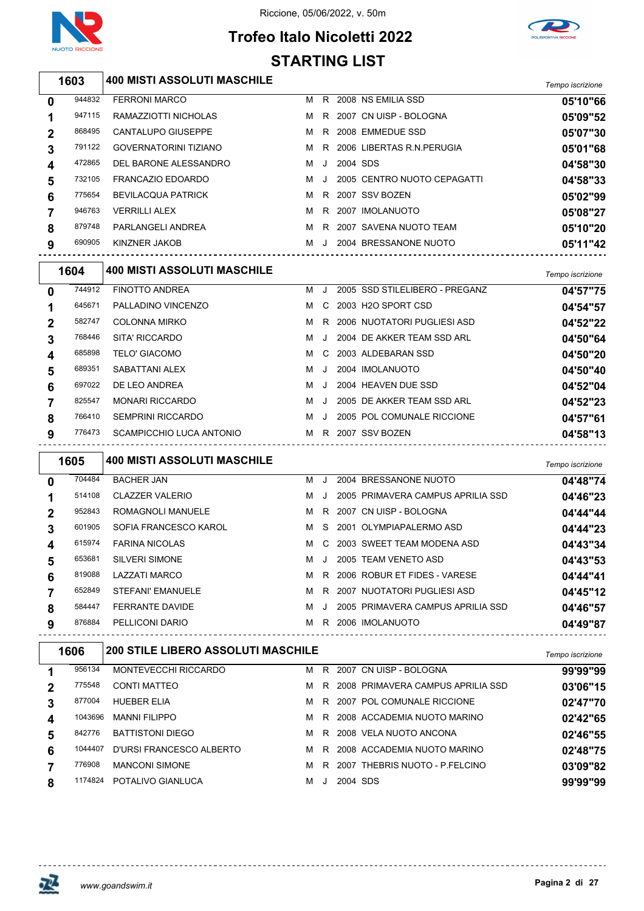Riccione, 05/06/2022, v. 50m

# Trofeo Italo Nicoletti 2022

## STARTING LIST

### 1603 — 400 MISTI ASSOLUTI MASCHILE

| Corsia | Tessera | Atleta | Sesso | Cat. | Anno | Società | Tempo iscrizione |
|---|---|---|---|---|---|---|---|
| 0 | 944832 | FERRONI MARCO | M | R | 2008 | NS EMILIA SSD | 05'10"66 |
| 1 | 947115 | RAMAZZIOTTI NICHOLAS | M | R | 2007 | CN UISP - BOLOGNA | 05'09"52 |
| 2 | 868495 | CANTALUPO GIUSEPPE | M | R | 2008 | EMMEDUE SSD | 05'07"30 |
| 3 | 791122 | GOVERNATORINI TIZIANO | M | R | 2006 | LIBERTAS R.N.PERUGIA | 05'01"68 |
| 4 | 472865 | DEL BARONE ALESSANDRO | M | J | 2004 | SDS | 04'58"30 |
| 5 | 732105 | FRANCAZIO EDOARDO | M | J | 2005 | CENTRO NUOTO CEPAGATTI | 04'58"33 |
| 6 | 775654 | BEVILACQUA PATRICK | M | R | 2007 | SSV BOZEN | 05'02"99 |
| 7 | 946763 | VERRILLI ALEX | M | R | 2007 | IMOLANUOTO | 05'08"27 |
| 8 | 879748 | PARLANGELI ANDREA | M | R | 2007 | SAVENA NUOTO TEAM | 05'10"20 |
| 9 | 690905 | KINZNER JAKOB | M | J | 2004 | BRESSANONE NUOTO | 05'11"42 |

### 1604 — 400 MISTI ASSOLUTI MASCHILE

| Corsia | Tessera | Atleta | Sesso | Cat. | Anno | Società | Tempo iscrizione |
|---|---|---|---|---|---|---|---|
| 0 | 744912 | FINOTTO ANDREA | M | J | 2005 | SSD STILELIBERO - PREGANZ | 04'57"75 |
| 1 | 645671 | PALLADINO VINCENZO | M | C | 2003 | H2O SPORT CSD | 04'54"57 |
| 2 | 582747 | COLONNA MIRKO | M | R | 2006 | NUOTATORI PUGLIESI ASD | 04'52"22 |
| 3 | 768446 | SITA' RICCARDO | M | J | 2004 | DE AKKER TEAM SSD ARL | 04'50"64 |
| 4 | 685898 | TELO' GIACOMO | M | C | 2003 | ALDEBARAN SSD | 04'50"20 |
| 5 | 689351 | SABATTANI ALEX | M | J | 2004 | IMOLANUOTO | 04'50"40 |
| 6 | 697022 | DE LEO ANDREA | M | J | 2004 | HEAVEN DUE SSD | 04'52"04 |
| 7 | 825547 | MONARI RICCARDO | M | J | 2005 | DE AKKER TEAM SSD ARL | 04'52"23 |
| 8 | 766410 | SEMPRINI RICCARDO | M | J | 2005 | POL COMUNALE RICCIONE | 04'57"61 |
| 9 | 776473 | SCAMPICCHIO LUCA ANTONIO | M | R | 2007 | SSV BOZEN | 04'58"13 |

### 1605 — 400 MISTI ASSOLUTI MASCHILE

| Corsia | Tessera | Atleta | Sesso | Cat. | Anno | Società | Tempo iscrizione |
|---|---|---|---|---|---|---|---|
| 0 | 704484 | BACHER JAN | M | J | 2004 | BRESSANONE NUOTO | 04'48"74 |
| 1 | 514108 | CLAZZER VALERIO | M | J | 2005 | PRIMAVERA CAMPUS APRILIA SSD | 04'46"23 |
| 2 | 952843 | ROMAGNOLI MANUELE | M | R | 2007 | CN UISP - BOLOGNA | 04'44"44 |
| 3 | 601905 | SOFIA FRANCESCO KAROL | M | S | 2001 | OLYMPIAPALERMO ASD | 04'44"23 |
| 4 | 615974 | FARINA NICOLAS | M | C | 2003 | SWEET TEAM MODENA ASD | 04'43"34 |
| 5 | 653681 | SILVERI SIMONE | M | J | 2005 | TEAM VENETO ASD | 04'43"53 |
| 6 | 819088 | LAZZATI MARCO | M | R | 2006 | ROBUR ET FIDES - VARESE | 04'44"41 |
| 7 | 652849 | STEFANI' EMANUELE | M | R | 2007 | NUOTATORI PUGLIESI ASD | 04'45"12 |
| 8 | 584447 | FERRANTE DAVIDE | M | J | 2005 | PRIMAVERA CAMPUS APRILIA SSD | 04'46"57 |
| 9 | 876884 | PELLICONI DARIO | M | R | 2006 | IMOLANUOTO | 04'49"87 |

### 1606 — 200 STILE LIBERO ASSOLUTI MASCHILE

| Corsia | Tessera | Atleta | Sesso | Cat. | Anno | Società | Tempo iscrizione |
|---|---|---|---|---|---|---|---|
| 1 | 956134 | MONTEVECCHI RICCARDO | M | R | 2007 | CN UISP - BOLOGNA | 99'99"99 |
| 2 | 775548 | CONTI MATTEO | M | R | 2008 | PRIMAVERA CAMPUS APRILIA SSD | 03'06"15 |
| 3 | 877004 | HUEBER ELIA | M | R | 2007 | POL COMUNALE RICCIONE | 02'47"70 |
| 4 | 1043696 | MANNI FILIPPO | M | R | 2008 | ACCADEMIA NUOTO MARINO | 02'42"65 |
| 5 | 842776 | BATTISTONI DIEGO | M | R | 2008 | VELA NUOTO ANCONA | 02'46"55 |
| 6 | 1044407 | D'URSI FRANCESCO ALBERTO | M | R | 2008 | ACCADEMIA NUOTO MARINO | 02'48"75 |
| 7 | 776908 | MANCONI SIMONE | M | R | 2007 | THEBRIS NUOTO - P.FELCINO | 03'09"82 |
| 8 | 1174824 | POTALIVO GIANLUCA | M | J | 2004 | SDS | 99'99"99 |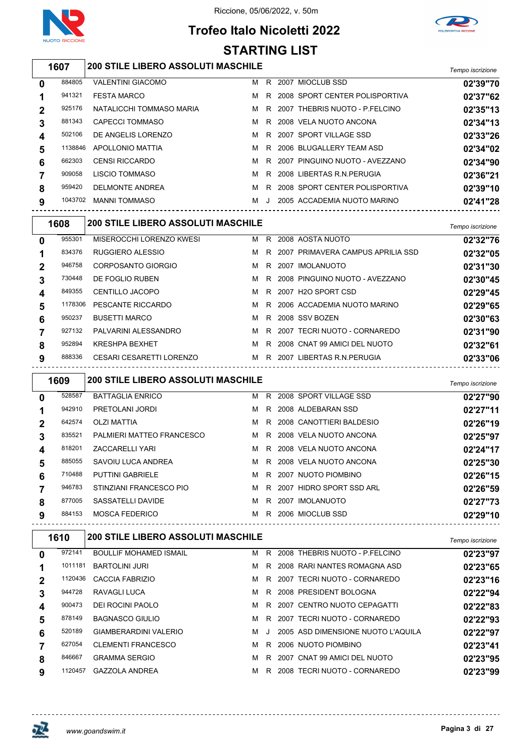Riccione, 05/06/2022, v. 50m

# Trofeo Italo Nicoletti 2022

## STARTING LIST

### 1607 — 200 STILE LIBERO ASSOLUTI MASCHILE

| Corsia | Matricola | Nome | Sesso | Cat. | Anno | Società | Tempo iscrizione |
|---|---|---|---|---|---|---|---|
| 0 | 884805 | VALENTINI GIACOMO | M | R | 2007 | MIOCLUB SSD | 02'39"70 |
| 1 | 941321 | FESTA MARCO | M | R | 2008 | SPORT CENTER POLISPORTIVA | 02'37"62 |
| 2 | 925176 | NATALICCHI TOMMASO MARIA | M | R | 2007 | THEBRIS NUOTO - P.FELCINO | 02'35"13 |
| 3 | 881343 | CAPECCI TOMMASO | M | R | 2008 | VELA NUOTO ANCONA | 02'34"13 |
| 4 | 502106 | DE ANGELIS LORENZO | M | R | 2007 | SPORT VILLAGE SSD | 02'33"26 |
| 5 | 1138846 | APOLLONIO MATTIA | M | R | 2006 | BLUGALLERY TEAM ASD | 02'34"02 |
| 6 | 662303 | CENSI RICCARDO | M | R | 2007 | PINGUINO NUOTO - AVEZZANO | 02'34"90 |
| 7 | 909058 | LISCIO TOMMASO | M | R | 2008 | LIBERTAS R.N.PERUGIA | 02'36"21 |
| 8 | 959420 | DELMONTE ANDREA | M | R | 2008 | SPORT CENTER POLISPORTIVA | 02'39"10 |
| 9 | 1043702 | MANNI TOMMASO | M | J | 2005 | ACCADEMIA NUOTO MARINO | 02'41"28 |

### 1608 — 200 STILE LIBERO ASSOLUTI MASCHILE

| Corsia | Matricola | Nome | Sesso | Cat. | Anno | Società | Tempo iscrizione |
|---|---|---|---|---|---|---|---|
| 0 | 955301 | MISEROCCHI LORENZO KWESI | M | R | 2008 | AOSTA NUOTO | 02'32"76 |
| 1 | 834376 | RUGGIERO ALESSIO | M | R | 2007 | PRIMAVERA CAMPUS APRILIA SSD | 02'32"05 |
| 2 | 946758 | CORPOSANTO GIORGIO | M | R | 2007 | IMOLANUOTO | 02'31"30 |
| 3 | 730448 | DE FOGLIO RUBEN | M | R | 2008 | PINGUINO NUOTO - AVEZZANO | 02'30"45 |
| 4 | 849355 | CENTILLO JACOPO | M | R | 2007 | H2O SPORT CSD | 02'29"45 |
| 5 | 1178306 | PESCANTE RICCARDO | M | R | 2006 | ACCADEMIA NUOTO MARINO | 02'29"65 |
| 6 | 950237 | BUSETTI MARCO | M | R | 2008 | SSV BOZEN | 02'30"63 |
| 7 | 927132 | PALVARINI ALESSANDRO | M | R | 2007 | TECRI NUOTO - CORNAREDO | 02'31"90 |
| 8 | 952894 | KRESHPA BEXHET | M | R | 2008 | CNAT 99 AMICI DEL NUOTO | 02'32"61 |
| 9 | 888336 | CESARI CESARETTI LORENZO | M | R | 2007 | LIBERTAS R.N.PERUGIA | 02'33"06 |

### 1609 — 200 STILE LIBERO ASSOLUTI MASCHILE

| Corsia | Matricola | Nome | Sesso | Cat. | Anno | Società | Tempo iscrizione |
|---|---|---|---|---|---|---|---|
| 0 | 528587 | BATTAGLIA ENRICO | M | R | 2008 | SPORT VILLAGE SSD | 02'27"90 |
| 1 | 942910 | PRETOLANI JORDI | M | R | 2008 | ALDEBARAN SSD | 02'27"11 |
| 2 | 642574 | OLZI MATTIA | M | R | 2008 | CANOTTIERI BALDESIO | 02'26"19 |
| 3 | 835521 | PALMIERI MATTEO FRANCESCO | M | R | 2008 | VELA NUOTO ANCONA | 02'25"97 |
| 4 | 818201 | ZACCARELLI YARI | M | R | 2008 | VELA NUOTO ANCONA | 02'24"17 |
| 5 | 885055 | SAVOIU LUCA ANDREA | M | R | 2008 | VELA NUOTO ANCONA | 02'25"30 |
| 6 | 710488 | PUTTINI GABRIELE | M | R | 2007 | NUOTO PIOMBINO | 02'26"15 |
| 7 | 946783 | STINZIANI FRANCESCO PIO | M | R | 2007 | HIDRO SPORT SSD ARL | 02'26"59 |
| 8 | 877005 | SASSATELLI DAVIDE | M | R | 2007 | IMOLANUOTO | 02'27"73 |
| 9 | 884153 | MOSCA FEDERICO | M | R | 2006 | MIOCLUB SSD | 02'29"10 |

### 1610 — 200 STILE LIBERO ASSOLUTI MASCHILE

| Corsia | Matricola | Nome | Sesso | Cat. | Anno | Società | Tempo iscrizione |
|---|---|---|---|---|---|---|---|
| 0 | 972141 | BOULLIF MOHAMED ISMAIL | M | R | 2008 | THEBRIS NUOTO - P.FELCINO | 02'23"97 |
| 1 | 1011181 | BARTOLINI JURI | M | R | 2008 | RARI NANTES ROMAGNA ASD | 02'23"65 |
| 2 | 1120436 | CACCIA FABRIZIO | M | R | 2007 | TECRI NUOTO - CORNAREDO | 02'23"16 |
| 3 | 944728 | RAVAGLI LUCA | M | R | 2008 | PRESIDENT BOLOGNA | 02'22"94 |
| 4 | 900473 | DEI ROCINI PAOLO | M | R | 2007 | CENTRO NUOTO CEPAGATTI | 02'22"83 |
| 5 | 878149 | BAGNASCO GIULIO | M | R | 2007 | TECRI NUOTO - CORNAREDO | 02'22"93 |
| 6 | 520189 | GIAMBERARDINI VALERIO | M | J | 2005 | ASD DIMENSIONE NUOTO L'AQUILA | 02'22"97 |
| 7 | 627054 | CLEMENTI FRANCESCO | M | R | 2006 | NUOTO PIOMBINO | 02'23"41 |
| 8 | 846667 | GRAMMA SERGIO | M | R | 2007 | CNAT 99 AMICI DEL NUOTO | 02'23"95 |
| 9 | 1120457 | GAZZOLA ANDREA | M | R | 2008 | TECRI NUOTO - CORNAREDO | 02'23"99 |

www.goandswim.it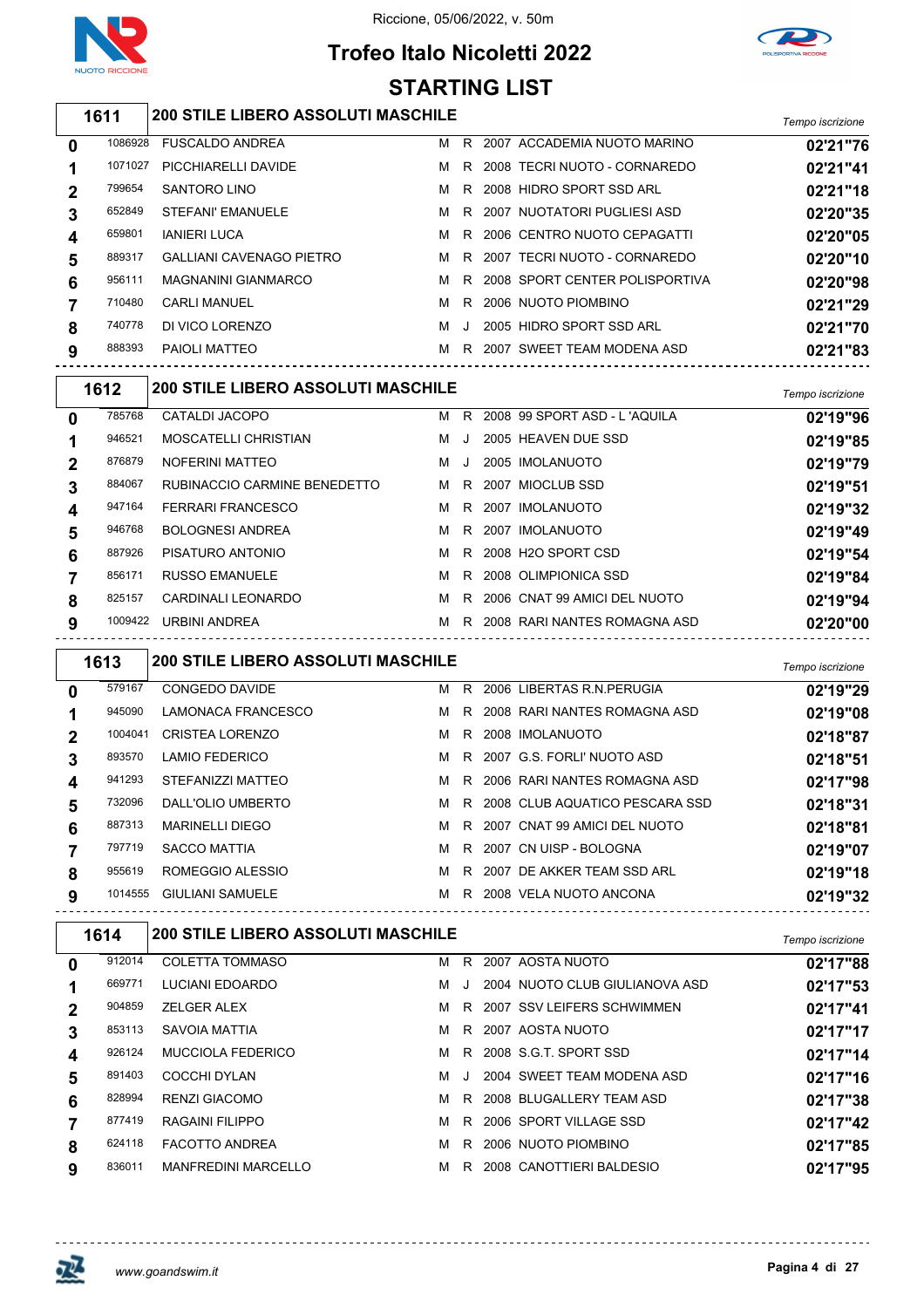Riccione, 05/06/2022, v. 50m

# Trofeo Italo Nicoletti 2022

## STARTING LIST

### 1611 — 200 STILE LIBERO ASSOLUTI MASCHILE

| Corsia | Matricola | Nome | Sesso | Cat. | Anno | Società | Tempo iscrizione |
|---|---|---|---|---|---|---|---|
| 0 | 1086928 | FUSCALDO ANDREA | M | R | 2007 | ACCADEMIA NUOTO MARINO | 02'21"76 |
| 1 | 1071027 | PICCHIARELLI DAVIDE | M | R | 2008 | TECRI NUOTO - CORNAREDO | 02'21"41 |
| 2 | 799654 | SANTORO LINO | M | R | 2008 | HIDRO SPORT SSD ARL | 02'21"18 |
| 3 | 652849 | STEFANI' EMANUELE | M | R | 2007 | NUOTATORI PUGLIESI ASD | 02'20"35 |
| 4 | 659801 | IANIERI LUCA | M | R | 2006 | CENTRO NUOTO CEPAGATTI | 02'20"05 |
| 5 | 889317 | GALLIANI CAVENAGO PIETRO | M | R | 2007 | TECRI NUOTO - CORNAREDO | 02'20"10 |
| 6 | 956111 | MAGNANINI GIANMARCO | M | R | 2008 | SPORT CENTER POLISPORTIVA | 02'20"98 |
| 7 | 710480 | CARLI MANUEL | M | R | 2006 | NUOTO PIOMBINO | 02'21"29 |
| 8 | 740778 | DI VICO LORENZO | M | J | 2005 | HIDRO SPORT SSD ARL | 02'21"70 |
| 9 | 888393 | PAIOLI MATTEO | M | R | 2007 | SWEET TEAM MODENA ASD | 02'21"83 |

### 1612 — 200 STILE LIBERO ASSOLUTI MASCHILE

| Corsia | Matricola | Nome | Sesso | Cat. | Anno | Società | Tempo iscrizione |
|---|---|---|---|---|---|---|---|
| 0 | 785768 | CATALDI JACOPO | M | R | 2008 | 99 SPORT ASD - L 'AQUILA | 02'19"96 |
| 1 | 946521 | MOSCATELLI CHRISTIAN | M | J | 2005 | HEAVEN DUE SSD | 02'19"85 |
| 2 | 876879 | NOFERINI MATTEO | M | J | 2005 | IMOLANUOTO | 02'19"79 |
| 3 | 884067 | RUBINACCIO CARMINE BENEDETTO | M | R | 2007 | MIOCLUB SSD | 02'19"51 |
| 4 | 947164 | FERRARI FRANCESCO | M | R | 2007 | IMOLANUOTO | 02'19"32 |
| 5 | 946768 | BOLOGNESI ANDREA | M | R | 2007 | IMOLANUOTO | 02'19"49 |
| 6 | 887926 | PISATURO ANTONIO | M | R | 2008 | H2O SPORT CSD | 02'19"54 |
| 7 | 856171 | RUSSO EMANUELE | M | R | 2008 | OLIMPIONICA SSD | 02'19"84 |
| 8 | 825157 | CARDINALI LEONARDO | M | R | 2006 | CNAT 99 AMICI DEL NUOTO | 02'19"94 |
| 9 | 1009422 | URBINI ANDREA | M | R | 2008 | RARI NANTES ROMAGNA ASD | 02'20"00 |

### 1613 — 200 STILE LIBERO ASSOLUTI MASCHILE

| Corsia | Matricola | Nome | Sesso | Cat. | Anno | Società | Tempo iscrizione |
|---|---|---|---|---|---|---|---|
| 0 | 579167 | CONGEDO DAVIDE | M | R | 2006 | LIBERTAS R.N.PERUGIA | 02'19"29 |
| 1 | 945090 | LAMONACA FRANCESCO | M | R | 2008 | RARI NANTES ROMAGNA ASD | 02'19"08 |
| 2 | 1004041 | CRISTEA LORENZO | M | R | 2008 | IMOLANUOTO | 02'18"87 |
| 3 | 893570 | LAMIO FEDERICO | M | R | 2007 | G.S. FORLI' NUOTO ASD | 02'18"51 |
| 4 | 941293 | STEFANIZZI MATTEO | M | R | 2006 | RARI NANTES ROMAGNA ASD | 02'17"98 |
| 5 | 732096 | DALL'OLIO UMBERTO | M | R | 2008 | CLUB AQUATICO PESCARA SSD | 02'18"31 |
| 6 | 887313 | MARINELLI DIEGO | M | R | 2007 | CNAT 99 AMICI DEL NUOTO | 02'18"81 |
| 7 | 797719 | SACCO MATTIA | M | R | 2007 | CN UISP - BOLOGNA | 02'19"07 |
| 8 | 955619 | ROMEGGIO ALESSIO | M | R | 2007 | DE AKKER TEAM SSD ARL | 02'19"18 |
| 9 | 1014555 | GIULIANI SAMUELE | M | R | 2008 | VELA NUOTO ANCONA | 02'19"32 |

### 1614 — 200 STILE LIBERO ASSOLUTI MASCHILE

| Corsia | Matricola | Nome | Sesso | Cat. | Anno | Società | Tempo iscrizione |
|---|---|---|---|---|---|---|---|
| 0 | 912014 | COLETTA TOMMASO | M | R | 2007 | AOSTA NUOTO | 02'17"88 |
| 1 | 669771 | LUCIANI EDOARDO | M | J | 2004 | NUOTO CLUB GIULIANOVA ASD | 02'17"53 |
| 2 | 904859 | ZELGER ALEX | M | R | 2007 | SSV LEIFERS SCHWIMMEN | 02'17"41 |
| 3 | 853113 | SAVOIA MATTIA | M | R | 2007 | AOSTA NUOTO | 02'17"17 |
| 4 | 926124 | MUCCIOLA FEDERICO | M | R | 2008 | S.G.T. SPORT SSD | 02'17"14 |
| 5 | 891403 | COCCHI DYLAN | M | J | 2004 | SWEET TEAM MODENA ASD | 02'17"16 |
| 6 | 828994 | RENZI GIACOMO | M | R | 2008 | BLUGALLERY TEAM ASD | 02'17"38 |
| 7 | 877419 | RAGAINI FILIPPO | M | R | 2006 | SPORT VILLAGE SSD | 02'17"42 |
| 8 | 624118 | FACOTTO ANDREA | M | R | 2006 | NUOTO PIOMBINO | 02'17"85 |
| 9 | 836011 | MANFREDINI MARCELLO | M | R | 2008 | CANOTTIERI BALDESIO | 02'17"95 |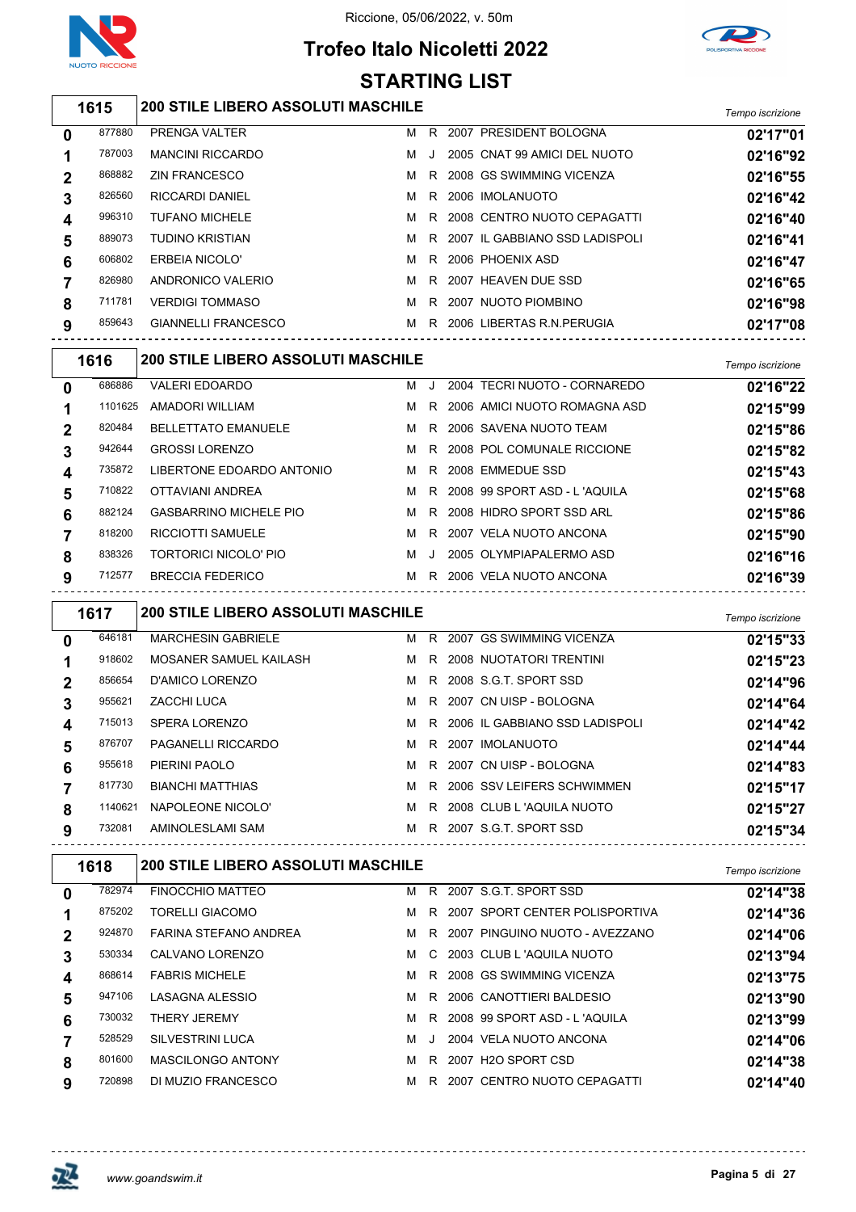# Trofeo Italo Nicoletti 2022

Riccione, 05/06/2022, v. 50m

## STARTING LIST

### 1615 — 200 STILE LIBERO ASSOLUTI MASCHILE

| Corsia | Tessera | Atleta | Sesso | Cat. | Anno | Società | Tempo iscrizione |
|---|---|---|---|---|---|---|---|
| 0 | 877880 | PRENGA VALTER | M | R | 2007 | PRESIDENT BOLOGNA | 02'17"01 |
| 1 | 787003 | MANCINI RICCARDO | M | J | 2005 | CNAT 99 AMICI DEL NUOTO | 02'16"92 |
| 2 | 868882 | ZIN FRANCESCO | M | R | 2008 | GS SWIMMING VICENZA | 02'16"55 |
| 3 | 826560 | RICCARDI DANIEL | M | R | 2006 | IMOLANUOTO | 02'16"42 |
| 4 | 996310 | TUFANO MICHELE | M | R | 2008 | CENTRO NUOTO CEPAGATTI | 02'16"40 |
| 5 | 889073 | TUDINO KRISTIAN | M | R | 2007 | IL GABBIANO SSD LADISPOLI | 02'16"41 |
| 6 | 606802 | ERBEIA NICOLO' | M | R | 2006 | PHOENIX ASD | 02'16"47 |
| 7 | 826980 | ANDRONICO VALERIO | M | R | 2007 | HEAVEN DUE SSD | 02'16"65 |
| 8 | 711781 | VERDIGI TOMMASO | M | R | 2007 | NUOTO PIOMBINO | 02'16"98 |
| 9 | 859643 | GIANNELLI FRANCESCO | M | R | 2006 | LIBERTAS R.N.PERUGIA | 02'17"08 |

### 1616 — 200 STILE LIBERO ASSOLUTI MASCHILE

| Corsia | Tessera | Atleta | Sesso | Cat. | Anno | Società | Tempo iscrizione |
|---|---|---|---|---|---|---|---|
| 0 | 686886 | VALERI EDOARDO | M | J | 2004 | TECRI NUOTO - CORNAREDO | 02'16"22 |
| 1 | 1101625 | AMADORI WILLIAM | M | R | 2006 | AMICI NUOTO ROMAGNA ASD | 02'15"99 |
| 2 | 820484 | BELLETTATO EMANUELE | M | R | 2006 | SAVENA NUOTO TEAM | 02'15"86 |
| 3 | 942644 | GROSSI LORENZO | M | R | 2008 | POL COMUNALE RICCIONE | 02'15"82 |
| 4 | 735872 | LIBERTONE EDOARDO ANTONIO | M | R | 2008 | EMMEDUE SSD | 02'15"43 |
| 5 | 710822 | OTTAVIANI ANDREA | M | R | 2008 | 99 SPORT ASD - L 'AQUILA | 02'15"68 |
| 6 | 882124 | GASBARRINO MICHELE PIO | M | R | 2008 | HIDRO SPORT SSD ARL | 02'15"86 |
| 7 | 818200 | RICCIOTTI SAMUELE | M | R | 2007 | VELA NUOTO ANCONA | 02'15"90 |
| 8 | 838326 | TORTORICI NICOLO' PIO | M | J | 2005 | OLYMPIAPALERMO ASD | 02'16"16 |
| 9 | 712577 | BRECCIA FEDERICO | M | R | 2006 | VELA NUOTO ANCONA | 02'16"39 |

### 1617 — 200 STILE LIBERO ASSOLUTI MASCHILE

| Corsia | Tessera | Atleta | Sesso | Cat. | Anno | Società | Tempo iscrizione |
|---|---|---|---|---|---|---|---|
| 0 | 646181 | MARCHESIN GABRIELE | M | R | 2007 | GS SWIMMING VICENZA | 02'15"33 |
| 1 | 918602 | MOSANER SAMUEL KAILASH | M | R | 2008 | NUOTATORI TRENTINI | 02'15"23 |
| 2 | 856654 | D'AMICO LORENZO | M | R | 2008 | S.G.T. SPORT SSD | 02'14"96 |
| 3 | 955621 | ZACCHI LUCA | M | R | 2007 | CN UISP - BOLOGNA | 02'14"64 |
| 4 | 715013 | SPERA LORENZO | M | R | 2006 | IL GABBIANO SSD LADISPOLI | 02'14"42 |
| 5 | 876707 | PAGANELLI RICCARDO | M | R | 2007 | IMOLANUOTO | 02'14"44 |
| 6 | 955618 | PIERINI PAOLO | M | R | 2007 | CN UISP - BOLOGNA | 02'14"83 |
| 7 | 817730 | BIANCHI MATTHIAS | M | R | 2006 | SSV LEIFERS SCHWIMMEN | 02'15"17 |
| 8 | 1140621 | NAPOLEONE NICOLO' | M | R | 2008 | CLUB L 'AQUILA NUOTO | 02'15"27 |
| 9 | 732081 | AMINOLESLAMI SAM | M | R | 2007 | S.G.T. SPORT SSD | 02'15"34 |

### 1618 — 200 STILE LIBERO ASSOLUTI MASCHILE

| Corsia | Tessera | Atleta | Sesso | Cat. | Anno | Società | Tempo iscrizione |
|---|---|---|---|---|---|---|---|
| 0 | 782974 | FINOCCHIO MATTEO | M | R | 2007 | S.G.T. SPORT SSD | 02'14"38 |
| 1 | 875202 | TORELLI GIACOMO | M | R | 2007 | SPORT CENTER POLISPORTIVA | 02'14"36 |
| 2 | 924870 | FARINA STEFANO ANDREA | M | R | 2007 | PINGUINO NUOTO - AVEZZANO | 02'14"06 |
| 3 | 530334 | CALVANO LORENZO | M | C | 2003 | CLUB L 'AQUILA NUOTO | 02'13"94 |
| 4 | 868614 | FABRIS MICHELE | M | R | 2008 | GS SWIMMING VICENZA | 02'13"75 |
| 5 | 947106 | LASAGNA ALESSIO | M | R | 2006 | CANOTTIERI BALDESIO | 02'13"90 |
| 6 | 730032 | THERY JEREMY | M | R | 2008 | 99 SPORT ASD - L 'AQUILA | 02'13"99 |
| 7 | 528529 | SILVESTRINI LUCA | M | J | 2004 | VELA NUOTO ANCONA | 02'14"06 |
| 8 | 801600 | MASCILONGO ANTONY | M | R | 2007 | H2O SPORT CSD | 02'14"38 |
| 9 | 720898 | DI MUZIO FRANCESCO | M | R | 2007 | CENTRO NUOTO CEPAGATTI | 02'14"40 |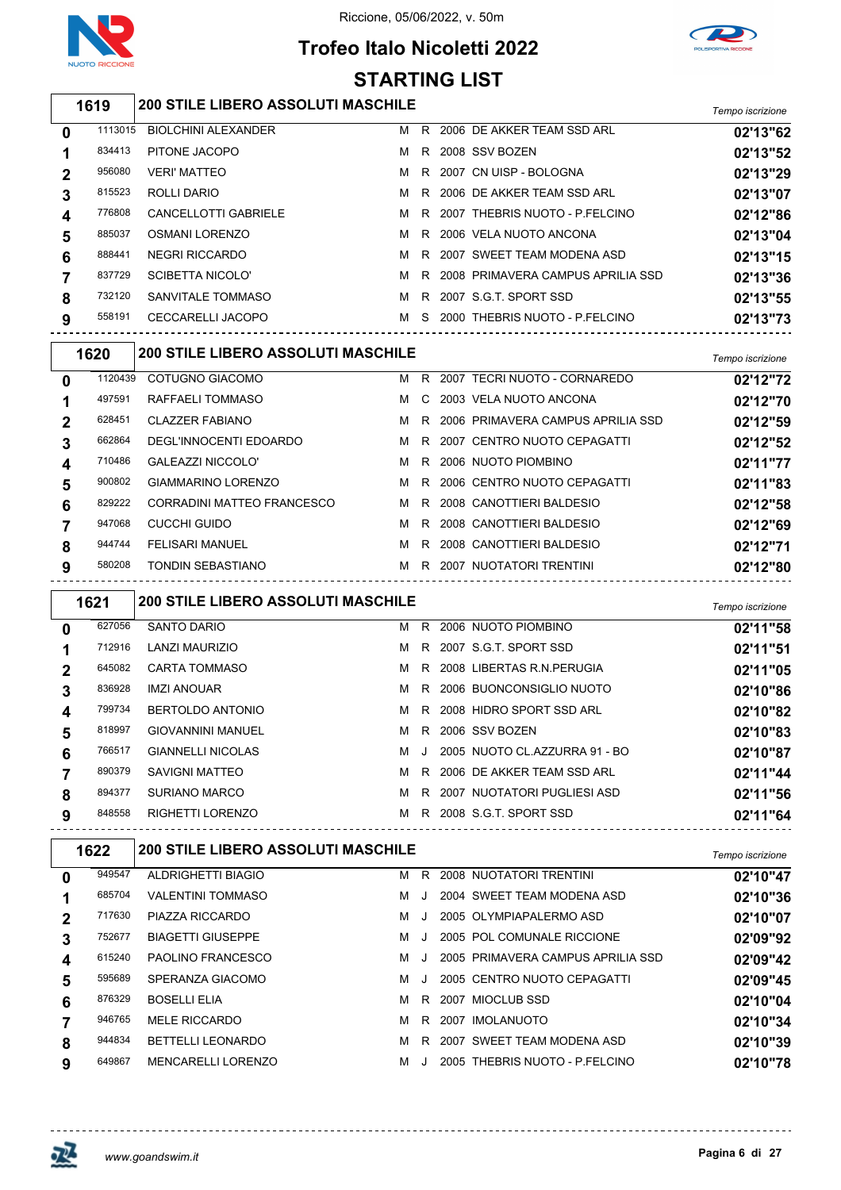Riccione, 05/06/2022, v. 50m

# Trofeo Italo Nicoletti 2022

## STARTING LIST

### 1619 — 200 STILE LIBERO ASSOLUTI MASCHILE

| Corsia | Tessera | Atleta | Sesso | Cat. | Anno | Società | Tempo iscrizione |
|---|---|---|---|---|---|---|---|
| 0 | 1113015 | BIOLCHINI ALEXANDER | M | R | 2006 | DE AKKER TEAM SSD ARL | 02'13"62 |
| 1 | 834413 | PITONE JACOPO | M | R | 2008 | SSV BOZEN | 02'13"52 |
| 2 | 956080 | VERI' MATTEO | M | R | 2007 | CN UISP - BOLOGNA | 02'13"29 |
| 3 | 815523 | ROLLI DARIO | M | R | 2006 | DE AKKER TEAM SSD ARL | 02'13"07 |
| 4 | 776808 | CANCELLOTTI GABRIELE | M | R | 2007 | THEBRIS NUOTO - P.FELCINO | 02'12"86 |
| 5 | 885037 | OSMANI LORENZO | M | R | 2006 | VELA NUOTO ANCONA | 02'13"04 |
| 6 | 888441 | NEGRI RICCARDO | M | R | 2007 | SWEET TEAM MODENA ASD | 02'13"15 |
| 7 | 837729 | SCIBETTA NICOLO' | M | R | 2008 | PRIMAVERA CAMPUS APRILIA SSD | 02'13"36 |
| 8 | 732120 | SANVITALE TOMMASO | M | R | 2007 | S.G.T. SPORT SSD | 02'13"55 |
| 9 | 558191 | CECCARELLI JACOPO | M | S | 2000 | THEBRIS NUOTO - P.FELCINO | 02'13"73 |

### 1620 — 200 STILE LIBERO ASSOLUTI MASCHILE

| Corsia | Tessera | Atleta | Sesso | Cat. | Anno | Società | Tempo iscrizione |
|---|---|---|---|---|---|---|---|
| 0 | 1120439 | COTUGNO GIACOMO | M | R | 2007 | TECRI NUOTO - CORNAREDO | 02'12"72 |
| 1 | 497591 | RAFFAELI TOMMASO | M | C | 2003 | VELA NUOTO ANCONA | 02'12"70 |
| 2 | 628451 | CLAZZER FABIANO | M | R | 2006 | PRIMAVERA CAMPUS APRILIA SSD | 02'12"59 |
| 3 | 662864 | DEGL'INNOCENTI EDOARDO | M | R | 2007 | CENTRO NUOTO CEPAGATTI | 02'12"52 |
| 4 | 710486 | GALEAZZI NICCOLO' | M | R | 2006 | NUOTO PIOMBINO | 02'11"77 |
| 5 | 900802 | GIAMMARINO LORENZO | M | R | 2006 | CENTRO NUOTO CEPAGATTI | 02'11"83 |
| 6 | 829222 | CORRADINI MATTEO FRANCESCO | M | R | 2008 | CANOTTIERI BALDESIO | 02'12"58 |
| 7 | 947068 | CUCCHI GUIDO | M | R | 2008 | CANOTTIERI BALDESIO | 02'12"69 |
| 8 | 944744 | FELISARI MANUEL | M | R | 2008 | CANOTTIERI BALDESIO | 02'12"71 |
| 9 | 580208 | TONDIN SEBASTIANO | M | R | 2007 | NUOTATORI TRENTINI | 02'12"80 |

### 1621 — 200 STILE LIBERO ASSOLUTI MASCHILE

| Corsia | Tessera | Atleta | Sesso | Cat. | Anno | Società | Tempo iscrizione |
|---|---|---|---|---|---|---|---|
| 0 | 627056 | SANTO DARIO | M | R | 2006 | NUOTO PIOMBINO | 02'11"58 |
| 1 | 712916 | LANZI MAURIZIO | M | R | 2007 | S.G.T. SPORT SSD | 02'11"51 |
| 2 | 645082 | CARTA TOMMASO | M | R | 2008 | LIBERTAS R.N.PERUGIA | 02'11"05 |
| 3 | 836928 | IMZI ANOUAR | M | R | 2006 | BUONCONSIGLIO NUOTO | 02'10"86 |
| 4 | 799734 | BERTOLDO ANTONIO | M | R | 2008 | HIDRO SPORT SSD ARL | 02'10"82 |
| 5 | 818997 | GIOVANNINI MANUEL | M | R | 2006 | SSV BOZEN | 02'10"83 |
| 6 | 766517 | GIANNELLI NICOLAS | M | J | 2005 | NUOTO CL.AZZURRA 91 - BO | 02'10"87 |
| 7 | 890379 | SAVIGNI MATTEO | M | R | 2006 | DE AKKER TEAM SSD ARL | 02'11"44 |
| 8 | 894377 | SURIANO MARCO | M | R | 2007 | NUOTATORI PUGLIESI ASD | 02'11"56 |
| 9 | 848558 | RIGHETTI LORENZO | M | R | 2008 | S.G.T. SPORT SSD | 02'11"64 |

### 1622 — 200 STILE LIBERO ASSOLUTI MASCHILE

| Corsia | Tessera | Atleta | Sesso | Cat. | Anno | Società | Tempo iscrizione |
|---|---|---|---|---|---|---|---|
| 0 | 949547 | ALDRIGHETTI BIAGIO | M | R | 2008 | NUOTATORI TRENTINI | 02'10"47 |
| 1 | 685704 | VALENTINI TOMMASO | M | J | 2004 | SWEET TEAM MODENA ASD | 02'10"36 |
| 2 | 717630 | PIAZZA RICCARDO | M | J | 2005 | OLYMPIAPALERMO ASD | 02'10"07 |
| 3 | 752677 | BIAGETTI GIUSEPPE | M | J | 2005 | POL COMUNALE RICCIONE | 02'09"92 |
| 4 | 615240 | PAOLINO FRANCESCO | M | J | 2005 | PRIMAVERA CAMPUS APRILIA SSD | 02'09"42 |
| 5 | 595689 | SPERANZA GIACOMO | M | J | 2005 | CENTRO NUOTO CEPAGATTI | 02'09"45 |
| 6 | 876329 | BOSELLI ELIA | M | R | 2007 | MIOCLUB SSD | 02'10"04 |
| 7 | 946765 | MELE RICCARDO | M | R | 2007 | IMOLANUOTO | 02'10"34 |
| 8 | 944834 | BETTELLI LEONARDO | M | R | 2007 | SWEET TEAM MODENA ASD | 02'10"39 |
| 9 | 649867 | MENCARELLI LORENZO | M | J | 2005 | THEBRIS NUOTO - P.FELCINO | 02'10"78 |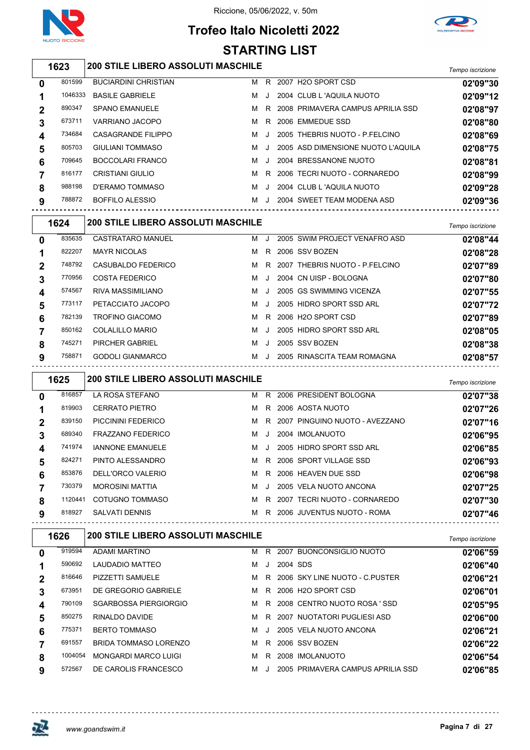Riccione, 05/06/2022, v. 50m

# Trofeo Italo Nicoletti 2022

## STARTING LIST

### 1623 — 200 STILE LIBERO ASSOLUTI MASCHILE

| Corsia | Tessera | Nome | Sesso | Cat. | Anno | Società | Tempo iscrizione |
|---|---|---|---|---|---|---|---|
| 0 | 801599 | BUCIARDINI CHRISTIAN | M | R | 2007 | H2O SPORT CSD | 02'09"30 |
| 1 | 1046333 | BASILE GABRIELE | M | J | 2004 | CLUB L 'AQUILA NUOTO | 02'09"12 |
| 2 | 890347 | SPANO EMANUELE | M | R | 2008 | PRIMAVERA CAMPUS APRILIA SSD | 02'08"97 |
| 3 | 673711 | VARRIANO JACOPO | M | R | 2006 | EMMEDUE SSD | 02'08"80 |
| 4 | 734684 | CASAGRANDE FILIPPO | M | J | 2005 | THEBRIS NUOTO - P.FELCINO | 02'08"69 |
| 5 | 805703 | GIULIANI TOMMASO | M | J | 2005 | ASD DIMENSIONE NUOTO L'AQUILA | 02'08"75 |
| 6 | 709645 | BOCCOLARI FRANCO | M | J | 2004 | BRESSANONE NUOTO | 02'08"81 |
| 7 | 816177 | CRISTIANI GIULIO | M | R | 2006 | TECRI NUOTO - CORNAREDO | 02'08"99 |
| 8 | 988198 | D'ERAMO TOMMASO | M | J | 2004 | CLUB L 'AQUILA NUOTO | 02'09"28 |
| 9 | 788872 | BOFFILO ALESSIO | M | J | 2004 | SWEET TEAM MODENA ASD | 02'09"36 |

### 1624 — 200 STILE LIBERO ASSOLUTI MASCHILE

| Corsia | Tessera | Nome | Sesso | Cat. | Anno | Società | Tempo iscrizione |
|---|---|---|---|---|---|---|---|
| 0 | 835635 | CASTRATARO MANUEL | M | J | 2005 | SWIM PROJECT VENAFRO ASD | 02'08"44 |
| 1 | 822207 | MAYR NICOLAS | M | R | 2006 | SSV BOZEN | 02'08"28 |
| 2 | 748792 | CASUBALDO FEDERICO | M | R | 2007 | THEBRIS NUOTO - P.FELCINO | 02'07"89 |
| 3 | 770956 | COSTA FEDERICO | M | J | 2004 | CN UISP - BOLOGNA | 02'07"80 |
| 4 | 574567 | RIVA MASSIMILIANO | M | J | 2005 | GS SWIMMING VICENZA | 02'07"55 |
| 5 | 773117 | PETACCIATO JACOPO | M | J | 2005 | HIDRO SPORT SSD ARL | 02'07"72 |
| 6 | 782139 | TROFINO GIACOMO | M | R | 2006 | H2O SPORT CSD | 02'07"89 |
| 7 | 850162 | COLALILLO MARIO | M | J | 2005 | HIDRO SPORT SSD ARL | 02'08"05 |
| 8 | 745271 | PIRCHER GABRIEL | M | J | 2005 | SSV BOZEN | 02'08"38 |
| 9 | 758871 | GODOLI GIANMARCO | M | J | 2005 | RINASCITA TEAM ROMAGNA | 02'08"57 |

### 1625 — 200 STILE LIBERO ASSOLUTI MASCHILE

| Corsia | Tessera | Nome | Sesso | Cat. | Anno | Società | Tempo iscrizione |
|---|---|---|---|---|---|---|---|
| 0 | 816857 | LA ROSA STEFANO | M | R | 2006 | PRESIDENT BOLOGNA | 02'07"38 |
| 1 | 819903 | CERRATO PIETRO | M | R | 2006 | AOSTA NUOTO | 02'07"26 |
| 2 | 839150 | PICCININI FEDERICO | M | R | 2007 | PINGUINO NUOTO - AVEZZANO | 02'07"16 |
| 3 | 689340 | FRAZZANO FEDERICO | M | J | 2004 | IMOLANUOTO | 02'06"95 |
| 4 | 741974 | IANNONE EMANUELE | M | J | 2005 | HIDRO SPORT SSD ARL | 02'06"85 |
| 5 | 824271 | PINTO ALESSANDRO | M | R | 2006 | SPORT VILLAGE SSD | 02'06"93 |
| 6 | 853876 | DELL'ORCO VALERIO | M | R | 2006 | HEAVEN DUE SSD | 02'06"98 |
| 7 | 730379 | MOROSINI MATTIA | M | J | 2005 | VELA NUOTO ANCONA | 02'07"25 |
| 8 | 1120441 | COTUGNO TOMMASO | M | R | 2007 | TECRI NUOTO - CORNAREDO | 02'07"30 |
| 9 | 818927 | SALVATI DENNIS | M | R | 2006 | JUVENTUS NUOTO - ROMA | 02'07"46 |

### 1626 — 200 STILE LIBERO ASSOLUTI MASCHILE

| Corsia | Tessera | Nome | Sesso | Cat. | Anno | Società | Tempo iscrizione |
|---|---|---|---|---|---|---|---|
| 0 | 919594 | ADAMI MARTINO | M | R | 2007 | BUONCONSIGLIO NUOTO | 02'06"59 |
| 1 | 590692 | LAUDADIO MATTEO | M | J | 2004 | SDS | 02'06"40 |
| 2 | 816646 | PIZZETTI SAMUELE | M | R | 2006 | SKY LINE NUOTO - C.PUSTER | 02'06"21 |
| 3 | 673951 | DE GREGORIO GABRIELE | M | R | 2006 | H2O SPORT CSD | 02'06"01 |
| 4 | 790109 | SGARBOSSA PIERGIORGIO | M | R | 2008 | CENTRO NUOTO ROSA ' SSD | 02'05"95 |
| 5 | 850275 | RINALDO DAVIDE | M | R | 2007 | NUOTATORI PUGLIESI ASD | 02'06"00 |
| 6 | 775371 | BERTO TOMMASO | M | J | 2005 | VELA NUOTO ANCONA | 02'06"21 |
| 7 | 691557 | BRIDA TOMMASO LORENZO | M | R | 2006 | SSV BOZEN | 02'06"22 |
| 8 | 1004054 | MONGARDI MARCO LUIGI | M | R | 2008 | IMOLANUOTO | 02'06"54 |
| 9 | 572567 | DE CAROLIS FRANCESCO | M | J | 2005 | PRIMAVERA CAMPUS APRILIA SSD | 02'06"85 |

www.goandswim.it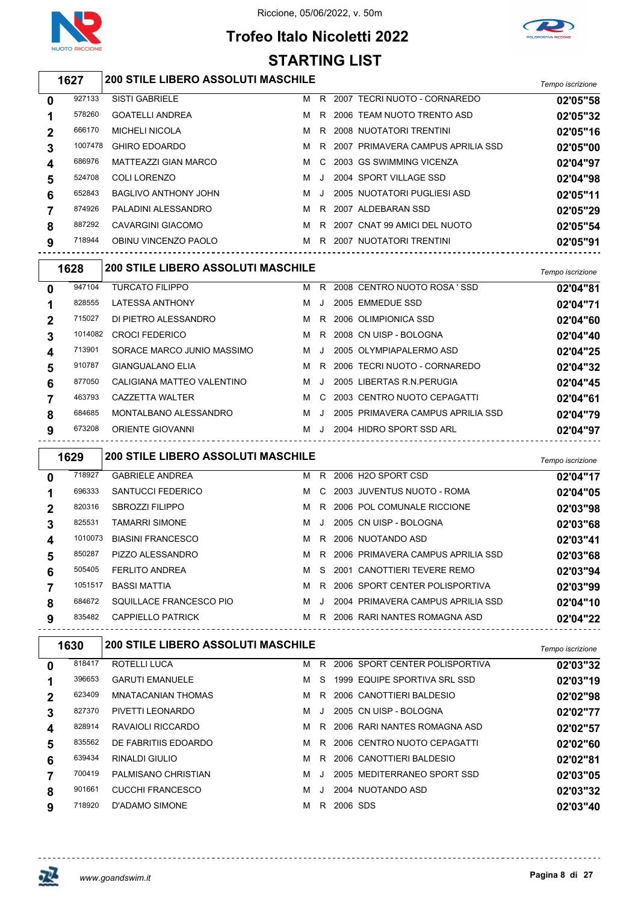# Trofeo Italo Nicoletti 2022

Riccione, 05/06/2022, v. 50m

## STARTING LIST

### 1627 — 200 STILE LIBERO ASSOLUTI MASCHILE

| Corsia | Tessera | Nome | Sesso | Cat. | Anno | Società | Tempo iscrizione |
|---|---|---|---|---|---|---|---|
| 0 | 927133 | SISTI GABRIELE | M | R | 2007 | TECRI NUOTO - CORNAREDO | 02'05"58 |
| 1 | 578260 | GOATELLI ANDREA | M | R | 2006 | TEAM NUOTO TRENTO ASD | 02'05"32 |
| 2 | 666170 | MICHELI NICOLA | M | R | 2008 | NUOTATORI TRENTINI | 02'05"16 |
| 3 | 1007478 | GHIRO EDOARDO | M | R | 2007 | PRIMAVERA CAMPUS APRILIA SSD | 02'05"00 |
| 4 | 686976 | MATTEAZZI GIAN MARCO | M | C | 2003 | GS SWIMMING VICENZA | 02'04"97 |
| 5 | 524708 | COLI LORENZO | M | J | 2004 | SPORT VILLAGE SSD | 02'04"98 |
| 6 | 652843 | BAGLIVO ANTHONY JOHN | M | J | 2005 | NUOTATORI PUGLIESI ASD | 02'05"11 |
| 7 | 874926 | PALADINI ALESSANDRO | M | R | 2007 | ALDEBARAN SSD | 02'05"29 |
| 8 | 887292 | CAVARGINI GIACOMO | M | R | 2007 | CNAT 99 AMICI DEL NUOTO | 02'05"54 |
| 9 | 718944 | OBINU VINCENZO PAOLO | M | R | 2007 | NUOTATORI TRENTINI | 02'05"91 |

### 1628 — 200 STILE LIBERO ASSOLUTI MASCHILE

| Corsia | Tessera | Nome | Sesso | Cat. | Anno | Società | Tempo iscrizione |
|---|---|---|---|---|---|---|---|
| 0 | 947104 | TURCATO FILIPPO | M | R | 2008 | CENTRO NUOTO ROSA ' SSD | 02'04"81 |
| 1 | 828555 | LATESSA ANTHONY | M | J | 2005 | EMMEDUE SSD | 02'04"71 |
| 2 | 715027 | DI PIETRO ALESSANDRO | M | R | 2006 | OLIMPIONICA SSD | 02'04"60 |
| 3 | 1014082 | CROCI FEDERICO | M | R | 2008 | CN UISP - BOLOGNA | 02'04"40 |
| 4 | 713901 | SORACE MARCO JUNIO MASSIMO | M | J | 2005 | OLYMPIAPALERMO ASD | 02'04"25 |
| 5 | 910787 | GIANGUALANO ELIA | M | R | 2006 | TECRI NUOTO - CORNAREDO | 02'04"32 |
| 6 | 877050 | CALIGIANA MATTEO VALENTINO | M | J | 2005 | LIBERTAS R.N.PERUGIA | 02'04"45 |
| 7 | 463793 | CAZZETTA WALTER | M | C | 2003 | CENTRO NUOTO CEPAGATTI | 02'04"61 |
| 8 | 684685 | MONTALBANO ALESSANDRO | M | J | 2005 | PRIMAVERA CAMPUS APRILIA SSD | 02'04"79 |
| 9 | 673208 | ORIENTE GIOVANNI | M | J | 2004 | HIDRO SPORT SSD ARL | 02'04"97 |

### 1629 — 200 STILE LIBERO ASSOLUTI MASCHILE

| Corsia | Tessera | Nome | Sesso | Cat. | Anno | Società | Tempo iscrizione |
|---|---|---|---|---|---|---|---|
| 0 | 718927 | GABRIELE ANDREA | M | R | 2006 | H2O SPORT CSD | 02'04"17 |
| 1 | 696333 | SANTUCCI FEDERICO | M | C | 2003 | JUVENTUS NUOTO - ROMA | 02'04"05 |
| 2 | 820316 | SBROZZI FILIPPO | M | R | 2006 | POL COMUNALE RICCIONE | 02'03"98 |
| 3 | 825531 | TAMARRI SIMONE | M | J | 2005 | CN UISP - BOLOGNA | 02'03"68 |
| 4 | 1010073 | BIASINI FRANCESCO | M | R | 2006 | NUOTANDO ASD | 02'03"41 |
| 5 | 850287 | PIZZO ALESSANDRO | M | R | 2006 | PRIMAVERA CAMPUS APRILIA SSD | 02'03"68 |
| 6 | 505405 | FERLITO ANDREA | M | S | 2001 | CANOTTIERI TEVERE REMO | 02'03"94 |
| 7 | 1051517 | BASSI MATTIA | M | R | 2006 | SPORT CENTER POLISPORTIVA | 02'03"99 |
| 8 | 684672 | SQUILLACE FRANCESCO PIO | M | J | 2004 | PRIMAVERA CAMPUS APRILIA SSD | 02'04"10 |
| 9 | 835482 | CAPPIELLO PATRICK | M | R | 2006 | RARI NANTES ROMAGNA ASD | 02'04"22 |

### 1630 — 200 STILE LIBERO ASSOLUTI MASCHILE

| Corsia | Tessera | Nome | Sesso | Cat. | Anno | Società | Tempo iscrizione |
|---|---|---|---|---|---|---|---|
| 0 | 818417 | ROTELLI LUCA | M | R | 2006 | SPORT CENTER POLISPORTIVA | 02'03"32 |
| 1 | 396653 | GARUTI EMANUELE | M | S | 1999 | EQUIPE SPORTIVA SRL SSD | 02'03"19 |
| 2 | 623409 | MNATACANIAN THOMAS | M | R | 2006 | CANOTTIERI BALDESIO | 02'02"98 |
| 3 | 827370 | PIVETTI LEONARDO | M | J | 2005 | CN UISP - BOLOGNA | 02'02"77 |
| 4 | 828914 | RAVAIOLI RICCARDO | M | R | 2006 | RARI NANTES ROMAGNA ASD | 02'02"57 |
| 5 | 835562 | DE FABRITIIS EDOARDO | M | R | 2006 | CENTRO NUOTO CEPAGATTI | 02'02"60 |
| 6 | 639434 | RINALDI GIULIO | M | R | 2006 | CANOTTIERI BALDESIO | 02'02"81 |
| 7 | 700419 | PALMISANO CHRISTIAN | M | J | 2005 | MEDITERRANEO SPORT SSD | 02'03"05 |
| 8 | 901661 | CUCCHI FRANCESCO | M | J | 2004 | NUOTANDO ASD | 02'03"32 |
| 9 | 718920 | D'ADAMO SIMONE | M | R | 2006 | SDS | 02'03"40 |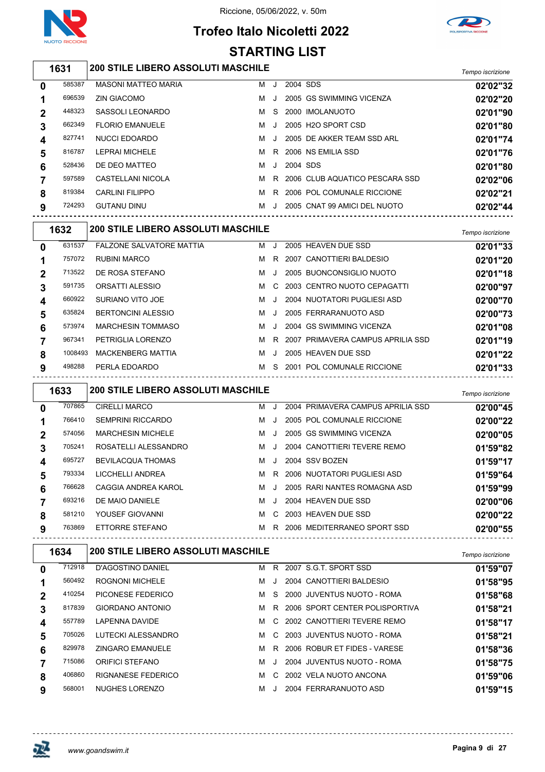# Trofeo Italo Nicoletti 2022

Riccione, 05/06/2022, v. 50m

## STARTING LIST

### 1631 — 200 STILE LIBERO ASSOLUTI MASCHILE

| Corsia | Tessera | Nome | Sesso | Cat. | Anno | Società | Tempo iscrizione |
|---|---|---|---|---|---|---|---|
| 0 | 585387 | MASONI MATTEO MARIA | M | J | 2004 | SDS | 02'02"32 |
| 1 | 696539 | ZIN GIACOMO | M | J | 2005 | GS SWIMMING VICENZA | 02'02"20 |
| 2 | 448323 | SASSOLI LEONARDO | M | S | 2000 | IMOLANUOTO | 02'01"90 |
| 3 | 662349 | FLORIO EMANUELE | M | J | 2005 | H2O SPORT CSD | 02'01"80 |
| 4 | 827741 | NUCCI EDOARDO | M | J | 2005 | DE AKKER TEAM SSD ARL | 02'01"74 |
| 5 | 816787 | LEPRAI MICHELE | M | R | 2006 | NS EMILIA SSD | 02'01"76 |
| 6 | 528436 | DE DEO MATTEO | M | J | 2004 | SDS | 02'01"80 |
| 7 | 597589 | CASTELLANI NICOLA | M | R | 2006 | CLUB AQUATICO PESCARA SSD | 02'02"06 |
| 8 | 819384 | CARLINI FILIPPO | M | R | 2006 | POL COMUNALE RICCIONE | 02'02"21 |
| 9 | 724293 | GUTANU DINU | M | J | 2005 | CNAT 99 AMICI DEL NUOTO | 02'02"44 |

### 1632 — 200 STILE LIBERO ASSOLUTI MASCHILE

| Corsia | Tessera | Nome | Sesso | Cat. | Anno | Società | Tempo iscrizione |
|---|---|---|---|---|---|---|---|
| 0 | 631537 | FALZONE SALVATORE MATTIA | M | J | 2005 | HEAVEN DUE SSD | 02'01"33 |
| 1 | 757072 | RUBINI MARCO | M | R | 2007 | CANOTTIERI BALDESIO | 02'01"20 |
| 2 | 713522 | DE ROSA STEFANO | M | J | 2005 | BUONCONSIGLIO NUOTO | 02'01"18 |
| 3 | 591735 | ORSATTI ALESSIO | M | C | 2003 | CENTRO NUOTO CEPAGATTI | 02'00"97 |
| 4 | 660922 | SURIANO VITO JOE | M | J | 2004 | NUOTATORI PUGLIESI ASD | 02'00"70 |
| 5 | 635824 | BERTONCINI ALESSIO | M | J | 2005 | FERRARANUOTO ASD | 02'00"73 |
| 6 | 573974 | MARCHESIN TOMMASO | M | J | 2004 | GS SWIMMING VICENZA | 02'01"08 |
| 7 | 967341 | PETRIGLIA LORENZO | M | R | 2007 | PRIMAVERA CAMPUS APRILIA SSD | 02'01"19 |
| 8 | 1008493 | MACKENBERG MATTIA | M | J | 2005 | HEAVEN DUE SSD | 02'01"22 |
| 9 | 498288 | PERLA EDOARDO | M | S | 2001 | POL COMUNALE RICCIONE | 02'01"33 |

### 1633 — 200 STILE LIBERO ASSOLUTI MASCHILE

| Corsia | Tessera | Nome | Sesso | Cat. | Anno | Società | Tempo iscrizione |
|---|---|---|---|---|---|---|---|
| 0 | 707865 | CIRELLI MARCO | M | J | 2004 | PRIMAVERA CAMPUS APRILIA SSD | 02'00"45 |
| 1 | 766410 | SEMPRINI RICCARDO | M | J | 2005 | POL COMUNALE RICCIONE | 02'00"22 |
| 2 | 574056 | MARCHESIN MICHELE | M | J | 2005 | GS SWIMMING VICENZA | 02'00"05 |
| 3 | 705241 | ROSATELLI ALESSANDRO | M | J | 2004 | CANOTTIERI TEVERE REMO | 01'59"82 |
| 4 | 695727 | BEVILACQUA THOMAS | M | J | 2004 | SSV BOZEN | 01'59"17 |
| 5 | 793334 | LICCHELLI ANDREA | M | R | 2006 | NUOTATORI PUGLIESI ASD | 01'59"64 |
| 6 | 766628 | CAGGIA ANDREA KAROL | M | J | 2005 | RARI NANTES ROMAGNA ASD | 01'59"99 |
| 7 | 693216 | DE MAIO DANIELE | M | J | 2004 | HEAVEN DUE SSD | 02'00"06 |
| 8 | 581210 | YOUSEF GIOVANNI | M | C | 2003 | HEAVEN DUE SSD | 02'00"22 |
| 9 | 763869 | ETTORRE STEFANO | M | R | 2006 | MEDITERRANEO SPORT SSD | 02'00"55 |

### 1634 — 200 STILE LIBERO ASSOLUTI MASCHILE

| Corsia | Tessera | Nome | Sesso | Cat. | Anno | Società | Tempo iscrizione |
|---|---|---|---|---|---|---|---|
| 0 | 712918 | D'AGOSTINO DANIEL | M | R | 2007 | S.G.T. SPORT SSD | 01'59"07 |
| 1 | 560492 | ROGNONI MICHELE | M | J | 2004 | CANOTTIERI BALDESIO | 01'58"95 |
| 2 | 410254 | PICONESE FEDERICO | M | S | 2000 | JUVENTUS NUOTO - ROMA | 01'58"68 |
| 3 | 817839 | GIORDANO ANTONIO | M | R | 2006 | SPORT CENTER POLISPORTIVA | 01'58"21 |
| 4 | 557789 | LAPENNA DAVIDE | M | C | 2002 | CANOTTIERI TEVERE REMO | 01'58"17 |
| 5 | 705026 | LUTECKI ALESSANDRO | M | C | 2003 | JUVENTUS NUOTO - ROMA | 01'58"21 |
| 6 | 829978 | ZINGARO EMANUELE | M | R | 2006 | ROBUR ET FIDES - VARESE | 01'58"36 |
| 7 | 715086 | ORIFICI STEFANO | M | J | 2004 | JUVENTUS NUOTO - ROMA | 01'58"75 |
| 8 | 406860 | RIGNANESE FEDERICO | M | C | 2002 | VELA NUOTO ANCONA | 01'59"06 |
| 9 | 568001 | NUGHES LORENZO | M | J | 2004 | FERRARANUOTO ASD | 01'59"15 |

www.goandswim.it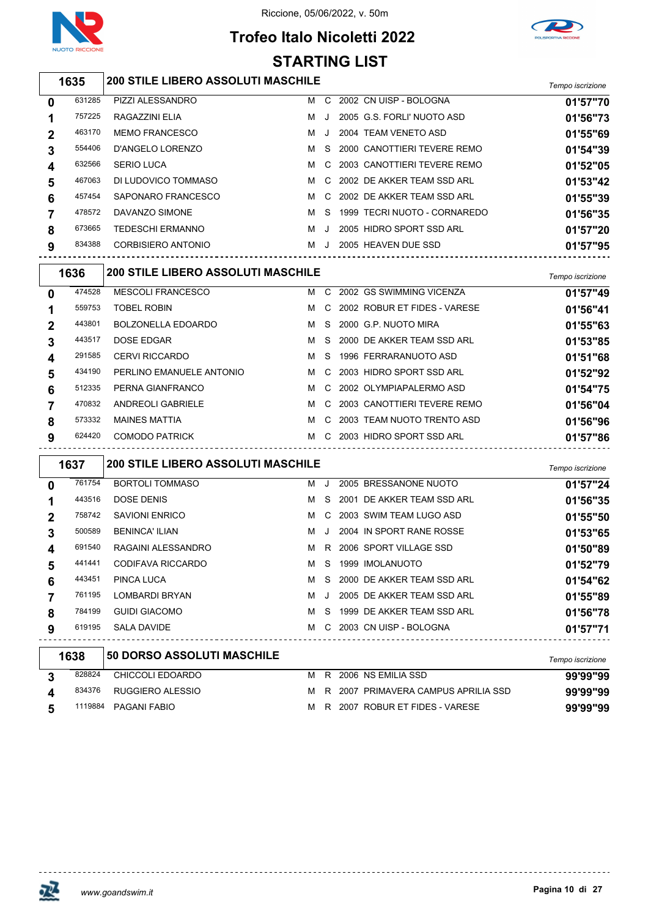# Trofeo Italo Nicoletti 2022

Riccione, 05/06/2022, v. 50m

## STARTING LIST

### 1635 — 200 STILE LIBERO ASSOLUTI MASCHILE

| Corsia | Tessera | Nome | Sesso | Cat. | Anno | Società | Tempo iscrizione |
|---|---|---|---|---|---|---|---|
| 0 | 631285 | PIZZI ALESSANDRO | M | C | 2002 | CN UISP - BOLOGNA | 01'57"70 |
| 1 | 757225 | RAGAZZINI ELIA | M | J | 2005 | G.S. FORLI' NUOTO ASD | 01'56"73 |
| 2 | 463170 | MEMO FRANCESCO | M | J | 2004 | TEAM VENETO ASD | 01'55"69 |
| 3 | 554406 | D'ANGELO LORENZO | M | S | 2000 | CANOTTIERI TEVERE REMO | 01'54"39 |
| 4 | 632566 | SERIO LUCA | M | C | 2003 | CANOTTIERI TEVERE REMO | 01'52"05 |
| 5 | 467063 | DI LUDOVICO TOMMASO | M | C | 2002 | DE AKKER TEAM SSD ARL | 01'53"42 |
| 6 | 457454 | SAPONARO FRANCESCO | M | C | 2002 | DE AKKER TEAM SSD ARL | 01'55"39 |
| 7 | 478572 | DAVANZO SIMONE | M | S | 1999 | TECRI NUOTO - CORNAREDO | 01'56"35 |
| 8 | 673665 | TEDESCHI ERMANNO | M | J | 2005 | HIDRO SPORT SSD ARL | 01'57"20 |
| 9 | 834388 | CORBISIERO ANTONIO | M | J | 2005 | HEAVEN DUE SSD | 01'57"95 |

### 1636 — 200 STILE LIBERO ASSOLUTI MASCHILE

| Corsia | Tessera | Nome | Sesso | Cat. | Anno | Società | Tempo iscrizione |
|---|---|---|---|---|---|---|---|
| 0 | 474528 | MESCOLI FRANCESCO | M | C | 2002 | GS SWIMMING VICENZA | 01'57"49 |
| 1 | 559753 | TOBEL ROBIN | M | C | 2002 | ROBUR ET FIDES - VARESE | 01'56"41 |
| 2 | 443801 | BOLZONELLA EDOARDO | M | S | 2000 | G.P. NUOTO MIRA | 01'55"63 |
| 3 | 443517 | DOSE EDGAR | M | S | 2000 | DE AKKER TEAM SSD ARL | 01'53"85 |
| 4 | 291585 | CERVI RICCARDO | M | S | 1996 | FERRARANUOTO ASD | 01'51"68 |
| 5 | 434190 | PERLINO EMANUELE ANTONIO | M | C | 2003 | HIDRO SPORT SSD ARL | 01'52"92 |
| 6 | 512335 | PERNA GIANFRANCO | M | C | 2002 | OLYMPIAPALERMO ASD | 01'54"75 |
| 7 | 470832 | ANDREOLI GABRIELE | M | C | 2003 | CANOTTIERI TEVERE REMO | 01'56"04 |
| 8 | 573332 | MAINES MATTIA | M | C | 2003 | TEAM NUOTO TRENTO ASD | 01'56"96 |
| 9 | 624420 | COMODO PATRICK | M | C | 2003 | HIDRO SPORT SSD ARL | 01'57"86 |

### 1637 — 200 STILE LIBERO ASSOLUTI MASCHILE

| Corsia | Tessera | Nome | Sesso | Cat. | Anno | Società | Tempo iscrizione |
|---|---|---|---|---|---|---|---|
| 0 | 761754 | BORTOLI TOMMASO | M | J | 2005 | BRESSANONE NUOTO | 01'57"24 |
| 1 | 443516 | DOSE DENIS | M | S | 2001 | DE AKKER TEAM SSD ARL | 01'56"35 |
| 2 | 758742 | SAVIONI ENRICO | M | C | 2003 | SWIM TEAM LUGO ASD | 01'55"50 |
| 3 | 500589 | BENINCA' ILIAN | M | J | 2004 | IN SPORT RANE ROSSE | 01'53"65 |
| 4 | 691540 | RAGAINI ALESSANDRO | M | R | 2006 | SPORT VILLAGE SSD | 01'50"89 |
| 5 | 441441 | CODIFAVA RICCARDO | M | S | 1999 | IMOLANUOTO | 01'52"79 |
| 6 | 443451 | PINCA LUCA | M | S | 2000 | DE AKKER TEAM SSD ARL | 01'54"62 |
| 7 | 761195 | LOMBARDI BRYAN | M | J | 2005 | DE AKKER TEAM SSD ARL | 01'55"89 |
| 8 | 784199 | GUIDI GIACOMO | M | S | 1999 | DE AKKER TEAM SSD ARL | 01'56"78 |
| 9 | 619195 | SALA DAVIDE | M | C | 2003 | CN UISP - BOLOGNA | 01'57"71 |

### 1638 — 50 DORSO ASSOLUTI MASCHILE

| Corsia | Tessera | Nome | Sesso | Cat. | Anno | Società | Tempo iscrizione |
|---|---|---|---|---|---|---|---|
| 3 | 828824 | CHICCOLI EDOARDO | M | R | 2006 | NS EMILIA SSD | 99'99"99 |
| 4 | 834376 | RUGGIERO ALESSIO | M | R | 2007 | PRIMAVERA CAMPUS APRILIA SSD | 99'99"99 |
| 5 | 1119884 | PAGANI FABIO | M | R | 2007 | ROBUR ET FIDES - VARESE | 99'99"99 |

www.goandswim.it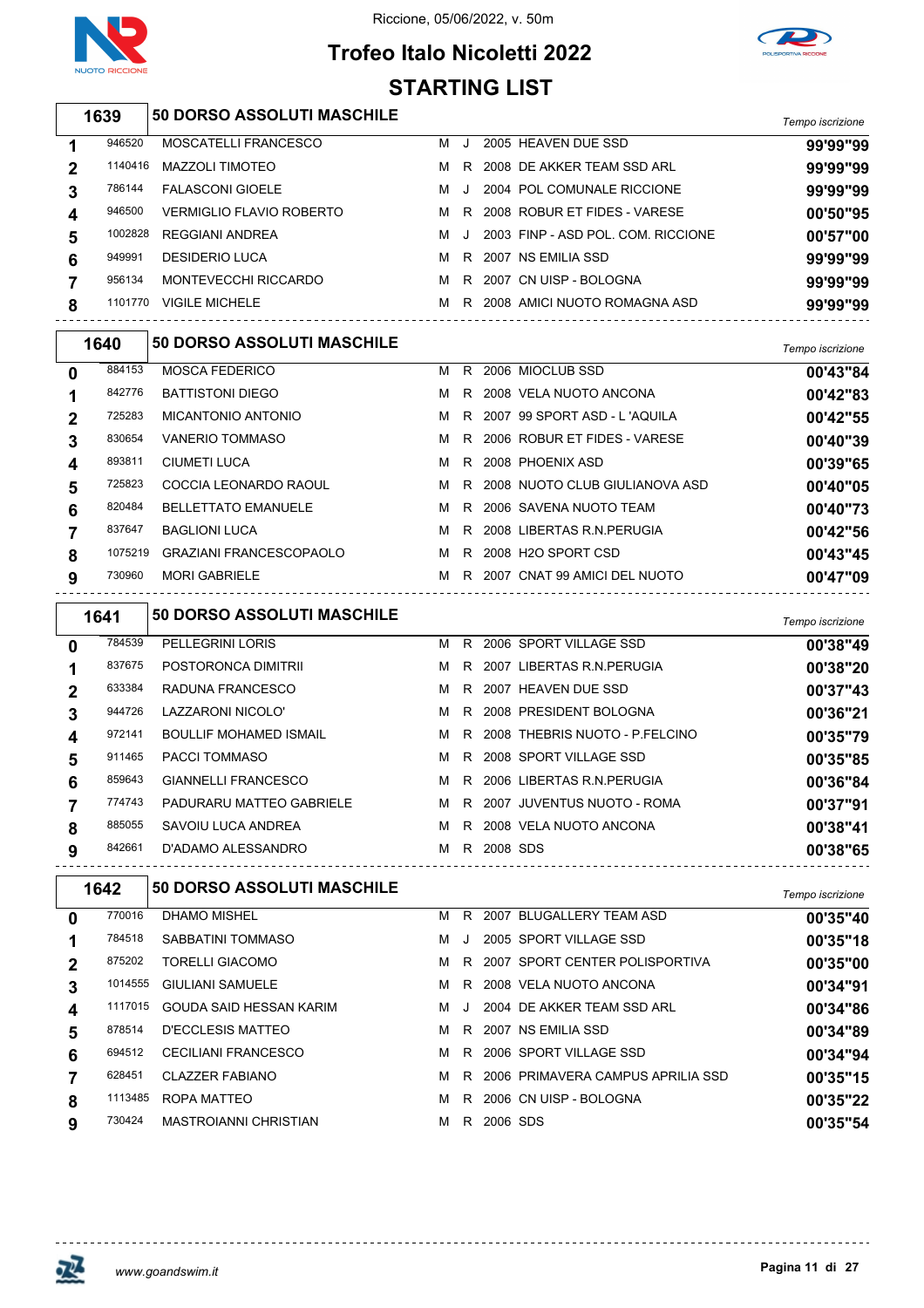# Trofeo Italo Nicoletti 2022

Riccione, 05/06/2022, v. 50m

## STARTING LIST

### 1639 — 50 DORSO ASSOLUTI MASCHILE

| Corsia | Tessera | Nome | Sesso | Cat. | Anno | Società | Tempo iscrizione |
|---|---|---|---|---|---|---|---|
| 1 | 946520 | MOSCATELLI FRANCESCO | M | J | 2005 | HEAVEN DUE SSD | 99'99"99 |
| 2 | 1140416 | MAZZOLI TIMOTEO | M | R | 2008 | DE AKKER TEAM SSD ARL | 99'99"99 |
| 3 | 786144 | FALASCONI GIOELE | M | J | 2004 | POL COMUNALE RICCIONE | 99'99"99 |
| 4 | 946500 | VERMIGLIO FLAVIO ROBERTO | M | R | 2008 | ROBUR ET FIDES - VARESE | 00'50"95 |
| 5 | 1002828 | REGGIANI ANDREA | M | J | 2003 | FINP - ASD POL. COM. RICCIONE | 00'57"00 |
| 6 | 949991 | DESIDERIO LUCA | M | R | 2007 | NS EMILIA SSD | 99'99"99 |
| 7 | 956134 | MONTEVECCHI RICCARDO | M | R | 2007 | CN UISP - BOLOGNA | 99'99"99 |
| 8 | 1101770 | VIGILE MICHELE | M | R | 2008 | AMICI NUOTO ROMAGNA ASD | 99'99"99 |

### 1640 — 50 DORSO ASSOLUTI MASCHILE

| Corsia | Tessera | Nome | Sesso | Cat. | Anno | Società | Tempo iscrizione |
|---|---|---|---|---|---|---|---|
| 0 | 884153 | MOSCA FEDERICO | M | R | 2006 | MIOCLUB SSD | 00'43"84 |
| 1 | 842776 | BATTISTONI DIEGO | M | R | 2008 | VELA NUOTO ANCONA | 00'42"83 |
| 2 | 725283 | MICANTONIO ANTONIO | M | R | 2007 | 99 SPORT ASD - L 'AQUILA | 00'42"55 |
| 3 | 830654 | VANERIO TOMMASO | M | R | 2006 | ROBUR ET FIDES - VARESE | 00'40"39 |
| 4 | 893811 | CIUMETI LUCA | M | R | 2008 | PHOENIX ASD | 00'39"65 |
| 5 | 725823 | COCCIA LEONARDO RAOUL | M | R | 2008 | NUOTO CLUB GIULIANOVA ASD | 00'40"05 |
| 6 | 820484 | BELLETTATO EMANUELE | M | R | 2006 | SAVENA NUOTO TEAM | 00'40"73 |
| 7 | 837647 | BAGLIONI LUCA | M | R | 2008 | LIBERTAS R.N.PERUGIA | 00'42"56 |
| 8 | 1075219 | GRAZIANI FRANCESCOPAOLO | M | R | 2008 | H2O SPORT CSD | 00'43"45 |
| 9 | 730960 | MORI GABRIELE | M | R | 2007 | CNAT 99 AMICI DEL NUOTO | 00'47"09 |

### 1641 — 50 DORSO ASSOLUTI MASCHILE

| Corsia | Tessera | Nome | Sesso | Cat. | Anno | Società | Tempo iscrizione |
|---|---|---|---|---|---|---|---|
| 0 | 784539 | PELLEGRINI LORIS | M | R | 2006 | SPORT VILLAGE SSD | 00'38"49 |
| 1 | 837675 | POSTORONCA DIMITRII | M | R | 2007 | LIBERTAS R.N.PERUGIA | 00'38"20 |
| 2 | 633384 | RADUNA FRANCESCO | M | R | 2007 | HEAVEN DUE SSD | 00'37"43 |
| 3 | 944726 | LAZZARONI NICOLO' | M | R | 2008 | PRESIDENT BOLOGNA | 00'36"21 |
| 4 | 972141 | BOULLIF MOHAMED ISMAIL | M | R | 2008 | THEBRIS NUOTO - P.FELCINO | 00'35"79 |
| 5 | 911465 | PACCI TOMMASO | M | R | 2008 | SPORT VILLAGE SSD | 00'35"85 |
| 6 | 859643 | GIANNELLI FRANCESCO | M | R | 2006 | LIBERTAS R.N.PERUGIA | 00'36"84 |
| 7 | 774743 | PADURARU MATTEO GABRIELE | M | R | 2007 | JUVENTUS NUOTO - ROMA | 00'37"91 |
| 8 | 885055 | SAVOIU LUCA ANDREA | M | R | 2008 | VELA NUOTO ANCONA | 00'38"41 |
| 9 | 842661 | D'ADAMO ALESSANDRO | M | R | 2008 | SDS | 00'38"65 |

### 1642 — 50 DORSO ASSOLUTI MASCHILE

| Corsia | Tessera | Nome | Sesso | Cat. | Anno | Società | Tempo iscrizione |
|---|---|---|---|---|---|---|---|
| 0 | 770016 | DHAMO MISHEL | M | R | 2007 | BLUGALLERY TEAM ASD | 00'35"40 |
| 1 | 784518 | SABBATINI TOMMASO | M | J | 2005 | SPORT VILLAGE SSD | 00'35"18 |
| 2 | 875202 | TORELLI GIACOMO | M | R | 2007 | SPORT CENTER POLISPORTIVA | 00'35"00 |
| 3 | 1014555 | GIULIANI SAMUELE | M | R | 2008 | VELA NUOTO ANCONA | 00'34"91 |
| 4 | 1117015 | GOUDA SAID HESSAN KARIM | M | J | 2004 | DE AKKER TEAM SSD ARL | 00'34"86 |
| 5 | 878514 | D'ECCLESIS MATTEO | M | R | 2007 | NS EMILIA SSD | 00'34"89 |
| 6 | 694512 | CECILIANI FRANCESCO | M | R | 2006 | SPORT VILLAGE SSD | 00'34"94 |
| 7 | 628451 | CLAZZER FABIANO | M | R | 2006 | PRIMAVERA CAMPUS APRILIA SSD | 00'35"15 |
| 8 | 1113485 | ROPA MATTEO | M | R | 2006 | CN UISP - BOLOGNA | 00'35"22 |
| 9 | 730424 | MASTROIANNI CHRISTIAN | M | R | 2006 | SDS | 00'35"54 |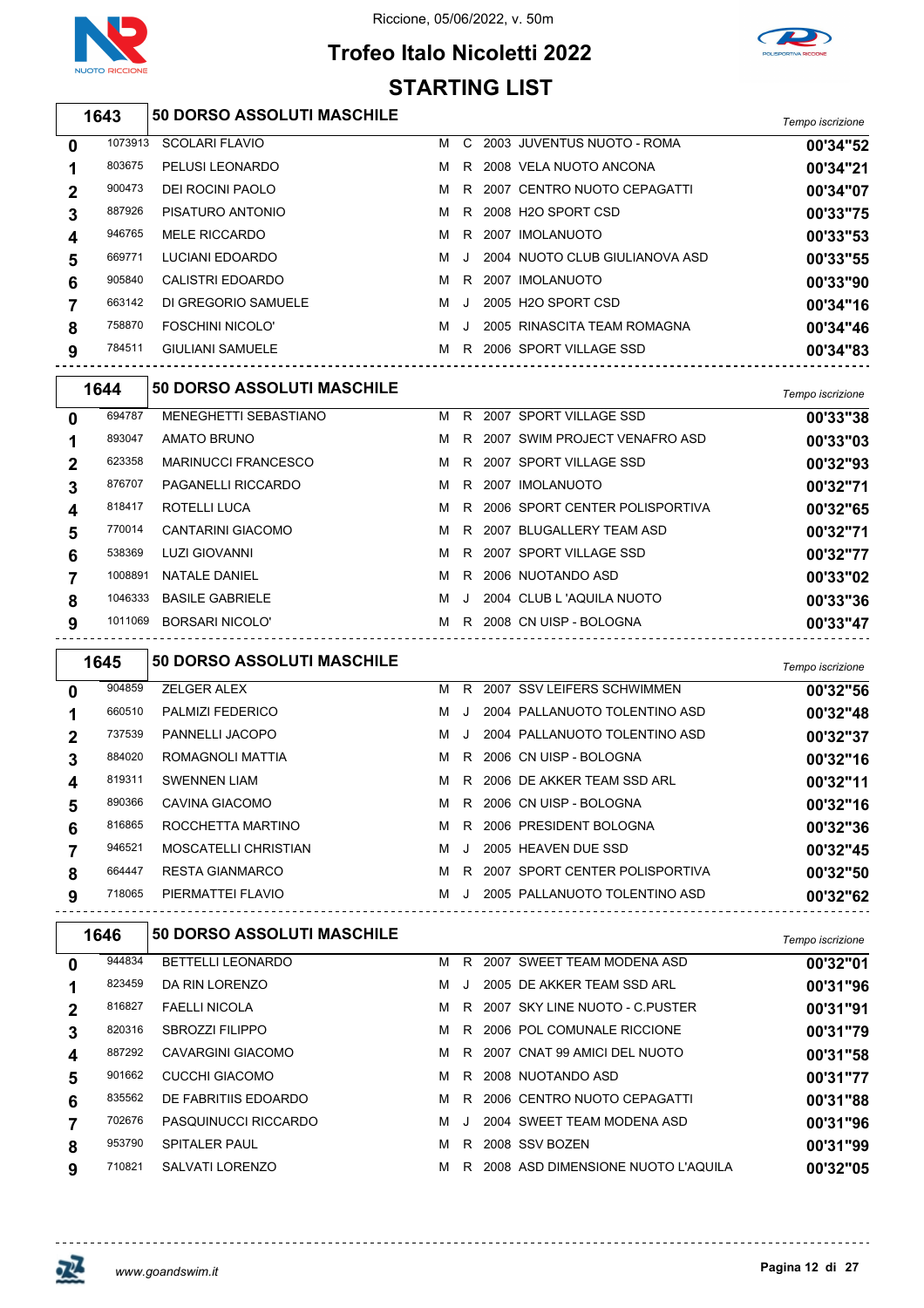Riccione, 05/06/2022, v. 50m

# Trofeo Italo Nicoletti 2022

## STARTING LIST

### 1643 — 50 DORSO ASSOLUTI MASCHILE

| Corsia | Tessera | Nome | Sesso | Cat. | Anno | Società | Tempo iscrizione |
|---|---|---|---|---|---|---|---|
| 0 | 1073913 | SCOLARI FLAVIO | M | C | 2003 | JUVENTUS NUOTO - ROMA | 00'34"52 |
| 1 | 803675 | PELUSI LEONARDO | M | R | 2008 | VELA NUOTO ANCONA | 00'34"21 |
| 2 | 900473 | DEI ROCINI PAOLO | M | R | 2007 | CENTRO NUOTO CEPAGATTI | 00'34"07 |
| 3 | 887926 | PISATURO ANTONIO | M | R | 2008 | H2O SPORT CSD | 00'33"75 |
| 4 | 946765 | MELE RICCARDO | M | R | 2007 | IMOLANUOTO | 00'33"53 |
| 5 | 669771 | LUCIANI EDOARDO | M | J | 2004 | NUOTO CLUB GIULIANOVA ASD | 00'33"55 |
| 6 | 905840 | CALISTRI EDOARDO | M | R | 2007 | IMOLANUOTO | 00'33"90 |
| 7 | 663142 | DI GREGORIO SAMUELE | M | J | 2005 | H2O SPORT CSD | 00'34"16 |
| 8 | 758870 | FOSCHINI NICOLO' | M | J | 2005 | RINASCITA TEAM ROMAGNA | 00'34"46 |
| 9 | 784511 | GIULIANI SAMUELE | M | R | 2006 | SPORT VILLAGE SSD | 00'34"83 |

### 1644 — 50 DORSO ASSOLUTI MASCHILE

| Corsia | Tessera | Nome | Sesso | Cat. | Anno | Società | Tempo iscrizione |
|---|---|---|---|---|---|---|---|
| 0 | 694787 | MENEGHETTI SEBASTIANO | M | R | 2007 | SPORT VILLAGE SSD | 00'33"38 |
| 1 | 893047 | AMATO BRUNO | M | R | 2007 | SWIM PROJECT VENAFRO ASD | 00'33"03 |
| 2 | 623358 | MARINUCCI FRANCESCO | M | R | 2007 | SPORT VILLAGE SSD | 00'32"93 |
| 3 | 876707 | PAGANELLI RICCARDO | M | R | 2007 | IMOLANUOTO | 00'32"71 |
| 4 | 818417 | ROTELLI LUCA | M | R | 2006 | SPORT CENTER POLISPORTIVA | 00'32"65 |
| 5 | 770014 | CANTARINI GIACOMO | M | R | 2007 | BLUGALLERY TEAM ASD | 00'32"71 |
| 6 | 538369 | LUZI GIOVANNI | M | R | 2007 | SPORT VILLAGE SSD | 00'32"77 |
| 7 | 1008891 | NATALE DANIEL | M | R | 2006 | NUOTANDO ASD | 00'33"02 |
| 8 | 1046333 | BASILE GABRIELE | M | J | 2004 | CLUB L 'AQUILA NUOTO | 00'33"36 |
| 9 | 1011069 | BORSARI NICOLO' | M | R | 2008 | CN UISP - BOLOGNA | 00'33"47 |

### 1645 — 50 DORSO ASSOLUTI MASCHILE

| Corsia | Tessera | Nome | Sesso | Cat. | Anno | Società | Tempo iscrizione |
|---|---|---|---|---|---|---|---|
| 0 | 904859 | ZELGER ALEX | M | R | 2007 | SSV LEIFERS SCHWIMMEN | 00'32"56 |
| 1 | 660510 | PALMIZI FEDERICO | M | J | 2004 | PALLANUOTO TOLENTINO ASD | 00'32"48 |
| 2 | 737539 | PANNELLI JACOPO | M | J | 2004 | PALLANUOTO TOLENTINO ASD | 00'32"37 |
| 3 | 884020 | ROMAGNOLI MATTIA | M | R | 2006 | CN UISP - BOLOGNA | 00'32"16 |
| 4 | 819311 | SWENNEN LIAM | M | R | 2006 | DE AKKER TEAM SSD ARL | 00'32"11 |
| 5 | 890366 | CAVINA GIACOMO | M | R | 2006 | CN UISP - BOLOGNA | 00'32"16 |
| 6 | 816865 | ROCCHETTA MARTINO | M | R | 2006 | PRESIDENT BOLOGNA | 00'32"36 |
| 7 | 946521 | MOSCATELLI CHRISTIAN | M | J | 2005 | HEAVEN DUE SSD | 00'32"45 |
| 8 | 664447 | RESTA GIANMARCO | M | R | 2007 | SPORT CENTER POLISPORTIVA | 00'32"50 |
| 9 | 718065 | PIERMATTEI FLAVIO | M | J | 2005 | PALLANUOTO TOLENTINO ASD | 00'32"62 |

### 1646 — 50 DORSO ASSOLUTI MASCHILE

| Corsia | Tessera | Nome | Sesso | Cat. | Anno | Società | Tempo iscrizione |
|---|---|---|---|---|---|---|---|
| 0 | 944834 | BETTELLI LEONARDO | M | R | 2007 | SWEET TEAM MODENA ASD | 00'32"01 |
| 1 | 823459 | DA RIN LORENZO | M | J | 2005 | DE AKKER TEAM SSD ARL | 00'31"96 |
| 2 | 816827 | FAELLI NICOLA | M | R | 2007 | SKY LINE NUOTO - C.PUSTER | 00'31"91 |
| 3 | 820316 | SBROZZI FILIPPO | M | R | 2006 | POL COMUNALE RICCIONE | 00'31"79 |
| 4 | 887292 | CAVARGINI GIACOMO | M | R | 2007 | CNAT 99 AMICI DEL NUOTO | 00'31"58 |
| 5 | 901662 | CUCCHI GIACOMO | M | R | 2008 | NUOTANDO ASD | 00'31"77 |
| 6 | 835562 | DE FABRITIIS EDOARDO | M | R | 2006 | CENTRO NUOTO CEPAGATTI | 00'31"88 |
| 7 | 702676 | PASQUINUCCI RICCARDO | M | J | 2004 | SWEET TEAM MODENA ASD | 00'31"96 |
| 8 | 953790 | SPITALER PAUL | M | R | 2008 | SSV BOZEN | 00'31"99 |
| 9 | 710821 | SALVATI LORENZO | M | R | 2008 | ASD DIMENSIONE NUOTO L'AQUILA | 00'32"05 |

www.goandswim.it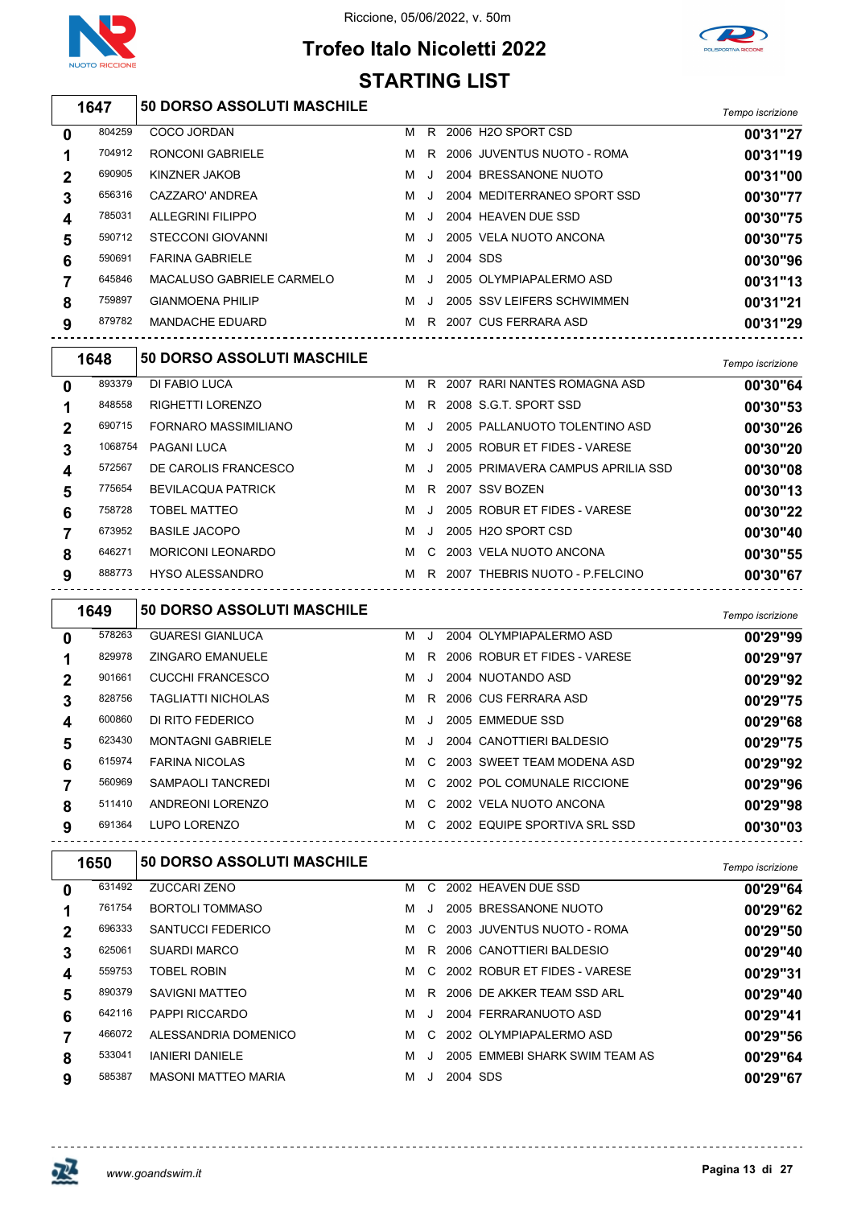Riccione, 05/06/2022, v. 50m

# Trofeo Italo Nicoletti 2022

## STARTING LIST

### 1647 — 50 DORSO ASSOLUTI MASCHILE

| Corsia | Tessera | Nome | Sesso | Cat. | Anno | Società | Tempo iscrizione |
|---|---|---|---|---|---|---|---|
| 0 | 804259 | COCO JORDAN | M | R | 2006 | H2O SPORT CSD | 00'31"27 |
| 1 | 704912 | RONCONI GABRIELE | M | R | 2006 | JUVENTUS NUOTO - ROMA | 00'31"19 |
| 2 | 690905 | KINZNER JAKOB | M | J | 2004 | BRESSANONE NUOTO | 00'31"00 |
| 3 | 656316 | CAZZARO' ANDREA | M | J | 2004 | MEDITERRANEO SPORT SSD | 00'30"77 |
| 4 | 785031 | ALLEGRINI FILIPPO | M | J | 2004 | HEAVEN DUE SSD | 00'30"75 |
| 5 | 590712 | STECCONI GIOVANNI | M | J | 2005 | VELA NUOTO ANCONA | 00'30"75 |
| 6 | 590691 | FARINA GABRIELE | M | J | 2004 | SDS | 00'30"96 |
| 7 | 645846 | MACALUSO GABRIELE CARMELO | M | J | 2005 | OLYMPIAPALERMO ASD | 00'31"13 |
| 8 | 759897 | GIANMOENA PHILIP | M | J | 2005 | SSV LEIFERS SCHWIMMEN | 00'31"21 |
| 9 | 879782 | MANDACHE EDUARD | M | R | 2007 | CUS FERRARA ASD | 00'31"29 |

### 1648 — 50 DORSO ASSOLUTI MASCHILE

| Corsia | Tessera | Nome | Sesso | Cat. | Anno | Società | Tempo iscrizione |
|---|---|---|---|---|---|---|---|
| 0 | 893379 | DI FABIO LUCA | M | R | 2007 | RARI NANTES ROMAGNA ASD | 00'30"64 |
| 1 | 848558 | RIGHETTI LORENZO | M | R | 2008 | S.G.T. SPORT SSD | 00'30"53 |
| 2 | 690715 | FORNARO MASSIMILIANO | M | J | 2005 | PALLANUOTO TOLENTINO ASD | 00'30"26 |
| 3 | 1068754 | PAGANI LUCA | M | J | 2005 | ROBUR ET FIDES - VARESE | 00'30"20 |
| 4 | 572567 | DE CAROLIS FRANCESCO | M | J | 2005 | PRIMAVERA CAMPUS APRILIA SSD | 00'30"08 |
| 5 | 775654 | BEVILACQUA PATRICK | M | R | 2007 | SSV BOZEN | 00'30"13 |
| 6 | 758728 | TOBEL MATTEO | M | J | 2005 | ROBUR ET FIDES - VARESE | 00'30"22 |
| 7 | 673952 | BASILE JACOPO | M | J | 2005 | H2O SPORT CSD | 00'30"40 |
| 8 | 646271 | MORICONI LEONARDO | M | C | 2003 | VELA NUOTO ANCONA | 00'30"55 |
| 9 | 888773 | HYSO ALESSANDRO | M | R | 2007 | THEBRIS NUOTO - P.FELCINO | 00'30"67 |

### 1649 — 50 DORSO ASSOLUTI MASCHILE

| Corsia | Tessera | Nome | Sesso | Cat. | Anno | Società | Tempo iscrizione |
|---|---|---|---|---|---|---|---|
| 0 | 578263 | GUARESI GIANLUCA | M | J | 2004 | OLYMPIAPALERMO ASD | 00'29"99 |
| 1 | 829978 | ZINGARO EMANUELE | M | R | 2006 | ROBUR ET FIDES - VARESE | 00'29"97 |
| 2 | 901661 | CUCCHI FRANCESCO | M | J | 2004 | NUOTANDO ASD | 00'29"92 |
| 3 | 828756 | TAGLIATTI NICHOLAS | M | R | 2006 | CUS FERRARA ASD | 00'29"75 |
| 4 | 600860 | DI RITO FEDERICO | M | J | 2005 | EMMEDUE SSD | 00'29"68 |
| 5 | 623430 | MONTAGNI GABRIELE | M | J | 2004 | CANOTTIERI BALDESIO | 00'29"75 |
| 6 | 615974 | FARINA NICOLAS | M | C | 2003 | SWEET TEAM MODENA ASD | 00'29"92 |
| 7 | 560969 | SAMPAOLI TANCREDI | M | C | 2002 | POL COMUNALE RICCIONE | 00'29"96 |
| 8 | 511410 | ANDREONI LORENZO | M | C | 2002 | VELA NUOTO ANCONA | 00'29"98 |
| 9 | 691364 | LUPO LORENZO | M | C | 2002 | EQUIPE SPORTIVA SRL SSD | 00'30"03 |

### 1650 — 50 DORSO ASSOLUTI MASCHILE

| Corsia | Tessera | Nome | Sesso | Cat. | Anno | Società | Tempo iscrizione |
|---|---|---|---|---|---|---|---|
| 0 | 631492 | ZUCCARI ZENO | M | C | 2002 | HEAVEN DUE SSD | 00'29"64 |
| 1 | 761754 | BORTOLI TOMMASO | M | J | 2005 | BRESSANONE NUOTO | 00'29"62 |
| 2 | 696333 | SANTUCCI FEDERICO | M | C | 2003 | JUVENTUS NUOTO - ROMA | 00'29"50 |
| 3 | 625061 | SUARDI MARCO | M | R | 2006 | CANOTTIERI BALDESIO | 00'29"40 |
| 4 | 559753 | TOBEL ROBIN | M | C | 2002 | ROBUR ET FIDES - VARESE | 00'29"31 |
| 5 | 890379 | SAVIGNI MATTEO | M | R | 2006 | DE AKKER TEAM SSD ARL | 00'29"40 |
| 6 | 642116 | PAPPI RICCARDO | M | J | 2004 | FERRARANUOTO ASD | 00'29"41 |
| 7 | 466072 | ALESSANDRIA DOMENICO | M | C | 2002 | OLYMPIAPALERMO ASD | 00'29"56 |
| 8 | 533041 | IANIERI DANIELE | M | J | 2005 | EMMEBI SHARK SWIM TEAM AS | 00'29"64 |
| 9 | 585387 | MASONI MATTEO MARIA | M | J | 2004 | SDS | 00'29"67 |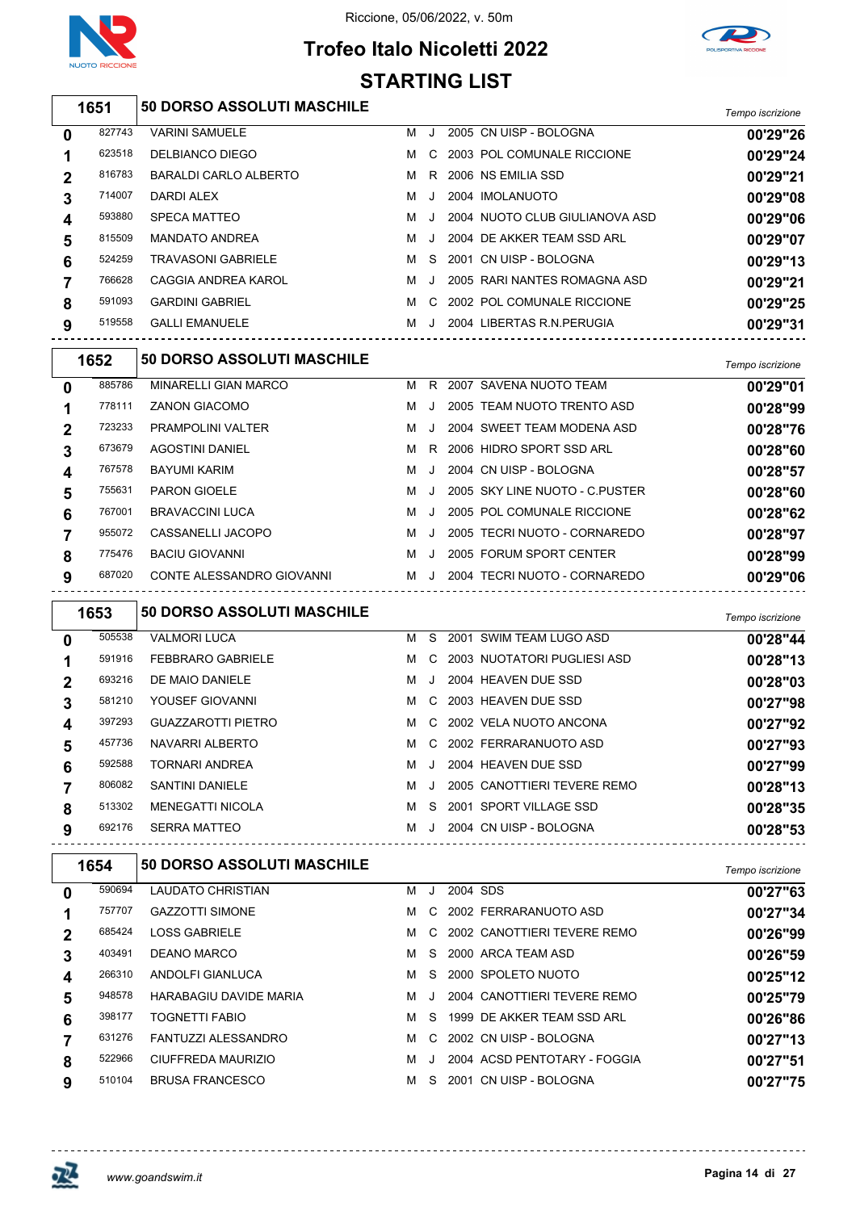Riccione, 05/06/2022, v. 50m

# Trofeo Italo Nicoletti 2022

## STARTING LIST

### 1651 — 50 DORSO ASSOLUTI MASCHILE

| Corsia | Matricola | Atleta | Sesso | Cat. | Anno | Società | Tempo iscrizione |
|---|---|---|---|---|---|---|---|
| 0 | 827743 | VARINI SAMUELE | M | J | 2005 | CN UISP - BOLOGNA | 00'29"26 |
| 1 | 623518 | DELBIANCO DIEGO | M | C | 2003 | POL COMUNALE RICCIONE | 00'29"24 |
| 2 | 816783 | BARALDI CARLO ALBERTO | M | R | 2006 | NS EMILIA SSD | 00'29"21 |
| 3 | 714007 | DARDI ALEX | M | J | 2004 | IMOLANUOTO | 00'29"08 |
| 4 | 593880 | SPECA MATTEO | M | J | 2004 | NUOTO CLUB GIULIANOVA ASD | 00'29"06 |
| 5 | 815509 | MANDATO ANDREA | M | J | 2004 | DE AKKER TEAM SSD ARL | 00'29"07 |
| 6 | 524259 | TRAVASONI GABRIELE | M | S | 2001 | CN UISP - BOLOGNA | 00'29"13 |
| 7 | 766628 | CAGGIA ANDREA KAROL | M | J | 2005 | RARI NANTES ROMAGNA ASD | 00'29"21 |
| 8 | 591093 | GARDINI GABRIEL | M | C | 2002 | POL COMUNALE RICCIONE | 00'29"25 |
| 9 | 519558 | GALLI EMANUELE | M | J | 2004 | LIBERTAS R.N.PERUGIA | 00'29"31 |

### 1652 — 50 DORSO ASSOLUTI MASCHILE

| Corsia | Matricola | Atleta | Sesso | Cat. | Anno | Società | Tempo iscrizione |
|---|---|---|---|---|---|---|---|
| 0 | 885786 | MINARELLI GIAN MARCO | M | R | 2007 | SAVENA NUOTO TEAM | 00'29"01 |
| 1 | 778111 | ZANON GIACOMO | M | J | 2005 | TEAM NUOTO TRENTO ASD | 00'28"99 |
| 2 | 723233 | PRAMPOLINI VALTER | M | J | 2004 | SWEET TEAM MODENA ASD | 00'28"76 |
| 3 | 673679 | AGOSTINI DANIEL | M | R | 2006 | HIDRO SPORT SSD ARL | 00'28"60 |
| 4 | 767578 | BAYUMI KARIM | M | J | 2004 | CN UISP - BOLOGNA | 00'28"57 |
| 5 | 755631 | PARON GIOELE | M | J | 2005 | SKY LINE NUOTO - C.PUSTER | 00'28"60 |
| 6 | 767001 | BRAVACCINI LUCA | M | J | 2005 | POL COMUNALE RICCIONE | 00'28"62 |
| 7 | 955072 | CASSANELLI JACOPO | M | J | 2005 | TECRI NUOTO - CORNAREDO | 00'28"97 |
| 8 | 775476 | BACIU GIOVANNI | M | J | 2005 | FORUM SPORT CENTER | 00'28"99 |
| 9 | 687020 | CONTE ALESSANDRO GIOVANNI | M | J | 2004 | TECRI NUOTO - CORNAREDO | 00'29"06 |

### 1653 — 50 DORSO ASSOLUTI MASCHILE

| Corsia | Matricola | Atleta | Sesso | Cat. | Anno | Società | Tempo iscrizione |
|---|---|---|---|---|---|---|---|
| 0 | 505538 | VALMORI LUCA | M | S | 2001 | SWIM TEAM LUGO ASD | 00'28"44 |
| 1 | 591916 | FEBBRARO GABRIELE | M | C | 2003 | NUOTATORI PUGLIESI ASD | 00'28"13 |
| 2 | 693216 | DE MAIO DANIELE | M | J | 2004 | HEAVEN DUE SSD | 00'28"03 |
| 3 | 581210 | YOUSEF GIOVANNI | M | C | 2003 | HEAVEN DUE SSD | 00'27"98 |
| 4 | 397293 | GUAZZAROTTI PIETRO | M | C | 2002 | VELA NUOTO ANCONA | 00'27"92 |
| 5 | 457736 | NAVARRI ALBERTO | M | C | 2002 | FERRARANUOTO ASD | 00'27"93 |
| 6 | 592588 | TORNARI ANDREA | M | J | 2004 | HEAVEN DUE SSD | 00'27"99 |
| 7 | 806082 | SANTINI DANIELE | M | J | 2005 | CANOTTIERI TEVERE REMO | 00'28"13 |
| 8 | 513302 | MENEGATTI NICOLA | M | S | 2001 | SPORT VILLAGE SSD | 00'28"35 |
| 9 | 692176 | SERRA MATTEO | M | J | 2004 | CN UISP - BOLOGNA | 00'28"53 |

### 1654 — 50 DORSO ASSOLUTI MASCHILE

| Corsia | Matricola | Atleta | Sesso | Cat. | Anno | Società | Tempo iscrizione |
|---|---|---|---|---|---|---|---|
| 0 | 590694 | LAUDATO CHRISTIAN | M | J | 2004 | SDS | 00'27"63 |
| 1 | 757707 | GAZZOTTI SIMONE | M | C | 2002 | FERRARANUOTO ASD | 00'27"34 |
| 2 | 685424 | LOSS GABRIELE | M | C | 2002 | CANOTTIERI TEVERE REMO | 00'26"99 |
| 3 | 403491 | DEANO MARCO | M | S | 2000 | ARCA TEAM ASD | 00'26"59 |
| 4 | 266310 | ANDOLFI GIANLUCA | M | S | 2000 | SPOLETO NUOTO | 00'25"12 |
| 5 | 948578 | HARABAGIU DAVIDE MARIA | M | J | 2004 | CANOTTIERI TEVERE REMO | 00'25"79 |
| 6 | 398177 | TOGNETTI FABIO | M | S | 1999 | DE AKKER TEAM SSD ARL | 00'26"86 |
| 7 | 631276 | FANTUZZI ALESSANDRO | M | C | 2002 | CN UISP - BOLOGNA | 00'27"13 |
| 8 | 522966 | CIUFFREDA MAURIZIO | M | J | 2004 | ACSD PENTOTARY - FOGGIA | 00'27"51 |
| 9 | 510104 | BRUSA FRANCESCO | M | S | 2001 | CN UISP - BOLOGNA | 00'27"75 |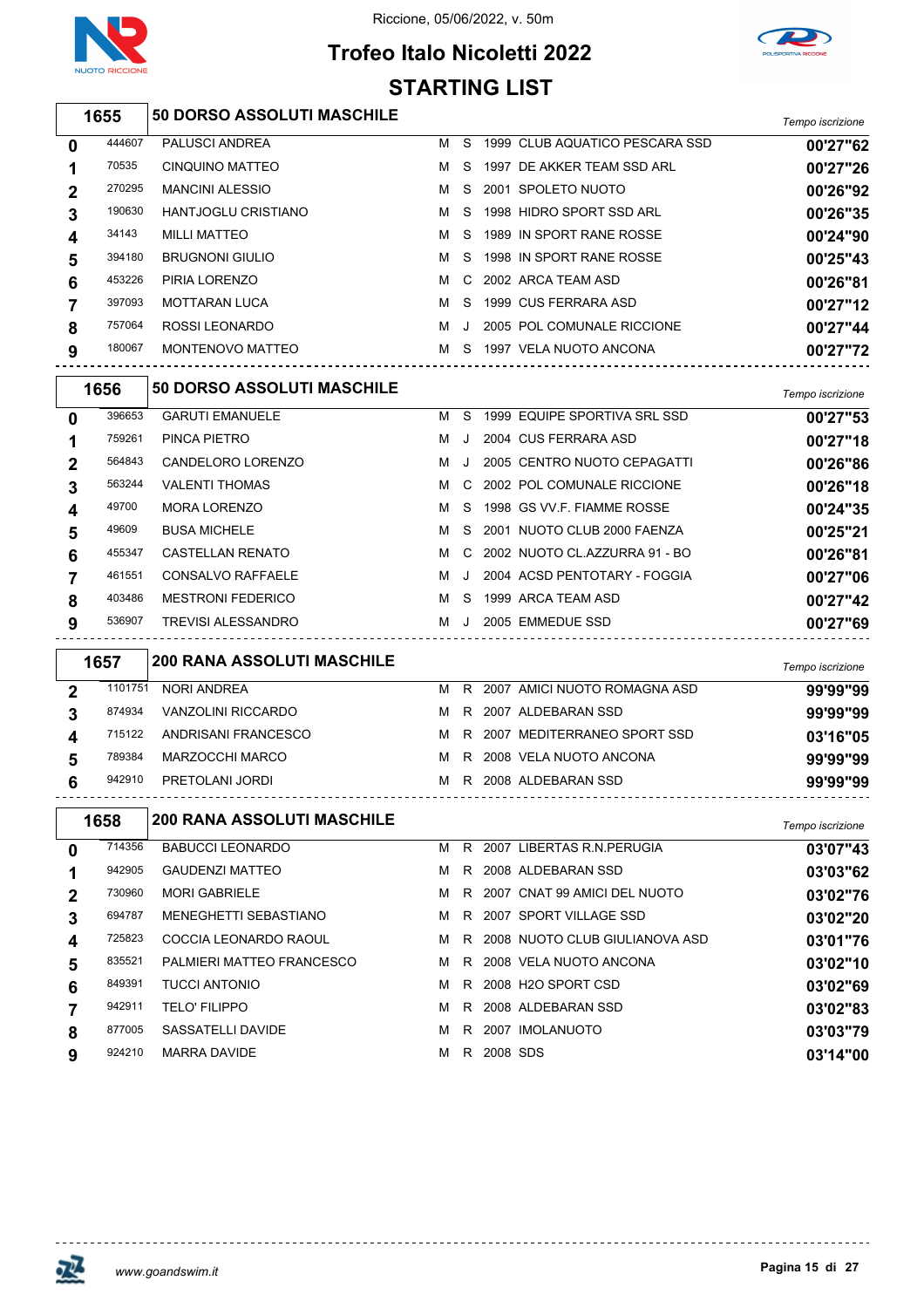Riccione, 05/06/2022, v. 50m

# Trofeo Italo Nicoletti 2022

## STARTING LIST

### 1655 — 50 DORSO ASSOLUTI MASCHILE

| Corsia | Tessera | Nome | Sesso | Cat. | Anno | Società | Tempo iscrizione |
|---|---|---|---|---|---|---|---|
| 0 | 444607 | PALUSCI ANDREA | M | S | 1999 | CLUB AQUATICO PESCARA SSD | 00'27"62 |
| 1 | 70535 | CINQUINO MATTEO | M | S | 1997 | DE AKKER TEAM SSD ARL | 00'27"26 |
| 2 | 270295 | MANCINI ALESSIO | M | S | 2001 | SPOLETO NUOTO | 00'26"92 |
| 3 | 190630 | HANTJOGLU CRISTIANO | M | S | 1998 | HIDRO SPORT SSD ARL | 00'26"35 |
| 4 | 34143 | MILLI MATTEO | M | S | 1989 | IN SPORT RANE ROSSE | 00'24"90 |
| 5 | 394180 | BRUGNONI GIULIO | M | S | 1998 | IN SPORT RANE ROSSE | 00'25"43 |
| 6 | 453226 | PIRIA LORENZO | M | C | 2002 | ARCA TEAM ASD | 00'26"81 |
| 7 | 397093 | MOTTARAN LUCA | M | S | 1999 | CUS FERRARA ASD | 00'27"12 |
| 8 | 757064 | ROSSI LEONARDO | M | J | 2005 | POL COMUNALE RICCIONE | 00'27"44 |
| 9 | 180067 | MONTENOVO MATTEO | M | S | 1997 | VELA NUOTO ANCONA | 00'27"72 |

### 1656 — 50 DORSO ASSOLUTI MASCHILE

| Corsia | Tessera | Nome | Sesso | Cat. | Anno | Società | Tempo iscrizione |
|---|---|---|---|---|---|---|---|
| 0 | 396653 | GARUTI EMANUELE | M | S | 1999 | EQUIPE SPORTIVA SRL SSD | 00'27"53 |
| 1 | 759261 | PINCA PIETRO | M | J | 2004 | CUS FERRARA ASD | 00'27"18 |
| 2 | 564843 | CANDELORO LORENZO | M | J | 2005 | CENTRO NUOTO CEPAGATTI | 00'26"86 |
| 3 | 563244 | VALENTI THOMAS | M | C | 2002 | POL COMUNALE RICCIONE | 00'26"18 |
| 4 | 49700 | MORA LORENZO | M | S | 1998 | GS VV.F. FIAMME ROSSE | 00'24"35 |
| 5 | 49609 | BUSA MICHELE | M | S | 2001 | NUOTO CLUB 2000 FAENZA | 00'25"21 |
| 6 | 455347 | CASTELLAN RENATO | M | C | 2002 | NUOTO CL.AZZURRA 91 - BO | 00'26"81 |
| 7 | 461551 | CONSALVO RAFFAELE | M | J | 2004 | ACSD PENTOTARY - FOGGIA | 00'27"06 |
| 8 | 403486 | MESTRONI FEDERICO | M | S | 1999 | ARCA TEAM ASD | 00'27"42 |
| 9 | 536907 | TREVISI ALESSANDRO | M | J | 2005 | EMMEDUE SSD | 00'27"69 |

### 1657 — 200 RANA ASSOLUTI MASCHILE

| Corsia | Tessera | Nome | Sesso | Cat. | Anno | Società | Tempo iscrizione |
|---|---|---|---|---|---|---|---|
| 2 | 1101751 | NORI ANDREA | M | R | 2007 | AMICI NUOTO ROMAGNA ASD | 99'99"99 |
| 3 | 874934 | VANZOLINI RICCARDO | M | R | 2007 | ALDEBARAN SSD | 99'99"99 |
| 4 | 715122 | ANDRISANI FRANCESCO | M | R | 2007 | MEDITERRANEO SPORT SSD | 03'16"05 |
| 5 | 789384 | MARZOCCHI MARCO | M | R | 2008 | VELA NUOTO ANCONA | 99'99"99 |
| 6 | 942910 | PRETOLANI JORDI | M | R | 2008 | ALDEBARAN SSD | 99'99"99 |

### 1658 — 200 RANA ASSOLUTI MASCHILE

| Corsia | Tessera | Nome | Sesso | Cat. | Anno | Società | Tempo iscrizione |
|---|---|---|---|---|---|---|---|
| 0 | 714356 | BABUCCI LEONARDO | M | R | 2007 | LIBERTAS R.N.PERUGIA | 03'07"43 |
| 1 | 942905 | GAUDENZI MATTEO | M | R | 2008 | ALDEBARAN SSD | 03'03"62 |
| 2 | 730960 | MORI GABRIELE | M | R | 2007 | CNAT 99 AMICI DEL NUOTO | 03'02"76 |
| 3 | 694787 | MENEGHETTI SEBASTIANO | M | R | 2007 | SPORT VILLAGE SSD | 03'02"20 |
| 4 | 725823 | COCCIA LEONARDO RAOUL | M | R | 2008 | NUOTO CLUB GIULIANOVA ASD | 03'01"76 |
| 5 | 835521 | PALMIERI MATTEO FRANCESCO | M | R | 2008 | VELA NUOTO ANCONA | 03'02"10 |
| 6 | 849391 | TUCCI ANTONIO | M | R | 2008 | H2O SPORT CSD | 03'02"69 |
| 7 | 942911 | TELO' FILIPPO | M | R | 2008 | ALDEBARAN SSD | 03'02"83 |
| 8 | 877005 | SASSATELLI DAVIDE | M | R | 2007 | IMOLANUOTO | 03'03"79 |
| 9 | 924210 | MARRA DAVIDE | M | R | 2008 | SDS | 03'14"00 |

www.goandswim.it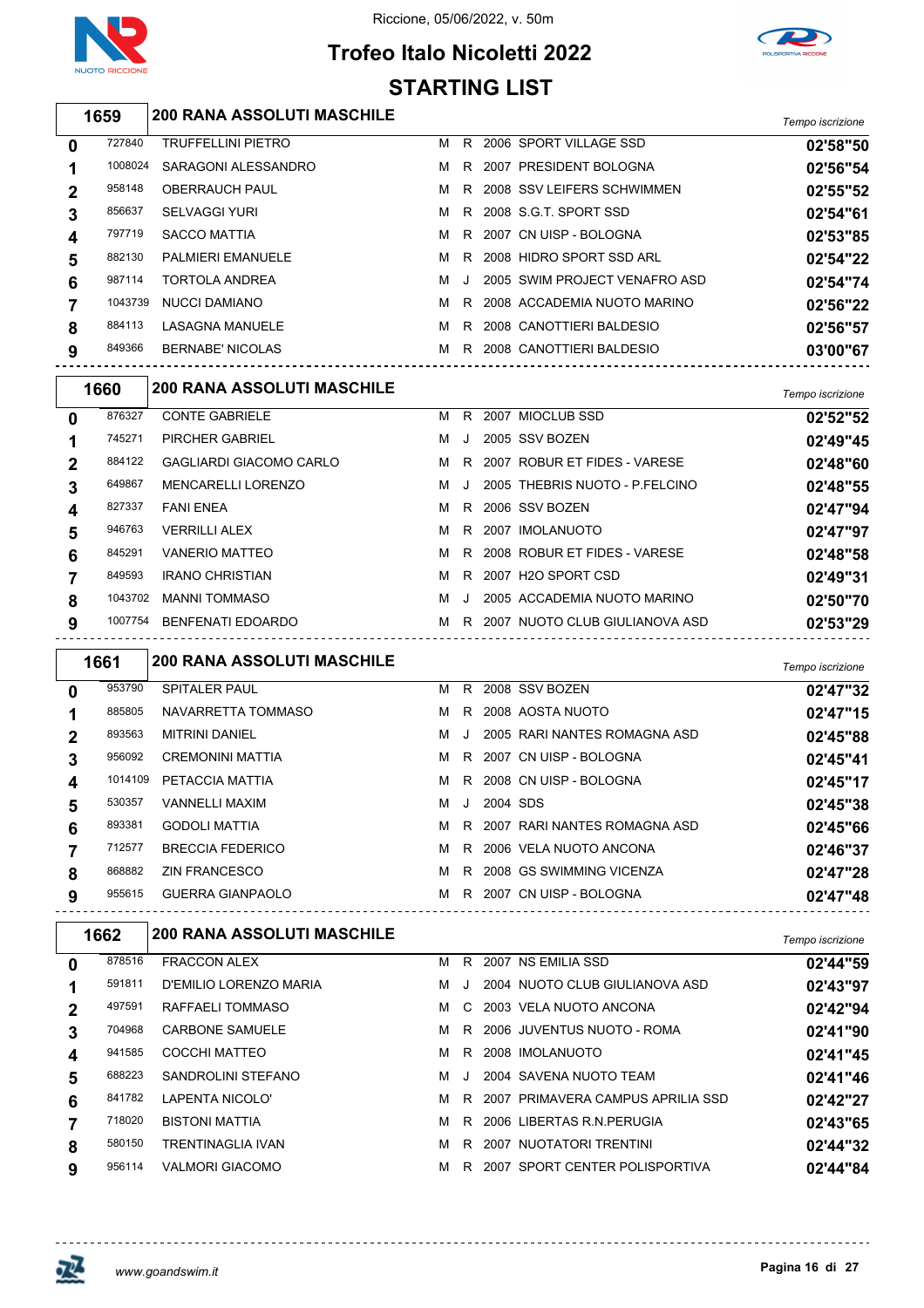Riccione, 05/06/2022, v. 50m

# Trofeo Italo Nicoletti 2022

## STARTING LIST

### 1659 200 RANA ASSOLUTI MASCHILE

| | | | | | | | Tempo iscrizione |
|---|---|---|---|---|---|---|---|
| 0 | 727840 | TRUFFELLINI PIETRO | M | R | 2006 | SPORT VILLAGE SSD | 02'58"50 |
| 1 | 1008024 | SARAGONI ALESSANDRO | M | R | 2007 | PRESIDENT BOLOGNA | 02'56"54 |
| 2 | 958148 | OBERRAUCH PAUL | M | R | 2008 | SSV LEIFERS SCHWIMMEN | 02'55"52 |
| 3 | 856637 | SELVAGGI YURI | M | R | 2008 | S.G.T. SPORT SSD | 02'54"61 |
| 4 | 797719 | SACCO MATTIA | M | R | 2007 | CN UISP - BOLOGNA | 02'53"85 |
| 5 | 882130 | PALMIERI EMANUELE | M | R | 2008 | HIDRO SPORT SSD ARL | 02'54"22 |
| 6 | 987114 | TORTOLA ANDREA | M | J | 2005 | SWIM PROJECT VENAFRO ASD | 02'54"74 |
| 7 | 1043739 | NUCCI DAMIANO | M | R | 2008 | ACCADEMIA NUOTO MARINO | 02'56"22 |
| 8 | 884113 | LASAGNA MANUELE | M | R | 2008 | CANOTTIERI BALDESIO | 02'56"57 |
| 9 | 849366 | BERNABE' NICOLAS | M | R | 2008 | CANOTTIERI BALDESIO | 03'00"67 |

### 1660 200 RANA ASSOLUTI MASCHILE

| | | | | | | | Tempo iscrizione |
|---|---|---|---|---|---|---|---|
| 0 | 876327 | CONTE GABRIELE | M | R | 2007 | MIOCLUB SSD | 02'52"52 |
| 1 | 745271 | PIRCHER GABRIEL | M | J | 2005 | SSV BOZEN | 02'49"45 |
| 2 | 884122 | GAGLIARDI GIACOMO CARLO | M | R | 2007 | ROBUR ET FIDES - VARESE | 02'48"60 |
| 3 | 649867 | MENCARELLI LORENZO | M | J | 2005 | THEBRIS NUOTO - P.FELCINO | 02'48"55 |
| 4 | 827337 | FANI ENEA | M | R | 2006 | SSV BOZEN | 02'47"94 |
| 5 | 946763 | VERRILLI ALEX | M | R | 2007 | IMOLANUOTO | 02'47"97 |
| 6 | 845291 | VANERIO MATTEO | M | R | 2008 | ROBUR ET FIDES - VARESE | 02'48"58 |
| 7 | 849593 | IRANO CHRISTIAN | M | R | 2007 | H2O SPORT CSD | 02'49"31 |
| 8 | 1043702 | MANNI TOMMASO | M | J | 2005 | ACCADEMIA NUOTO MARINO | 02'50"70 |
| 9 | 1007754 | BENFENATI EDOARDO | M | R | 2007 | NUOTO CLUB GIULIANOVA ASD | 02'53"29 |

### 1661 200 RANA ASSOLUTI MASCHILE

| | | | | | | | Tempo iscrizione |
|---|---|---|---|---|---|---|---|
| 0 | 953790 | SPITALER PAUL | M | R | 2008 | SSV BOZEN | 02'47"32 |
| 1 | 885805 | NAVARRETTA TOMMASO | M | R | 2008 | AOSTA NUOTO | 02'47"15 |
| 2 | 893563 | MITRINI DANIEL | M | J | 2005 | RARI NANTES ROMAGNA ASD | 02'45"88 |
| 3 | 956092 | CREMONINI MATTIA | M | R | 2007 | CN UISP - BOLOGNA | 02'45"41 |
| 4 | 1014109 | PETACCIA MATTIA | M | R | 2008 | CN UISP - BOLOGNA | 02'45"17 |
| 5 | 530357 | VANNELLI MAXIM | M | J | 2004 | SDS | 02'45"38 |
| 6 | 893381 | GODOLI MATTIA | M | R | 2007 | RARI NANTES ROMAGNA ASD | 02'45"66 |
| 7 | 712577 | BRECCIA FEDERICO | M | R | 2006 | VELA NUOTO ANCONA | 02'46"37 |
| 8 | 868882 | ZIN FRANCESCO | M | R | 2008 | GS SWIMMING VICENZA | 02'47"28 |
| 9 | 955615 | GUERRA GIANPAOLO | M | R | 2007 | CN UISP - BOLOGNA | 02'47"48 |

### 1662 200 RANA ASSOLUTI MASCHILE

| | | | | | | | Tempo iscrizione |
|---|---|---|---|---|---|---|---|
| 0 | 878516 | FRACCON ALEX | M | R | 2007 | NS EMILIA SSD | 02'44"59 |
| 1 | 591811 | D'EMILIO LORENZO MARIA | M | J | 2004 | NUOTO CLUB GIULIANOVA ASD | 02'43"97 |
| 2 | 497591 | RAFFAELI TOMMASO | M | C | 2003 | VELA NUOTO ANCONA | 02'42"94 |
| 3 | 704968 | CARBONE SAMUELE | M | R | 2006 | JUVENTUS NUOTO - ROMA | 02'41"90 |
| 4 | 941585 | COCCHI MATTEO | M | R | 2008 | IMOLANUOTO | 02'41"45 |
| 5 | 688223 | SANDROLINI STEFANO | M | J | 2004 | SAVENA NUOTO TEAM | 02'41"46 |
| 6 | 841782 | LAPENTA NICOLO' | M | R | 2007 | PRIMAVERA CAMPUS APRILIA SSD | 02'42"27 |
| 7 | 718020 | BISTONI MATTIA | M | R | 2006 | LIBERTAS R.N.PERUGIA | 02'43"65 |
| 8 | 580150 | TRENTINAGLIA IVAN | M | R | 2007 | NUOTATORI TRENTINI | 02'44"32 |
| 9 | 956114 | VALMORI GIACOMO | M | R | 2007 | SPORT CENTER POLISPORTIVA | 02'44"84 |

www.goandswim.it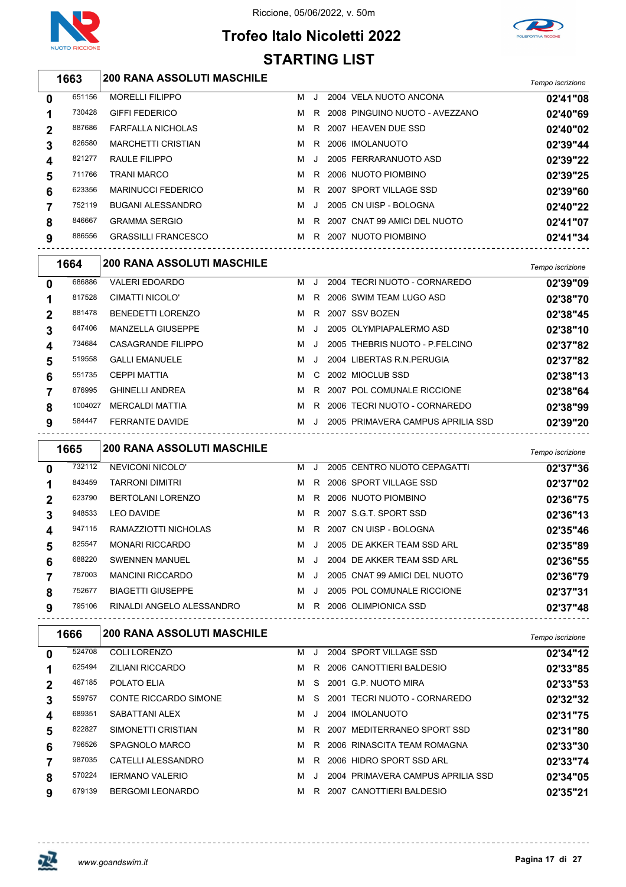Riccione, 05/06/2022, v. 50m

# Trofeo Italo Nicoletti 2022

## STARTING LIST

### 1663 — 200 RANA ASSOLUTI MASCHILE

| Corsia | Tessera | Atleta | Sesso | Cat. | Anno | Società | Tempo iscrizione |
|---|---|---|---|---|---|---|---|
| 0 | 651156 | MORELLI FILIPPO | M | J | 2004 | VELA NUOTO ANCONA | 02'41"08 |
| 1 | 730428 | GIFFI FEDERICO | M | R | 2008 | PINGUINO NUOTO - AVEZZANO | 02'40"69 |
| 2 | 887686 | FARFALLA NICHOLAS | M | R | 2007 | HEAVEN DUE SSD | 02'40"02 |
| 3 | 826580 | MARCHETTI CRISTIAN | M | R | 2006 | IMOLANUOTO | 02'39"44 |
| 4 | 821277 | RAULE FILIPPO | M | J | 2005 | FERRARANUOTO ASD | 02'39"22 |
| 5 | 711766 | TRANI MARCO | M | R | 2006 | NUOTO PIOMBINO | 02'39"25 |
| 6 | 623356 | MARINUCCI FEDERICO | M | R | 2007 | SPORT VILLAGE SSD | 02'39"60 |
| 7 | 752119 | BUGANI ALESSANDRO | M | J | 2005 | CN UISP - BOLOGNA | 02'40"22 |
| 8 | 846667 | GRAMMA SERGIO | M | R | 2007 | CNAT 99 AMICI DEL NUOTO | 02'41"07 |
| 9 | 886556 | GRASSILLI FRANCESCO | M | R | 2007 | NUOTO PIOMBINO | 02'41"34 |

### 1664 — 200 RANA ASSOLUTI MASCHILE

| Corsia | Tessera | Atleta | Sesso | Cat. | Anno | Società | Tempo iscrizione |
|---|---|---|---|---|---|---|---|
| 0 | 686886 | VALERI EDOARDO | M | J | 2004 | TECRI NUOTO - CORNAREDO | 02'39"09 |
| 1 | 817528 | CIMATTI NICOLO' | M | R | 2006 | SWIM TEAM LUGO ASD | 02'38"70 |
| 2 | 881478 | BENEDETTI LORENZO | M | R | 2007 | SSV BOZEN | 02'38"45 |
| 3 | 647406 | MANZELLA GIUSEPPE | M | J | 2005 | OLYMPIAPALERMO ASD | 02'38"10 |
| 4 | 734684 | CASAGRANDE FILIPPO | M | J | 2005 | THEBRIS NUOTO - P.FELCINO | 02'37"82 |
| 5 | 519558 | GALLI EMANUELE | M | J | 2004 | LIBERTAS R.N.PERUGIA | 02'37"82 |
| 6 | 551735 | CEPPI MATTIA | M | C | 2002 | MIOCLUB SSD | 02'38"13 |
| 7 | 876995 | GHINELLI ANDREA | M | R | 2007 | POL COMUNALE RICCIONE | 02'38"64 |
| 8 | 1004027 | MERCALDI MATTIA | M | R | 2006 | TECRI NUOTO - CORNAREDO | 02'38"99 |
| 9 | 584447 | FERRANTE DAVIDE | M | J | 2005 | PRIMAVERA CAMPUS APRILIA SSD | 02'39"20 |

### 1665 — 200 RANA ASSOLUTI MASCHILE

| Corsia | Tessera | Atleta | Sesso | Cat. | Anno | Società | Tempo iscrizione |
|---|---|---|---|---|---|---|---|
| 0 | 732112 | NEVICONI NICOLO' | M | J | 2005 | CENTRO NUOTO CEPAGATTI | 02'37"36 |
| 1 | 843459 | TARRONI DIMITRI | M | R | 2006 | SPORT VILLAGE SSD | 02'37"02 |
| 2 | 623790 | BERTOLANI LORENZO | M | R | 2006 | NUOTO PIOMBINO | 02'36"75 |
| 3 | 948533 | LEO DAVIDE | M | R | 2007 | S.G.T. SPORT SSD | 02'36"13 |
| 4 | 947115 | RAMAZZIOTTI NICHOLAS | M | R | 2007 | CN UISP - BOLOGNA | 02'35"46 |
| 5 | 825547 | MONARI RICCARDO | M | J | 2005 | DE AKKER TEAM SSD ARL | 02'35"89 |
| 6 | 688220 | SWENNEN MANUEL | M | J | 2004 | DE AKKER TEAM SSD ARL | 02'36"55 |
| 7 | 787003 | MANCINI RICCARDO | M | J | 2005 | CNAT 99 AMICI DEL NUOTO | 02'36"79 |
| 8 | 752677 | BIAGETTI GIUSEPPE | M | J | 2005 | POL COMUNALE RICCIONE | 02'37"31 |
| 9 | 795106 | RINALDI ANGELO ALESSANDRO | M | R | 2006 | OLIMPIONICA SSD | 02'37"48 |

### 1666 — 200 RANA ASSOLUTI MASCHILE

| Corsia | Tessera | Atleta | Sesso | Cat. | Anno | Società | Tempo iscrizione |
|---|---|---|---|---|---|---|---|
| 0 | 524708 | COLI LORENZO | M | J | 2004 | SPORT VILLAGE SSD | 02'34"12 |
| 1 | 625494 | ZILIANI RICCARDO | M | R | 2006 | CANOTTIERI BALDESIO | 02'33"85 |
| 2 | 467185 | POLATO ELIA | M | S | 2001 | G.P. NUOTO MIRA | 02'33"53 |
| 3 | 559757 | CONTE RICCARDO SIMONE | M | S | 2001 | TECRI NUOTO - CORNAREDO | 02'32"32 |
| 4 | 689351 | SABATTANI ALEX | M | J | 2004 | IMOLANUOTO | 02'31"75 |
| 5 | 822827 | SIMONETTI CRISTIAN | M | R | 2007 | MEDITERRANEO SPORT SSD | 02'31"80 |
| 6 | 796526 | SPAGNOLO MARCO | M | R | 2006 | RINASCITA TEAM ROMAGNA | 02'33"30 |
| 7 | 987035 | CATELLI ALESSANDRO | M | R | 2006 | HIDRO SPORT SSD ARL | 02'33"74 |
| 8 | 570224 | IERMANO VALERIO | M | J | 2004 | PRIMAVERA CAMPUS APRILIA SSD | 02'34"05 |
| 9 | 679139 | BERGOMI LEONARDO | M | R | 2007 | CANOTTIERI BALDESIO | 02'35"21 |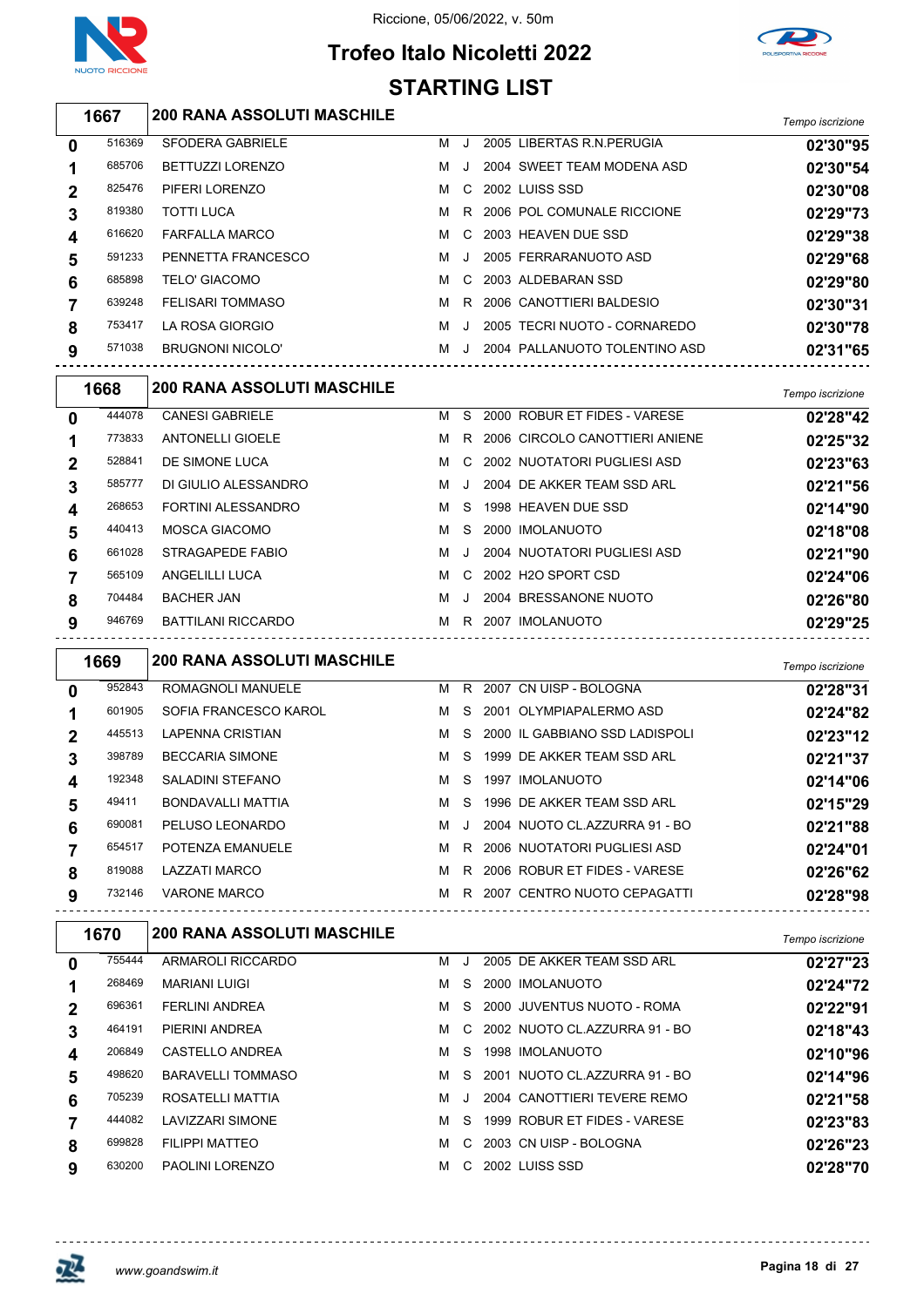Riccione, 05/06/2022, v. 50m

# Trofeo Italo Nicoletti 2022

## STARTING LIST

### 1667 - 200 RANA ASSOLUTI MASCHILE

| Corsia | Matricola | Nome | Sesso | Cat. | Anno | Società | Tempo iscrizione |
|---|---|---|---|---|---|---|---|
| 0 | 516369 | SFODERA GABRIELE | M | J | 2005 | LIBERTAS R.N.PERUGIA | 02'30"95 |
| 1 | 685706 | BETTUZZI LORENZO | M | J | 2004 | SWEET TEAM MODENA ASD | 02'30"54 |
| 2 | 825476 | PIFERI LORENZO | M | C | 2002 | LUISS SSD | 02'30"08 |
| 3 | 819380 | TOTTI LUCA | M | R | 2006 | POL COMUNALE RICCIONE | 02'29"73 |
| 4 | 616620 | FARFALLA MARCO | M | C | 2003 | HEAVEN DUE SSD | 02'29"38 |
| 5 | 591233 | PENNETTA FRANCESCO | M | J | 2005 | FERRARANUOTO ASD | 02'29"68 |
| 6 | 685898 | TELO' GIACOMO | M | C | 2003 | ALDEBARAN SSD | 02'29"80 |
| 7 | 639248 | FELISARI TOMMASO | M | R | 2006 | CANOTTIERI BALDESIO | 02'30"31 |
| 8 | 753417 | LA ROSA GIORGIO | M | J | 2005 | TECRI NUOTO - CORNAREDO | 02'30"78 |
| 9 | 571038 | BRUGNONI NICOLO' | M | J | 2004 | PALLANUOTO TOLENTINO ASD | 02'31"65 |

### 1668 - 200 RANA ASSOLUTI MASCHILE

| Corsia | Matricola | Nome | Sesso | Cat. | Anno | Società | Tempo iscrizione |
|---|---|---|---|---|---|---|---|
| 0 | 444078 | CANESI GABRIELE | M | S | 2000 | ROBUR ET FIDES - VARESE | 02'28"42 |
| 1 | 773833 | ANTONELLI GIOELE | M | R | 2006 | CIRCOLO CANOTTIERI ANIENE | 02'25"32 |
| 2 | 528841 | DE SIMONE LUCA | M | C | 2002 | NUOTATORI PUGLIESI ASD | 02'23"63 |
| 3 | 585777 | DI GIULIO ALESSANDRO | M | J | 2004 | DE AKKER TEAM SSD ARL | 02'21"56 |
| 4 | 268653 | FORTINI ALESSANDRO | M | S | 1998 | HEAVEN DUE SSD | 02'14"90 |
| 5 | 440413 | MOSCA GIACOMO | M | S | 2000 | IMOLANUOTO | 02'18"08 |
| 6 | 661028 | STRAGAPEDE FABIO | M | J | 2004 | NUOTATORI PUGLIESI ASD | 02'21"90 |
| 7 | 565109 | ANGELILLI LUCA | M | C | 2002 | H2O SPORT CSD | 02'24"06 |
| 8 | 704484 | BACHER JAN | M | J | 2004 | BRESSANONE NUOTO | 02'26"80 |
| 9 | 946769 | BATTILANI RICCARDO | M | R | 2007 | IMOLANUOTO | 02'29"25 |

### 1669 - 200 RANA ASSOLUTI MASCHILE

| Corsia | Matricola | Nome | Sesso | Cat. | Anno | Società | Tempo iscrizione |
|---|---|---|---|---|---|---|---|
| 0 | 952843 | ROMAGNOLI MANUELE | M | R | 2007 | CN UISP - BOLOGNA | 02'28"31 |
| 1 | 601905 | SOFIA FRANCESCO KAROL | M | S | 2001 | OLYMPIAPALERMO ASD | 02'24"82 |
| 2 | 445513 | LAPENNA CRISTIAN | M | S | 2000 | IL GABBIANO SSD LADISPOLI | 02'23"12 |
| 3 | 398789 | BECCARIA SIMONE | M | S | 1999 | DE AKKER TEAM SSD ARL | 02'21"37 |
| 4 | 192348 | SALADINI STEFANO | M | S | 1997 | IMOLANUOTO | 02'14"06 |
| 5 | 49411 | BONDAVALLI MATTIA | M | S | 1996 | DE AKKER TEAM SSD ARL | 02'15"29 |
| 6 | 690081 | PELUSO LEONARDO | M | J | 2004 | NUOTO CL.AZZURRA 91 - BO | 02'21"88 |
| 7 | 654517 | POTENZA EMANUELE | M | R | 2006 | NUOTATORI PUGLIESI ASD | 02'24"01 |
| 8 | 819088 | LAZZATI MARCO | M | R | 2006 | ROBUR ET FIDES - VARESE | 02'26"62 |
| 9 | 732146 | VARONE MARCO | M | R | 2007 | CENTRO NUOTO CEPAGATTI | 02'28"98 |

### 1670 - 200 RANA ASSOLUTI MASCHILE

| Corsia | Matricola | Nome | Sesso | Cat. | Anno | Società | Tempo iscrizione |
|---|---|---|---|---|---|---|---|
| 0 | 755444 | ARMAROLI RICCARDO | M | J | 2005 | DE AKKER TEAM SSD ARL | 02'27"23 |
| 1 | 268469 | MARIANI LUIGI | M | S | 2000 | IMOLANUOTO | 02'24"72 |
| 2 | 696361 | FERLINI ANDREA | M | S | 2000 | JUVENTUS NUOTO - ROMA | 02'22"91 |
| 3 | 464191 | PIERINI ANDREA | M | C | 2002 | NUOTO CL.AZZURRA 91 - BO | 02'18"43 |
| 4 | 206849 | CASTELLO ANDREA | M | S | 1998 | IMOLANUOTO | 02'10"96 |
| 5 | 498620 | BARAVELLI TOMMASO | M | S | 2001 | NUOTO CL.AZZURRA 91 - BO | 02'14"96 |
| 6 | 705239 | ROSATELLI MATTIA | M | J | 2004 | CANOTTIERI TEVERE REMO | 02'21"58 |
| 7 | 444082 | LAVIZZARI SIMONE | M | S | 1999 | ROBUR ET FIDES - VARESE | 02'23"83 |
| 8 | 699828 | FILIPPI MATTEO | M | C | 2003 | CN UISP - BOLOGNA | 02'26"23 |
| 9 | 630200 | PAOLINI LORENZO | M | C | 2002 | LUISS SSD | 02'28"70 |

www.goandswim.it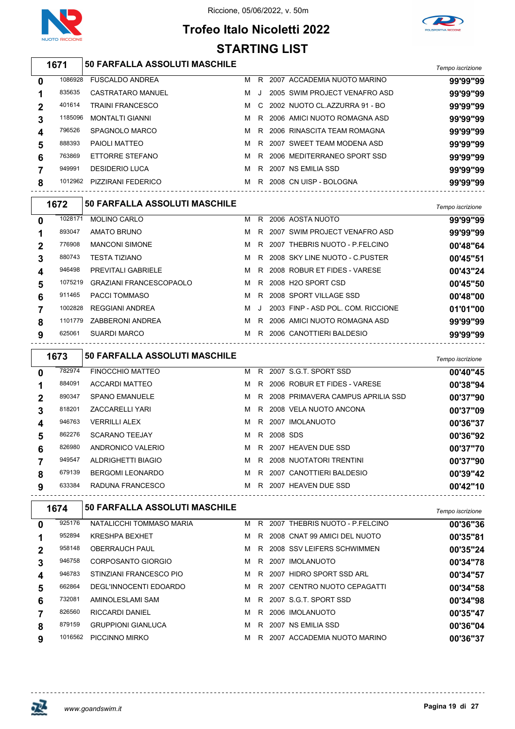Riccione, 05/06/2022, v. 50m

# Trofeo Italo Nicoletti 2022

## STARTING LIST

### 1671 — 50 FARFALLA ASSOLUTI MASCHILE

| Corsia | Tessera | Nome | Sesso | Cat. | Anno | Società | Tempo iscrizione |
|---|---|---|---|---|---|---|---|
| 0 | 1086928 | FUSCALDO ANDREA | M | R | 2007 | ACCADEMIA NUOTO MARINO | 99'99"99 |
| 1 | 835635 | CASTRATARO MANUEL | M | J | 2005 | SWIM PROJECT VENAFRO ASD | 99'99"99 |
| 2 | 401614 | TRAINI FRANCESCO | M | C | 2002 | NUOTO CL.AZZURRA 91 - BO | 99'99"99 |
| 3 | 1185096 | MONTALTI GIANNI | M | R | 2006 | AMICI NUOTO ROMAGNA ASD | 99'99"99 |
| 4 | 796526 | SPAGNOLO MARCO | M | R | 2006 | RINASCITA TEAM ROMAGNA | 99'99"99 |
| 5 | 888393 | PAIOLI MATTEO | M | R | 2007 | SWEET TEAM MODENA ASD | 99'99"99 |
| 6 | 763869 | ETTORRE STEFANO | M | R | 2006 | MEDITERRANEO SPORT SSD | 99'99"99 |
| 7 | 949991 | DESIDERIO LUCA | M | R | 2007 | NS EMILIA SSD | 99'99"99 |
| 8 | 1012962 | PIZZIRANI FEDERICO | M | R | 2008 | CN UISP - BOLOGNA | 99'99"99 |

### 1672 — 50 FARFALLA ASSOLUTI MASCHILE

| Corsia | Tessera | Nome | Sesso | Cat. | Anno | Società | Tempo iscrizione |
|---|---|---|---|---|---|---|---|
| 0 | 1028171 | MOLINO CARLO | M | R | 2006 | AOSTA NUOTO | 99'99"99 |
| 1 | 893047 | AMATO BRUNO | M | R | 2007 | SWIM PROJECT VENAFRO ASD | 99'99"99 |
| 2 | 776908 | MANCONI SIMONE | M | R | 2007 | THEBRIS NUOTO - P.FELCINO | 00'48"64 |
| 3 | 880743 | TESTA TIZIANO | M | R | 2008 | SKY LINE NUOTO - C.PUSTER | 00'45"51 |
| 4 | 946498 | PREVITALI GABRIELE | M | R | 2008 | ROBUR ET FIDES - VARESE | 00'43"24 |
| 5 | 1075219 | GRAZIANI FRANCESCOPAOLO | M | R | 2008 | H2O SPORT CSD | 00'45"50 |
| 6 | 911465 | PACCI TOMMASO | M | R | 2008 | SPORT VILLAGE SSD | 00'48"00 |
| 7 | 1002828 | REGGIANI ANDREA | M | J | 2003 | FINP - ASD POL. COM. RICCIONE | 01'01"00 |
| 8 | 1101779 | ZABBERONI ANDREA | M | R | 2006 | AMICI NUOTO ROMAGNA ASD | 99'99"99 |
| 9 | 625061 | SUARDI MARCO | M | R | 2006 | CANOTTIERI BALDESIO | 99'99"99 |

### 1673 — 50 FARFALLA ASSOLUTI MASCHILE

| Corsia | Tessera | Nome | Sesso | Cat. | Anno | Società | Tempo iscrizione |
|---|---|---|---|---|---|---|---|
| 0 | 782974 | FINOCCHIO MATTEO | M | R | 2007 | S.G.T. SPORT SSD | 00'40"45 |
| 1 | 884091 | ACCARDI MATTEO | M | R | 2006 | ROBUR ET FIDES - VARESE | 00'38"94 |
| 2 | 890347 | SPANO EMANUELE | M | R | 2008 | PRIMAVERA CAMPUS APRILIA SSD | 00'37"90 |
| 3 | 818201 | ZACCARELLI YARI | M | R | 2008 | VELA NUOTO ANCONA | 00'37"09 |
| 4 | 946763 | VERRILLI ALEX | M | R | 2007 | IMOLANUOTO | 00'36"37 |
| 5 | 862276 | SCARANO TEEJAY | M | R | 2008 | SDS | 00'36"92 |
| 6 | 826980 | ANDRONICO VALERIO | M | R | 2007 | HEAVEN DUE SSD | 00'37"70 |
| 7 | 949547 | ALDRIGHETTI BIAGIO | M | R | 2008 | NUOTATORI TRENTINI | 00'37"90 |
| 8 | 679139 | BERGOMI LEONARDO | M | R | 2007 | CANOTTIERI BALDESIO | 00'39"42 |
| 9 | 633384 | RADUNA FRANCESCO | M | R | 2007 | HEAVEN DUE SSD | 00'42"10 |

### 1674 — 50 FARFALLA ASSOLUTI MASCHILE

| Corsia | Tessera | Nome | Sesso | Cat. | Anno | Società | Tempo iscrizione |
|---|---|---|---|---|---|---|---|
| 0 | 925176 | NATALICCHI TOMMASO MARIA | M | R | 2007 | THEBRIS NUOTO - P.FELCINO | 00'36"36 |
| 1 | 952894 | KRESHPA BEXHET | M | R | 2008 | CNAT 99 AMICI DEL NUOTO | 00'35"81 |
| 2 | 958148 | OBERRAUCH PAUL | M | R | 2008 | SSV LEIFERS SCHWIMMEN | 00'35"24 |
| 3 | 946758 | CORPOSANTO GIORGIO | M | R | 2007 | IMOLANUOTO | 00'34"78 |
| 4 | 946783 | STINZIANI FRANCESCO PIO | M | R | 2007 | HIDRO SPORT SSD ARL | 00'34"57 |
| 5 | 662864 | DEGL'INNOCENTI EDOARDO | M | R | 2007 | CENTRO NUOTO CEPAGATTI | 00'34"58 |
| 6 | 732081 | AMINOLESLAMI SAM | M | R | 2007 | S.G.T. SPORT SSD | 00'34"98 |
| 7 | 826560 | RICCARDI DANIEL | M | R | 2006 | IMOLANUOTO | 00'35"47 |
| 8 | 879159 | GRUPPIONI GIANLUCA | M | R | 2007 | NS EMILIA SSD | 00'36"04 |
| 9 | 1016562 | PICCINNO MIRKO | M | R | 2007 | ACCADEMIA NUOTO MARINO | 00'36"37 |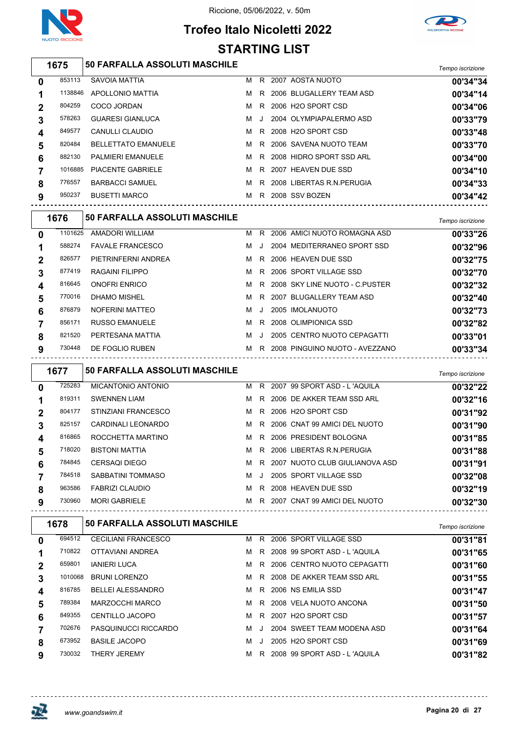Riccione, 05/06/2022, v. 50m

# Trofeo Italo Nicoletti 2022

## STARTING LIST

### 1675 — 50 FARFALLA ASSOLUTI MASCHILE

| Corsia | Tessera | Atleta | Sesso | Cat. | Anno | Società | Tempo iscrizione |
|---|---|---|---|---|---|---|---|
| 0 | 853113 | SAVOIA MATTIA | M | R | 2007 | AOSTA NUOTO | 00'34"34 |
| 1 | 1138846 | APOLLONIO MATTIA | M | R | 2006 | BLUGALLERY TEAM ASD | 00'34"14 |
| 2 | 804259 | COCO JORDAN | M | R | 2006 | H2O SPORT CSD | 00'34"06 |
| 3 | 578263 | GUARESI GIANLUCA | M | J | 2004 | OLYMPIAPALERMO ASD | 00'33"79 |
| 4 | 849577 | CANULLI CLAUDIO | M | R | 2008 | H2O SPORT CSD | 00'33"48 |
| 5 | 820484 | BELLETTATO EMANUELE | M | R | 2006 | SAVENA NUOTO TEAM | 00'33"70 |
| 6 | 882130 | PALMIERI EMANUELE | M | R | 2008 | HIDRO SPORT SSD ARL | 00'34"00 |
| 7 | 1016885 | PIACENTE GABRIELE | M | R | 2007 | HEAVEN DUE SSD | 00'34"10 |
| 8 | 776557 | BARBACCI SAMUEL | M | R | 2008 | LIBERTAS R.N.PERUGIA | 00'34"33 |
| 9 | 950237 | BUSETTI MARCO | M | R | 2008 | SSV BOZEN | 00'34"42 |

### 1676 — 50 FARFALLA ASSOLUTI MASCHILE

| Corsia | Tessera | Atleta | Sesso | Cat. | Anno | Società | Tempo iscrizione |
|---|---|---|---|---|---|---|---|
| 0 | 1101625 | AMADORI WILLIAM | M | R | 2006 | AMICI NUOTO ROMAGNA ASD | 00'33"26 |
| 1 | 588274 | FAVALE FRANCESCO | M | J | 2004 | MEDITERRANEO SPORT SSD | 00'32"96 |
| 2 | 826577 | PIETRINFERNI ANDREA | M | R | 2006 | HEAVEN DUE SSD | 00'32"75 |
| 3 | 877419 | RAGAINI FILIPPO | M | R | 2006 | SPORT VILLAGE SSD | 00'32"70 |
| 4 | 816645 | ONOFRI ENRICO | M | R | 2008 | SKY LINE NUOTO - C.PUSTER | 00'32"32 |
| 5 | 770016 | DHAMO MISHEL | M | R | 2007 | BLUGALLERY TEAM ASD | 00'32"40 |
| 6 | 876879 | NOFERINI MATTEO | M | J | 2005 | IMOLANUOTO | 00'32"73 |
| 7 | 856171 | RUSSO EMANUELE | M | R | 2008 | OLIMPIONICA SSD | 00'32"82 |
| 8 | 821520 | PERTESANA MATTIA | M | J | 2005 | CENTRO NUOTO CEPAGATTI | 00'33"01 |
| 9 | 730448 | DE FOGLIO RUBEN | M | R | 2008 | PINGUINO NUOTO - AVEZZANO | 00'33"34 |

### 1677 — 50 FARFALLA ASSOLUTI MASCHILE

| Corsia | Tessera | Atleta | Sesso | Cat. | Anno | Società | Tempo iscrizione |
|---|---|---|---|---|---|---|---|
| 0 | 725283 | MICANTONIO ANTONIO | M | R | 2007 | 99 SPORT ASD - L 'AQUILA | 00'32"22 |
| 1 | 819311 | SWENNEN LIAM | M | R | 2006 | DE AKKER TEAM SSD ARL | 00'32"16 |
| 2 | 804177 | STINZIANI FRANCESCO | M | R | 2006 | H2O SPORT CSD | 00'31"92 |
| 3 | 825157 | CARDINALI LEONARDO | M | R | 2006 | CNAT 99 AMICI DEL NUOTO | 00'31"90 |
| 4 | 816865 | ROCCHETTA MARTINO | M | R | 2006 | PRESIDENT BOLOGNA | 00'31"85 |
| 5 | 718020 | BISTONI MATTIA | M | R | 2006 | LIBERTAS R.N.PERUGIA | 00'31"88 |
| 6 | 784845 | CERSAQI DIEGO | M | R | 2007 | NUOTO CLUB GIULIANOVA ASD | 00'31"91 |
| 7 | 784518 | SABBATINI TOMMASO | M | J | 2005 | SPORT VILLAGE SSD | 00'32"08 |
| 8 | 963586 | FABRIZI CLAUDIO | M | R | 2008 | HEAVEN DUE SSD | 00'32"19 |
| 9 | 730960 | MORI GABRIELE | M | R | 2007 | CNAT 99 AMICI DEL NUOTO | 00'32"30 |

### 1678 — 50 FARFALLA ASSOLUTI MASCHILE

| Corsia | Tessera | Atleta | Sesso | Cat. | Anno | Società | Tempo iscrizione |
|---|---|---|---|---|---|---|---|
| 0 | 694512 | CECILIANI FRANCESCO | M | R | 2006 | SPORT VILLAGE SSD | 00'31"81 |
| 1 | 710822 | OTTAVIANI ANDREA | M | R | 2008 | 99 SPORT ASD - L 'AQUILA | 00'31"65 |
| 2 | 659801 | IANIERI LUCA | M | R | 2006 | CENTRO NUOTO CEPAGATTI | 00'31"60 |
| 3 | 1010068 | BRUNI LORENZO | M | R | 2008 | DE AKKER TEAM SSD ARL | 00'31"55 |
| 4 | 816785 | BELLEI ALESSANDRO | M | R | 2006 | NS EMILIA SSD | 00'31"47 |
| 5 | 789384 | MARZOCCHI MARCO | M | R | 2008 | VELA NUOTO ANCONA | 00'31"50 |
| 6 | 849355 | CENTILLO JACOPO | M | R | 2007 | H2O SPORT CSD | 00'31"57 |
| 7 | 702676 | PASQUINUCCI RICCARDO | M | J | 2004 | SWEET TEAM MODENA ASD | 00'31"64 |
| 8 | 673952 | BASILE JACOPO | M | J | 2005 | H2O SPORT CSD | 00'31"69 |
| 9 | 730032 | THERY JEREMY | M | R | 2008 | 99 SPORT ASD - L 'AQUILA | 00'31"82 |

www.goandswim.it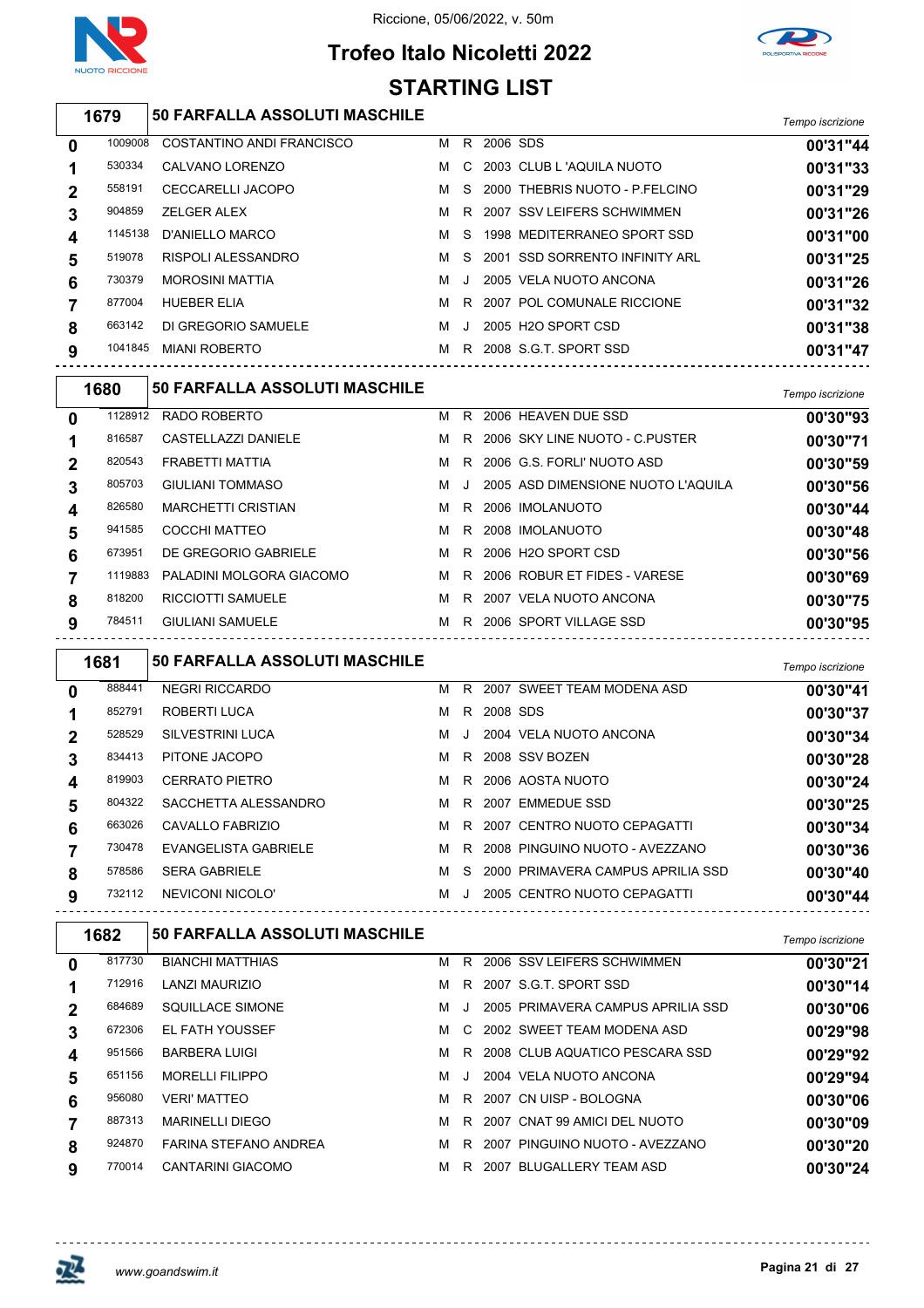# Trofeo Italo Nicoletti 2022

Riccione, 05/06/2022, v. 50m

## STARTING LIST

### 1679 — 50 FARFALLA ASSOLUTI MASCHILE

| Corsia | Tessera | Atleta | Sesso | Cat. | Anno | Società | Tempo iscrizione |
|---|---|---|---|---|---|---|---|
| 0 | 1009008 | COSTANTINO ANDI FRANCISCO | M | R | 2006 | SDS | 00'31"44 |
| 1 | 530334 | CALVANO LORENZO | M | C | 2003 | CLUB L 'AQUILA NUOTO | 00'31"33 |
| 2 | 558191 | CECCARELLI JACOPO | M | S | 2000 | THEBRIS NUOTO - P.FELCINO | 00'31"29 |
| 3 | 904859 | ZELGER ALEX | M | R | 2007 | SSV LEIFERS SCHWIMMEN | 00'31"26 |
| 4 | 1145138 | D'ANIELLO MARCO | M | S | 1998 | MEDITERRANEO SPORT SSD | 00'31"00 |
| 5 | 519078 | RISPOLI ALESSANDRO | M | S | 2001 | SSD SORRENTO INFINITY ARL | 00'31"25 |
| 6 | 730379 | MOROSINI MATTIA | M | J | 2005 | VELA NUOTO ANCONA | 00'31"26 |
| 7 | 877004 | HUEBER ELIA | M | R | 2007 | POL COMUNALE RICCIONE | 00'31"32 |
| 8 | 663142 | DI GREGORIO SAMUELE | M | J | 2005 | H2O SPORT CSD | 00'31"38 |
| 9 | 1041845 | MIANI ROBERTO | M | R | 2008 | S.G.T. SPORT SSD | 00'31"47 |

### 1680 — 50 FARFALLA ASSOLUTI MASCHILE

| Corsia | Tessera | Atleta | Sesso | Cat. | Anno | Società | Tempo iscrizione |
|---|---|---|---|---|---|---|---|
| 0 | 1128912 | RADO ROBERTO | M | R | 2006 | HEAVEN DUE SSD | 00'30"93 |
| 1 | 816587 | CASTELLAZZI DANIELE | M | R | 2006 | SKY LINE NUOTO - C.PUSTER | 00'30"71 |
| 2 | 820543 | FRABETTI MATTIA | M | R | 2006 | G.S. FORLI' NUOTO ASD | 00'30"59 |
| 3 | 805703 | GIULIANI TOMMASO | M | J | 2005 | ASD DIMENSIONE NUOTO L'AQUILA | 00'30"56 |
| 4 | 826580 | MARCHETTI CRISTIAN | M | R | 2006 | IMOLANUOTO | 00'30"44 |
| 5 | 941585 | COCCHI MATTEO | M | R | 2008 | IMOLANUOTO | 00'30"48 |
| 6 | 673951 | DE GREGORIO GABRIELE | M | R | 2006 | H2O SPORT CSD | 00'30"56 |
| 7 | 1119883 | PALADINI MOLGORA GIACOMO | M | R | 2006 | ROBUR ET FIDES - VARESE | 00'30"69 |
| 8 | 818200 | RICCIOTTI SAMUELE | M | R | 2007 | VELA NUOTO ANCONA | 00'30"75 |
| 9 | 784511 | GIULIANI SAMUELE | M | R | 2006 | SPORT VILLAGE SSD | 00'30"95 |

### 1681 — 50 FARFALLA ASSOLUTI MASCHILE

| Corsia | Tessera | Atleta | Sesso | Cat. | Anno | Società | Tempo iscrizione |
|---|---|---|---|---|---|---|---|
| 0 | 888441 | NEGRI RICCARDO | M | R | 2007 | SWEET TEAM MODENA ASD | 00'30"41 |
| 1 | 852791 | ROBERTI LUCA | M | R | 2008 | SDS | 00'30"37 |
| 2 | 528529 | SILVESTRINI LUCA | M | J | 2004 | VELA NUOTO ANCONA | 00'30"34 |
| 3 | 834413 | PITONE JACOPO | M | R | 2008 | SSV BOZEN | 00'30"28 |
| 4 | 819903 | CERRATO PIETRO | M | R | 2006 | AOSTA NUOTO | 00'30"24 |
| 5 | 804322 | SACCHETTA ALESSANDRO | M | R | 2007 | EMMEDUE SSD | 00'30"25 |
| 6 | 663026 | CAVALLO FABRIZIO | M | R | 2007 | CENTRO NUOTO CEPAGATTI | 00'30"34 |
| 7 | 730478 | EVANGELISTA GABRIELE | M | R | 2008 | PINGUINO NUOTO - AVEZZANO | 00'30"36 |
| 8 | 578586 | SERA GABRIELE | M | S | 2000 | PRIMAVERA CAMPUS APRILIA SSD | 00'30"40 |
| 9 | 732112 | NEVICONI NICOLO' | M | J | 2005 | CENTRO NUOTO CEPAGATTI | 00'30"44 |

### 1682 — 50 FARFALLA ASSOLUTI MASCHILE

| Corsia | Tessera | Atleta | Sesso | Cat. | Anno | Società | Tempo iscrizione |
|---|---|---|---|---|---|---|---|
| 0 | 817730 | BIANCHI MATTHIAS | M | R | 2006 | SSV LEIFERS SCHWIMMEN | 00'30"21 |
| 1 | 712916 | LANZI MAURIZIO | M | R | 2007 | S.G.T. SPORT SSD | 00'30"14 |
| 2 | 684689 | SQUILLACE SIMONE | M | J | 2005 | PRIMAVERA CAMPUS APRILIA SSD | 00'30"06 |
| 3 | 672306 | EL FATH YOUSSEF | M | C | 2002 | SWEET TEAM MODENA ASD | 00'29"98 |
| 4 | 951566 | BARBERA LUIGI | M | R | 2008 | CLUB AQUATICO PESCARA SSD | 00'29"92 |
| 5 | 651156 | MORELLI FILIPPO | M | J | 2004 | VELA NUOTO ANCONA | 00'29"94 |
| 6 | 956080 | VERI' MATTEO | M | R | 2007 | CN UISP - BOLOGNA | 00'30"06 |
| 7 | 887313 | MARINELLI DIEGO | M | R | 2007 | CNAT 99 AMICI DEL NUOTO | 00'30"09 |
| 8 | 924870 | FARINA STEFANO ANDREA | M | R | 2007 | PINGUINO NUOTO - AVEZZANO | 00'30"20 |
| 9 | 770014 | CANTARINI GIACOMO | M | R | 2007 | BLUGALLERY TEAM ASD | 00'30"24 |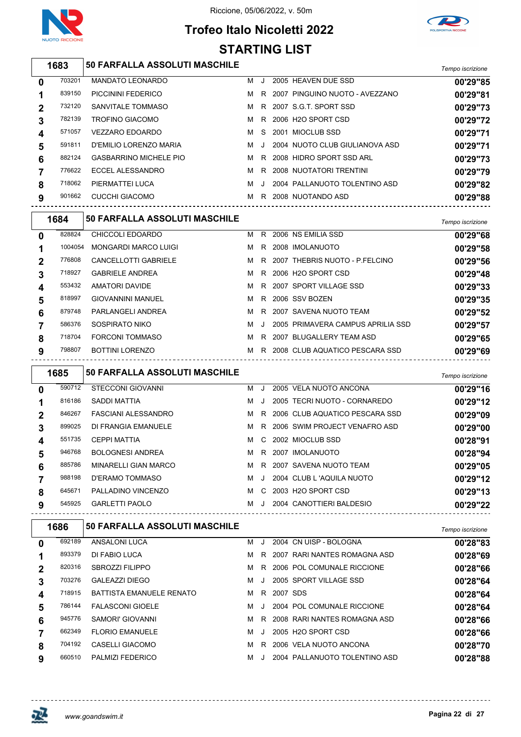Riccione, 05/06/2022, v. 50m

# Trofeo Italo Nicoletti 2022

## STARTING LIST

### 1683 — 50 FARFALLA ASSOLUTI MASCHILE

| | | | | | | | Tempo iscrizione |
|---|---|---|---|---|---|---|---|
| 0 | 703201 | MANDATO LEONARDO | M | J | 2005 | HEAVEN DUE SSD | 00'29"85 |
| 1 | 839150 | PICCININI FEDERICO | M | R | 2007 | PINGUINO NUOTO - AVEZZANO | 00'29"81 |
| 2 | 732120 | SANVITALE TOMMASO | M | R | 2007 | S.G.T. SPORT SSD | 00'29"73 |
| 3 | 782139 | TROFINO GIACOMO | M | R | 2006 | H2O SPORT CSD | 00'29"72 |
| 4 | 571057 | VEZZARO EDOARDO | M | S | 2001 | MIOCLUB SSD | 00'29"71 |
| 5 | 591811 | D'EMILIO LORENZO MARIA | M | J | 2004 | NUOTO CLUB GIULIANOVA ASD | 00'29"71 |
| 6 | 882124 | GASBARRINO MICHELE PIO | M | R | 2008 | HIDRO SPORT SSD ARL | 00'29"73 |
| 7 | 776622 | ECCEL ALESSANDRO | M | R | 2008 | NUOTATORI TRENTINI | 00'29"79 |
| 8 | 718062 | PIERMATTEI LUCA | M | J | 2004 | PALLANUOTO TOLENTINO ASD | 00'29"82 |
| 9 | 901662 | CUCCHI GIACOMO | M | R | 2008 | NUOTANDO ASD | 00'29"88 |

### 1684 — 50 FARFALLA ASSOLUTI MASCHILE

| | | | | | | | Tempo iscrizione |
|---|---|---|---|---|---|---|---|
| 0 | 828824 | CHICCOLI EDOARDO | M | R | 2006 | NS EMILIA SSD | 00'29"68 |
| 1 | 1004054 | MONGARDI MARCO LUIGI | M | R | 2008 | IMOLANUOTO | 00'29"58 |
| 2 | 776808 | CANCELLOTTI GABRIELE | M | R | 2007 | THEBRIS NUOTO - P.FELCINO | 00'29"56 |
| 3 | 718927 | GABRIELE ANDREA | M | R | 2006 | H2O SPORT CSD | 00'29"48 |
| 4 | 553432 | AMATORI DAVIDE | M | R | 2007 | SPORT VILLAGE SSD | 00'29"33 |
| 5 | 818997 | GIOVANNINI MANUEL | M | R | 2006 | SSV BOZEN | 00'29"35 |
| 6 | 879748 | PARLANGELI ANDREA | M | R | 2007 | SAVENA NUOTO TEAM | 00'29"52 |
| 7 | 586376 | SOSPIRATO NIKO | M | J | 2005 | PRIMAVERA CAMPUS APRILIA SSD | 00'29"57 |
| 8 | 718704 | FORCONI TOMMASO | M | R | 2007 | BLUGALLERY TEAM ASD | 00'29"65 |
| 9 | 798807 | BOTTINI LORENZO | M | R | 2008 | CLUB AQUATICO PESCARA SSD | 00'29"69 |

### 1685 — 50 FARFALLA ASSOLUTI MASCHILE

| | | | | | | | Tempo iscrizione |
|---|---|---|---|---|---|---|---|
| 0 | 590712 | STECCONI GIOVANNI | M | J | 2005 | VELA NUOTO ANCONA | 00'29"16 |
| 1 | 816186 | SADDI MATTIA | M | J | 2005 | TECRI NUOTO - CORNAREDO | 00'29"12 |
| 2 | 846267 | FASCIANI ALESSANDRO | M | R | 2006 | CLUB AQUATICO PESCARA SSD | 00'29"09 |
| 3 | 899025 | DI FRANGIA EMANUELE | M | R | 2006 | SWIM PROJECT VENAFRO ASD | 00'29"00 |
| 4 | 551735 | CEPPI MATTIA | M | C | 2002 | MIOCLUB SSD | 00'28"91 |
| 5 | 946768 | BOLOGNESI ANDREA | M | R | 2007 | IMOLANUOTO | 00'28"94 |
| 6 | 885786 | MINARELLI GIAN MARCO | M | R | 2007 | SAVENA NUOTO TEAM | 00'29"05 |
| 7 | 988198 | D'ERAMO TOMMASO | M | J | 2004 | CLUB L 'AQUILA NUOTO | 00'29"12 |
| 8 | 645671 | PALLADINO VINCENZO | M | C | 2003 | H2O SPORT CSD | 00'29"13 |
| 9 | 545925 | GARLETTI PAOLO | M | J | 2004 | CANOTTIERI BALDESIO | 00'29"22 |

### 1686 — 50 FARFALLA ASSOLUTI MASCHILE

| | | | | | | | Tempo iscrizione |
|---|---|---|---|---|---|---|---|
| 0 | 692189 | ANSALONI LUCA | M | J | 2004 | CN UISP - BOLOGNA | 00'28"83 |
| 1 | 893379 | DI FABIO LUCA | M | R | 2007 | RARI NANTES ROMAGNA ASD | 00'28"69 |
| 2 | 820316 | SBROZZI FILIPPO | M | R | 2006 | POL COMUNALE RICCIONE | 00'28"66 |
| 3 | 703276 | GALEAZZI DIEGO | M | J | 2005 | SPORT VILLAGE SSD | 00'28"64 |
| 4 | 718915 | BATTISTA EMANUELE RENATO | M | R | 2007 | SDS | 00'28"64 |
| 5 | 786144 | FALASCONI GIOELE | M | J | 2004 | POL COMUNALE RICCIONE | 00'28"64 |
| 6 | 945776 | SAMORI' GIOVANNI | M | R | 2008 | RARI NANTES ROMAGNA ASD | 00'28"66 |
| 7 | 662349 | FLORIO EMANUELE | M | J | 2005 | H2O SPORT CSD | 00'28"66 |
| 8 | 704192 | CASELLI GIACOMO | M | R | 2006 | VELA NUOTO ANCONA | 00'28"70 |
| 9 | 660510 | PALMIZI FEDERICO | M | J | 2004 | PALLANUOTO TOLENTINO ASD | 00'28"88 |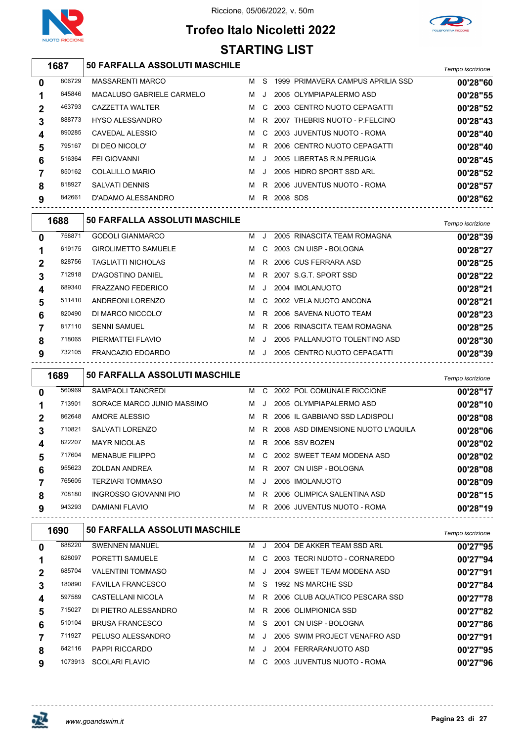Riccione, 05/06/2022, v. 50m

# Trofeo Italo Nicoletti 2022

## STARTING LIST

### 1687 — 50 FARFALLA ASSOLUTI MASCHILE

| Corsia | Tessera | Atleta | Sesso | Cat. | Anno | Società | Tempo iscrizione |
|---|---|---|---|---|---|---|---|
| 0 | 806729 | MASSARENTI MARCO | M | S | 1999 | PRIMAVERA CAMPUS APRILIA SSD | 00'28"60 |
| 1 | 645846 | MACALUSO GABRIELE CARMELO | M | J | 2005 | OLYMPIAPALERMO ASD | 00'28"55 |
| 2 | 463793 | CAZZETTA WALTER | M | C | 2003 | CENTRO NUOTO CEPAGATTI | 00'28"52 |
| 3 | 888773 | HYSO ALESSANDRO | M | R | 2007 | THEBRIS NUOTO - P.FELCINO | 00'28"43 |
| 4 | 890285 | CAVEDAL ALESSIO | M | C | 2003 | JUVENTUS NUOTO - ROMA | 00'28"40 |
| 5 | 795167 | DI DEO NICOLO' | M | R | 2006 | CENTRO NUOTO CEPAGATTI | 00'28"40 |
| 6 | 516364 | FEI GIOVANNI | M | J | 2005 | LIBERTAS R.N.PERUGIA | 00'28"45 |
| 7 | 850162 | COLALILLO MARIO | M | J | 2005 | HIDRO SPORT SSD ARL | 00'28"52 |
| 8 | 818927 | SALVATI DENNIS | M | R | 2006 | JUVENTUS NUOTO - ROMA | 00'28"57 |
| 9 | 842661 | D'ADAMO ALESSANDRO | M | R | 2008 | SDS | 00'28"62 |

### 1688 — 50 FARFALLA ASSOLUTI MASCHILE

| Corsia | Tessera | Atleta | Sesso | Cat. | Anno | Società | Tempo iscrizione |
|---|---|---|---|---|---|---|---|
| 0 | 758871 | GODOLI GIANMARCO | M | J | 2005 | RINASCITA TEAM ROMAGNA | 00'28"39 |
| 1 | 619175 | GIROLIMETTO SAMUELE | M | C | 2003 | CN UISP - BOLOGNA | 00'28"27 |
| 2 | 828756 | TAGLIATTI NICHOLAS | M | R | 2006 | CUS FERRARA ASD | 00'28"25 |
| 3 | 712918 | D'AGOSTINO DANIEL | M | R | 2007 | S.G.T. SPORT SSD | 00'28"22 |
| 4 | 689340 | FRAZZANO FEDERICO | M | J | 2004 | IMOLANUOTO | 00'28"21 |
| 5 | 511410 | ANDREONI LORENZO | M | C | 2002 | VELA NUOTO ANCONA | 00'28"21 |
| 6 | 820490 | DI MARCO NICCOLO' | M | R | 2006 | SAVENA NUOTO TEAM | 00'28"23 |
| 7 | 817110 | SENNI SAMUEL | M | R | 2006 | RINASCITA TEAM ROMAGNA | 00'28"25 |
| 8 | 718065 | PIERMATTEI FLAVIO | M | J | 2005 | PALLANUOTO TOLENTINO ASD | 00'28"30 |
| 9 | 732105 | FRANCAZIO EDOARDO | M | J | 2005 | CENTRO NUOTO CEPAGATTI | 00'28"39 |

### 1689 — 50 FARFALLA ASSOLUTI MASCHILE

| Corsia | Tessera | Atleta | Sesso | Cat. | Anno | Società | Tempo iscrizione |
|---|---|---|---|---|---|---|---|
| 0 | 560969 | SAMPAOLI TANCREDI | M | C | 2002 | POL COMUNALE RICCIONE | 00'28"17 |
| 1 | 713901 | SORACE MARCO JUNIO MASSIMO | M | J | 2005 | OLYMPIAPALERMO ASD | 00'28"10 |
| 2 | 862648 | AMORE ALESSIO | M | R | 2006 | IL GABBIANO SSD LADISPOLI | 00'28"08 |
| 3 | 710821 | SALVATI LORENZO | M | R | 2008 | ASD DIMENSIONE NUOTO L'AQUILA | 00'28"06 |
| 4 | 822207 | MAYR NICOLAS | M | R | 2006 | SSV BOZEN | 00'28"02 |
| 5 | 717604 | MENABUE FILIPPO | M | C | 2002 | SWEET TEAM MODENA ASD | 00'28"02 |
| 6 | 955623 | ZOLDAN ANDREA | M | R | 2007 | CN UISP - BOLOGNA | 00'28"08 |
| 7 | 765605 | TERZIARI TOMMASO | M | J | 2005 | IMOLANUOTO | 00'28"09 |
| 8 | 708180 | INGROSSO GIOVANNI PIO | M | R | 2006 | OLIMPICA SALENTINA ASD | 00'28"15 |
| 9 | 943293 | DAMIANI FLAVIO | M | R | 2006 | JUVENTUS NUOTO - ROMA | 00'28"19 |

### 1690 — 50 FARFALLA ASSOLUTI MASCHILE

| Corsia | Tessera | Atleta | Sesso | Cat. | Anno | Società | Tempo iscrizione |
|---|---|---|---|---|---|---|---|
| 0 | 688220 | SWENNEN MANUEL | M | J | 2004 | DE AKKER TEAM SSD ARL | 00'27"95 |
| 1 | 628097 | PORETTI SAMUELE | M | C | 2003 | TECRI NUOTO - CORNAREDO | 00'27"94 |
| 2 | 685704 | VALENTINI TOMMASO | M | J | 2004 | SWEET TEAM MODENA ASD | 00'27"91 |
| 3 | 180890 | FAVILLA FRANCESCO | M | S | 1992 | NS MARCHE SSD | 00'27"84 |
| 4 | 597589 | CASTELLANI NICOLA | M | R | 2006 | CLUB AQUATICO PESCARA SSD | 00'27"78 |
| 5 | 715027 | DI PIETRO ALESSANDRO | M | R | 2006 | OLIMPIONICA SSD | 00'27"82 |
| 6 | 510104 | BRUSA FRANCESCO | M | S | 2001 | CN UISP - BOLOGNA | 00'27"86 |
| 7 | 711927 | PELUSO ALESSANDRO | M | J | 2005 | SWIM PROJECT VENAFRO ASD | 00'27"91 |
| 8 | 642116 | PAPPI RICCARDO | M | J | 2004 | FERRARANUOTO ASD | 00'27"95 |
| 9 | 1073913 | SCOLARI FLAVIO | M | C | 2003 | JUVENTUS NUOTO - ROMA | 00'27"96 |

www.goandswim.it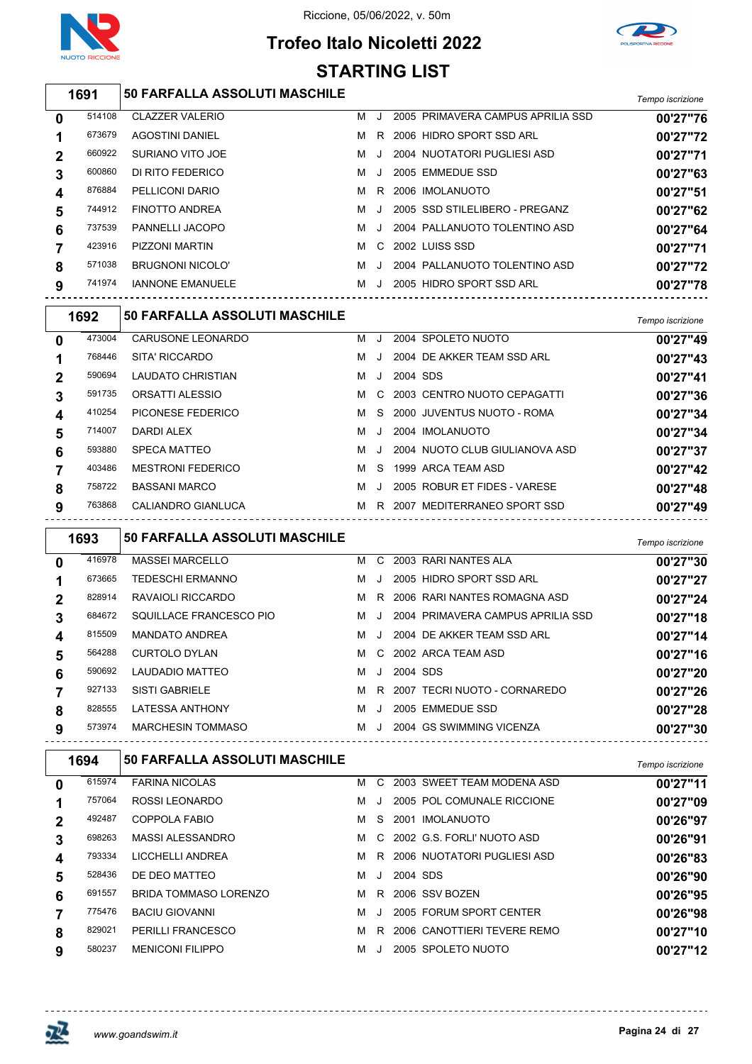Riccione, 05/06/2022, v. 50m

# Trofeo Italo Nicoletti 2022

## STARTING LIST

### 1691 — 50 FARFALLA ASSOLUTI MASCHILE

| | | | | | | | Tempo iscrizione |
|---|---|---|---|---|---|---|---|
| 0 | 514108 | CLAZZER VALERIO | M | J | 2005 | PRIMAVERA CAMPUS APRILIA SSD | 00'27"76 |
| 1 | 673679 | AGOSTINI DANIEL | M | R | 2006 | HIDRO SPORT SSD ARL | 00'27"72 |
| 2 | 660922 | SURIANO VITO JOE | M | J | 2004 | NUOTATORI PUGLIESI ASD | 00'27"71 |
| 3 | 600860 | DI RITO FEDERICO | M | J | 2005 | EMMEDUE SSD | 00'27"63 |
| 4 | 876884 | PELLICONI DARIO | M | R | 2006 | IMOLANUOTO | 00'27"51 |
| 5 | 744912 | FINOTTO ANDREA | M | J | 2005 | SSD STILELIBERO - PREGANZ | 00'27"62 |
| 6 | 737539 | PANNELLI JACOPO | M | J | 2004 | PALLANUOTO TOLENTINO ASD | 00'27"64 |
| 7 | 423916 | PIZZONI MARTIN | M | C | 2002 | LUISS SSD | 00'27"71 |
| 8 | 571038 | BRUGNONI NICOLO' | M | J | 2004 | PALLANUOTO TOLENTINO ASD | 00'27"72 |
| 9 | 741974 | IANNONE EMANUELE | M | J | 2005 | HIDRO SPORT SSD ARL | 00'27"78 |

### 1692 — 50 FARFALLA ASSOLUTI MASCHILE

| | | | | | | | Tempo iscrizione |
|---|---|---|---|---|---|---|---|
| 0 | 473004 | CARUSONE LEONARDO | M | J | 2004 | SPOLETO NUOTO | 00'27"49 |
| 1 | 768446 | SITA' RICCARDO | M | J | 2004 | DE AKKER TEAM SSD ARL | 00'27"43 |
| 2 | 590694 | LAUDATO CHRISTIAN | M | J | 2004 | SDS | 00'27"41 |
| 3 | 591735 | ORSATTI ALESSIO | M | C | 2003 | CENTRO NUOTO CEPAGATTI | 00'27"36 |
| 4 | 410254 | PICONESE FEDERICO | M | S | 2000 | JUVENTUS NUOTO - ROMA | 00'27"34 |
| 5 | 714007 | DARDI ALEX | M | J | 2004 | IMOLANUOTO | 00'27"34 |
| 6 | 593880 | SPECA MATTEO | M | J | 2004 | NUOTO CLUB GIULIANOVA ASD | 00'27"37 |
| 7 | 403486 | MESTRONI FEDERICO | M | S | 1999 | ARCA TEAM ASD | 00'27"42 |
| 8 | 758722 | BASSANI MARCO | M | J | 2005 | ROBUR ET FIDES - VARESE | 00'27"48 |
| 9 | 763868 | CALIANDRO GIANLUCA | M | R | 2007 | MEDITERRANEO SPORT SSD | 00'27"49 |

### 1693 — 50 FARFALLA ASSOLUTI MASCHILE

| | | | | | | | Tempo iscrizione |
|---|---|---|---|---|---|---|---|
| 0 | 416978 | MASSEI MARCELLO | M | C | 2003 | RARI NANTES ALA | 00'27"30 |
| 1 | 673665 | TEDESCHI ERMANNO | M | J | 2005 | HIDRO SPORT SSD ARL | 00'27"27 |
| 2 | 828914 | RAVAIOLI RICCARDO | M | R | 2006 | RARI NANTES ROMAGNA ASD | 00'27"24 |
| 3 | 684672 | SQUILLACE FRANCESCO PIO | M | J | 2004 | PRIMAVERA CAMPUS APRILIA SSD | 00'27"18 |
| 4 | 815509 | MANDATO ANDREA | M | J | 2004 | DE AKKER TEAM SSD ARL | 00'27"14 |
| 5 | 564288 | CURTOLO DYLAN | M | C | 2002 | ARCA TEAM ASD | 00'27"16 |
| 6 | 590692 | LAUDADIO MATTEO | M | J | 2004 | SDS | 00'27"20 |
| 7 | 927133 | SISTI GABRIELE | M | R | 2007 | TECRI NUOTO - CORNAREDO | 00'27"26 |
| 8 | 828555 | LATESSA ANTHONY | M | J | 2005 | EMMEDUE SSD | 00'27"28 |
| 9 | 573974 | MARCHESIN TOMMASO | M | J | 2004 | GS SWIMMING VICENZA | 00'27"30 |

### 1694 — 50 FARFALLA ASSOLUTI MASCHILE

| | | | | | | | Tempo iscrizione |
|---|---|---|---|---|---|---|---|
| 0 | 615974 | FARINA NICOLAS | M | C | 2003 | SWEET TEAM MODENA ASD | 00'27"11 |
| 1 | 757064 | ROSSI LEONARDO | M | J | 2005 | POL COMUNALE RICCIONE | 00'27"09 |
| 2 | 492487 | COPPOLA FABIO | M | S | 2001 | IMOLANUOTO | 00'26"97 |
| 3 | 698263 | MASSI ALESSANDRO | M | C | 2002 | G.S. FORLI' NUOTO ASD | 00'26"91 |
| 4 | 793334 | LICCHELLI ANDREA | M | R | 2006 | NUOTATORI PUGLIESI ASD | 00'26"83 |
| 5 | 528436 | DE DEO MATTEO | M | J | 2004 | SDS | 00'26"90 |
| 6 | 691557 | BRIDA TOMMASO LORENZO | M | R | 2006 | SSV BOZEN | 00'26"95 |
| 7 | 775476 | BACIU GIOVANNI | M | J | 2005 | FORUM SPORT CENTER | 00'26"98 |
| 8 | 829021 | PERILLI FRANCESCO | M | R | 2006 | CANOTTIERI TEVERE REMO | 00'27"10 |
| 9 | 580237 | MENICONI FILIPPO | M | J | 2005 | SPOLETO NUOTO | 00'27"12 |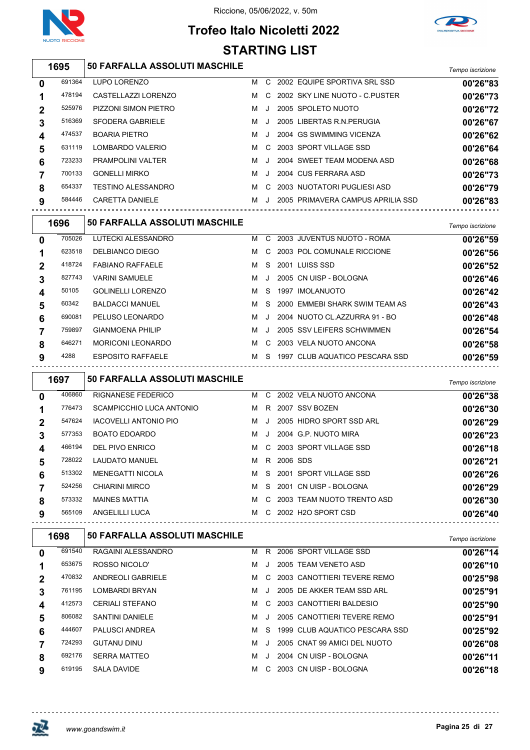Riccione, 05/06/2022, v. 50m

# Trofeo Italo Nicoletti 2022

## STARTING LIST

| 1695 | 50 FARFALLA ASSOLUTI MASCHILE | | | | | | Tempo iscrizione |
|---|---|---|---|---|---|---|---|
| 0 | 691364 | LUPO LORENZO | M | C | 2002 | EQUIPE SPORTIVA SRL SSD | 00'26"83 |
| 1 | 478194 | CASTELLAZZI LORENZO | M | C | 2002 | SKY LINE NUOTO - C.PUSTER | 00'26"73 |
| 2 | 525976 | PIZZONI SIMON PIETRO | M | J | 2005 | SPOLETO NUOTO | 00'26"72 |
| 3 | 516369 | SFODERA GABRIELE | M | J | 2005 | LIBERTAS R.N.PERUGIA | 00'26"67 |
| 4 | 474537 | BOARIA PIETRO | M | J | 2004 | GS SWIMMING VICENZA | 00'26"62 |
| 5 | 631119 | LOMBARDO VALERIO | M | C | 2003 | SPORT VILLAGE SSD | 00'26"64 |
| 6 | 723233 | PRAMPOLINI VALTER | M | J | 2004 | SWEET TEAM MODENA ASD | 00'26"68 |
| 7 | 700133 | GONELLI MIRKO | M | J | 2004 | CUS FERRARA ASD | 00'26"73 |
| 8 | 654337 | TESTINO ALESSANDRO | M | C | 2003 | NUOTATORI PUGLIESI ASD | 00'26"79 |
| 9 | 584446 | CARETTA DANIELE | M | J | 2005 | PRIMAVERA CAMPUS APRILIA SSD | 00'26"83 |

| 1696 | 50 FARFALLA ASSOLUTI MASCHILE | | | | | | Tempo iscrizione |
|---|---|---|---|---|---|---|---|
| 0 | 705026 | LUTECKI ALESSANDRO | M | C | 2003 | JUVENTUS NUOTO - ROMA | 00'26"59 |
| 1 | 623518 | DELBIANCO DIEGO | M | C | 2003 | POL COMUNALE RICCIONE | 00'26"56 |
| 2 | 418724 | FABIANO RAFFAELE | M | S | 2001 | LUISS SSD | 00'26"52 |
| 3 | 827743 | VARINI SAMUELE | M | J | 2005 | CN UISP - BOLOGNA | 00'26"46 |
| 4 | 50105 | GOLINELLI LORENZO | M | S | 1997 | IMOLANUOTO | 00'26"42 |
| 5 | 60342 | BALDACCI MANUEL | M | S | 2000 | EMMEBI SHARK SWIM TEAM AS | 00'26"43 |
| 6 | 690081 | PELUSO LEONARDO | M | J | 2004 | NUOTO CL.AZZURRA 91 - BO | 00'26"48 |
| 7 | 759897 | GIANMOENA PHILIP | M | J | 2005 | SSV LEIFERS SCHWIMMEN | 00'26"54 |
| 8 | 646271 | MORICONI LEONARDO | M | C | 2003 | VELA NUOTO ANCONA | 00'26"58 |
| 9 | 4288 | ESPOSITO RAFFAELE | M | S | 1997 | CLUB AQUATICO PESCARA SSD | 00'26"59 |

| 1697 | 50 FARFALLA ASSOLUTI MASCHILE | | | | | | Tempo iscrizione |
|---|---|---|---|---|---|---|---|
| 0 | 406860 | RIGNANESE FEDERICO | M | C | 2002 | VELA NUOTO ANCONA | 00'26"38 |
| 1 | 776473 | SCAMPICCHIO LUCA ANTONIO | M | R | 2007 | SSV BOZEN | 00'26"30 |
| 2 | 547624 | IACOVELLI ANTONIO PIO | M | J | 2005 | HIDRO SPORT SSD ARL | 00'26"29 |
| 3 | 577353 | BOATO EDOARDO | M | J | 2004 | G.P. NUOTO MIRA | 00'26"23 |
| 4 | 466194 | DEL PIVO ENRICO | M | C | 2003 | SPORT VILLAGE SSD | 00'26"18 |
| 5 | 728022 | LAUDATO MANUEL | M | R | 2006 | SDS | 00'26"21 |
| 6 | 513302 | MENEGATTI NICOLA | M | S | 2001 | SPORT VILLAGE SSD | 00'26"26 |
| 7 | 524256 | CHIARINI MIRCO | M | S | 2001 | CN UISP - BOLOGNA | 00'26"29 |
| 8 | 573332 | MAINES MATTIA | M | C | 2003 | TEAM NUOTO TRENTO ASD | 00'26"30 |
| 9 | 565109 | ANGELILLI LUCA | M | C | 2002 | H2O SPORT CSD | 00'26"40 |

| 1698 | 50 FARFALLA ASSOLUTI MASCHILE | | | | | | Tempo iscrizione |
|---|---|---|---|---|---|---|---|
| 0 | 691540 | RAGAINI ALESSANDRO | M | R | 2006 | SPORT VILLAGE SSD | 00'26"14 |
| 1 | 653675 | ROSSO NICOLO' | M | J | 2005 | TEAM VENETO ASD | 00'26"10 |
| 2 | 470832 | ANDREOLI GABRIELE | M | C | 2003 | CANOTTIERI TEVERE REMO | 00'25"98 |
| 3 | 761195 | LOMBARDI BRYAN | M | J | 2005 | DE AKKER TEAM SSD ARL | 00'25"91 |
| 4 | 412573 | CERIALI STEFANO | M | C | 2003 | CANOTTIERI BALDESIO | 00'25"90 |
| 5 | 806082 | SANTINI DANIELE | M | J | 2005 | CANOTTIERI TEVERE REMO | 00'25"91 |
| 6 | 444607 | PALUSCI ANDREA | M | S | 1999 | CLUB AQUATICO PESCARA SSD | 00'25"92 |
| 7 | 724293 | GUTANU DINU | M | J | 2005 | CNAT 99 AMICI DEL NUOTO | 00'26"08 |
| 8 | 692176 | SERRA MATTEO | M | J | 2004 | CN UISP - BOLOGNA | 00'26"11 |
| 9 | 619195 | SALA DAVIDE | M | C | 2003 | CN UISP - BOLOGNA | 00'26"18 |

www.goandswim.it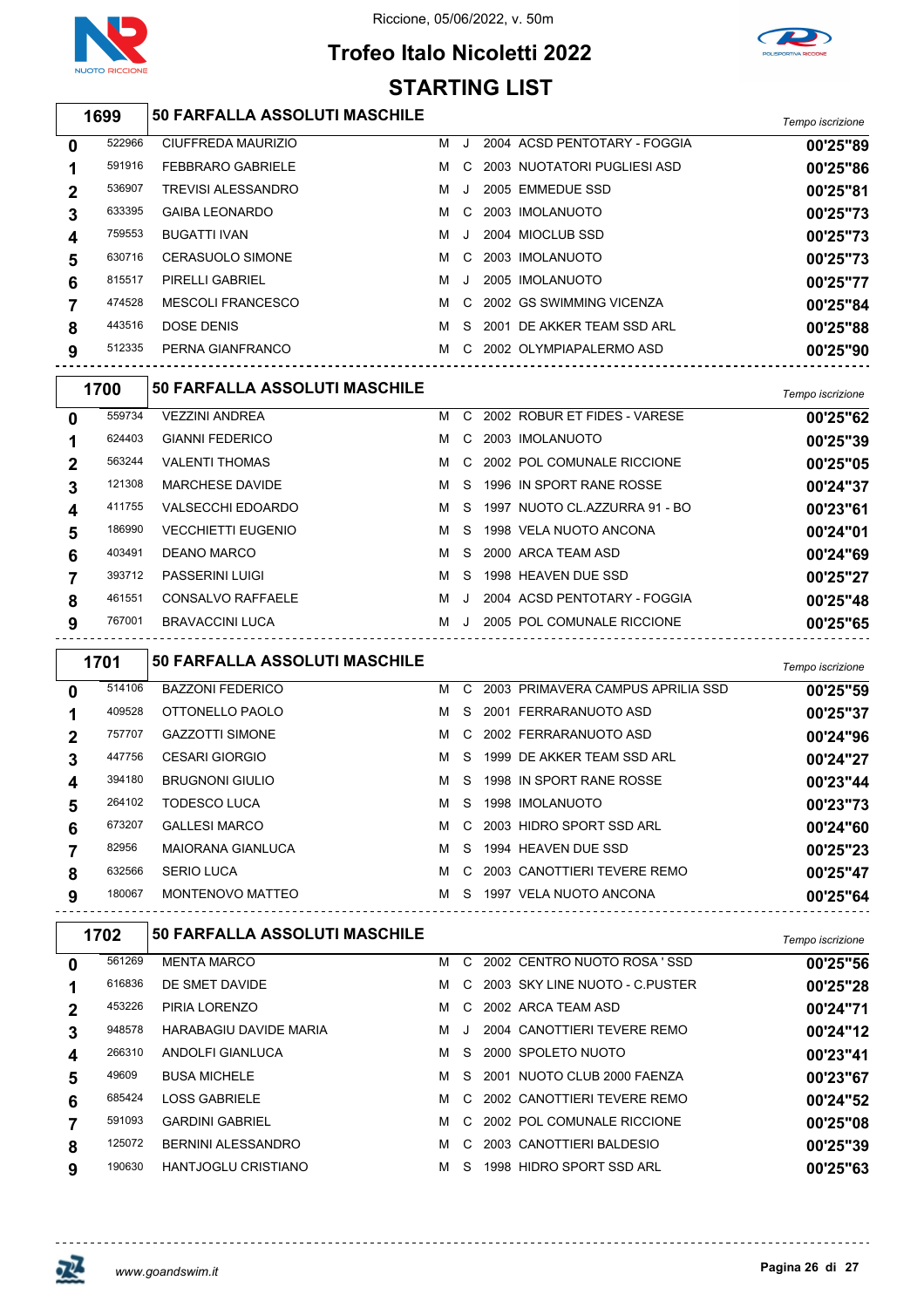Riccione, 05/06/2022, v. 50m

# Trofeo Italo Nicoletti 2022

## STARTING LIST

### 1699 — 50 FARFALLA ASSOLUTI MASCHILE

| | | | | | | | Tempo iscrizione |
|---|---|---|---|---|---|---|---|
| 0 | 522966 | CIUFFREDA MAURIZIO | M | J | 2004 | ACSD PENTOTARY - FOGGIA | 00'25"89 |
| 1 | 591916 | FEBBRARO GABRIELE | M | C | 2003 | NUOTATORI PUGLIESI ASD | 00'25"86 |
| 2 | 536907 | TREVISI ALESSANDRO | M | J | 2005 | EMMEDUE SSD | 00'25"81 |
| 3 | 633395 | GAIBA LEONARDO | M | C | 2003 | IMOLANUOTO | 00'25"73 |
| 4 | 759553 | BUGATTI IVAN | M | J | 2004 | MIOCLUB SSD | 00'25"73 |
| 5 | 630716 | CERASUOLO SIMONE | M | C | 2003 | IMOLANUOTO | 00'25"73 |
| 6 | 815517 | PIRELLI GABRIEL | M | J | 2005 | IMOLANUOTO | 00'25"77 |
| 7 | 474528 | MESCOLI FRANCESCO | M | C | 2002 | GS SWIMMING VICENZA | 00'25"84 |
| 8 | 443516 | DOSE DENIS | M | S | 2001 | DE AKKER TEAM SSD ARL | 00'25"88 |
| 9 | 512335 | PERNA GIANFRANCO | M | C | 2002 | OLYMPIAPALERMO ASD | 00'25"90 |

### 1700 — 50 FARFALLA ASSOLUTI MASCHILE

| | | | | | | | Tempo iscrizione |
|---|---|---|---|---|---|---|---|
| 0 | 559734 | VEZZINI ANDREA | M | C | 2002 | ROBUR ET FIDES - VARESE | 00'25"62 |
| 1 | 624403 | GIANNI FEDERICO | M | C | 2003 | IMOLANUOTO | 00'25"39 |
| 2 | 563244 | VALENTI THOMAS | M | C | 2002 | POL COMUNALE RICCIONE | 00'25"05 |
| 3 | 121308 | MARCHESE DAVIDE | M | S | 1996 | IN SPORT RANE ROSSE | 00'24"37 |
| 4 | 411755 | VALSECCHI EDOARDO | M | S | 1997 | NUOTO CL.AZZURRA 91 - BO | 00'23"61 |
| 5 | 186990 | VECCHIETTI EUGENIO | M | S | 1998 | VELA NUOTO ANCONA | 00'24"01 |
| 6 | 403491 | DEANO MARCO | M | S | 2000 | ARCA TEAM ASD | 00'24"69 |
| 7 | 393712 | PASSERINI LUIGI | M | S | 1998 | HEAVEN DUE SSD | 00'25"27 |
| 8 | 461551 | CONSALVO RAFFAELE | M | J | 2004 | ACSD PENTOTARY - FOGGIA | 00'25"48 |
| 9 | 767001 | BRAVACCINI LUCA | M | J | 2005 | POL COMUNALE RICCIONE | 00'25"65 |

### 1701 — 50 FARFALLA ASSOLUTI MASCHILE

| | | | | | | | Tempo iscrizione |
|---|---|---|---|---|---|---|---|
| 0 | 514106 | BAZZONI FEDERICO | M | C | 2003 | PRIMAVERA CAMPUS APRILIA SSD | 00'25"59 |
| 1 | 409528 | OTTONELLO PAOLO | M | S | 2001 | FERRARANUOTO ASD | 00'25"37 |
| 2 | 757707 | GAZZOTTI SIMONE | M | C | 2002 | FERRARANUOTO ASD | 00'24"96 |
| 3 | 447756 | CESARI GIORGIO | M | S | 1999 | DE AKKER TEAM SSD ARL | 00'24"27 |
| 4 | 394180 | BRUGNONI GIULIO | M | S | 1998 | IN SPORT RANE ROSSE | 00'23"44 |
| 5 | 264102 | TODESCO LUCA | M | S | 1998 | IMOLANUOTO | 00'23"73 |
| 6 | 673207 | GALLESI MARCO | M | C | 2003 | HIDRO SPORT SSD ARL | 00'24"60 |
| 7 | 82956 | MAIORANA GIANLUCA | M | S | 1994 | HEAVEN DUE SSD | 00'25"23 |
| 8 | 632566 | SERIO LUCA | M | C | 2003 | CANOTTIERI TEVERE REMO | 00'25"47 |
| 9 | 180067 | MONTENOVO MATTEO | M | S | 1997 | VELA NUOTO ANCONA | 00'25"64 |

### 1702 — 50 FARFALLA ASSOLUTI MASCHILE

| | | | | | | | Tempo iscrizione |
|---|---|---|---|---|---|---|---|
| 0 | 561269 | MENTA MARCO | M | C | 2002 | CENTRO NUOTO ROSA ' SSD | 00'25"56 |
| 1 | 616836 | DE SMET DAVIDE | M | C | 2003 | SKY LINE NUOTO - C.PUSTER | 00'25"28 |
| 2 | 453226 | PIRIA LORENZO | M | C | 2002 | ARCA TEAM ASD | 00'24"71 |
| 3 | 948578 | HARABAGIU DAVIDE MARIA | M | J | 2004 | CANOTTIERI TEVERE REMO | 00'24"12 |
| 4 | 266310 | ANDOLFI GIANLUCA | M | S | 2000 | SPOLETO NUOTO | 00'23"41 |
| 5 | 49609 | BUSA MICHELE | M | S | 2001 | NUOTO CLUB 2000 FAENZA | 00'23"67 |
| 6 | 685424 | LOSS GABRIELE | M | C | 2002 | CANOTTIERI TEVERE REMO | 00'24"52 |
| 7 | 591093 | GARDINI GABRIEL | M | C | 2002 | POL COMUNALE RICCIONE | 00'25"08 |
| 8 | 125072 | BERNINI ALESSANDRO | M | C | 2003 | CANOTTIERI BALDESIO | 00'25"39 |
| 9 | 190630 | HANTJOGLU CRISTIANO | M | S | 1998 | HIDRO SPORT SSD ARL | 00'25"63 |

www.goandswim.it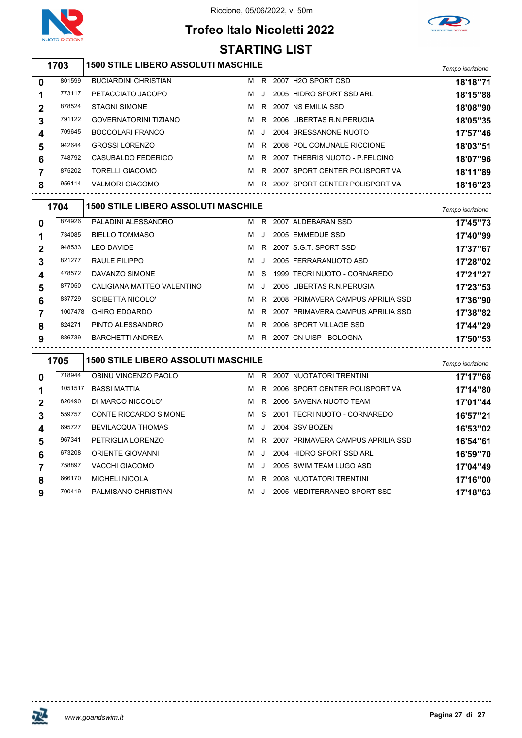Riccione, 05/06/2022, v. 50m

# Trofeo Italo Nicoletti 2022

## STARTING LIST

### 1703 — 1500 STILE LIBERO ASSOLUTI MASCHILE

| | | | | | | | Tempo iscrizione |
|---|---|---|---|---|---|---|---|
| 0 | 801599 | BUCIARDINI CHRISTIAN | M | R | 2007 | H2O SPORT CSD | 18'18"71 |
| 1 | 773117 | PETACCIATO JACOPO | M | J | 2005 | HIDRO SPORT SSD ARL | 18'15"88 |
| 2 | 878524 | STAGNI SIMONE | M | R | 2007 | NS EMILIA SSD | 18'08"90 |
| 3 | 791122 | GOVERNATORINI TIZIANO | M | R | 2006 | LIBERTAS R.N.PERUGIA | 18'05"35 |
| 4 | 709645 | BOCCOLARI FRANCO | M | J | 2004 | BRESSANONE NUOTO | 17'57"46 |
| 5 | 942644 | GROSSI LORENZO | M | R | 2008 | POL COMUNALE RICCIONE | 18'03"51 |
| 6 | 748792 | CASUBALDO FEDERICO | M | R | 2007 | THEBRIS NUOTO - P.FELCINO | 18'07"96 |
| 7 | 875202 | TORELLI GIACOMO | M | R | 2007 | SPORT CENTER POLISPORTIVA | 18'11"89 |
| 8 | 956114 | VALMORI GIACOMO | M | R | 2007 | SPORT CENTER POLISPORTIVA | 18'16"23 |

### 1704 — 1500 STILE LIBERO ASSOLUTI MASCHILE

| | | | | | | | Tempo iscrizione |
|---|---|---|---|---|---|---|---|
| 0 | 874926 | PALADINI ALESSANDRO | M | R | 2007 | ALDEBARAN SSD | 17'45"73 |
| 1 | 734085 | BIELLO TOMMASO | M | J | 2005 | EMMEDUE SSD | 17'40"99 |
| 2 | 948533 | LEO DAVIDE | M | R | 2007 | S.G.T. SPORT SSD | 17'37"67 |
| 3 | 821277 | RAULE FILIPPO | M | J | 2005 | FERRARANUOTO ASD | 17'28"02 |
| 4 | 478572 | DAVANZO SIMONE | M | S | 1999 | TECRI NUOTO - CORNAREDO | 17'21"27 |
| 5 | 877050 | CALIGIANA MATTEO VALENTINO | M | J | 2005 | LIBERTAS R.N.PERUGIA | 17'23"53 |
| 6 | 837729 | SCIBETTA NICOLO' | M | R | 2008 | PRIMAVERA CAMPUS APRILIA SSD | 17'36"90 |
| 7 | 1007478 | GHIRO EDOARDO | M | R | 2007 | PRIMAVERA CAMPUS APRILIA SSD | 17'38"82 |
| 8 | 824271 | PINTO ALESSANDRO | M | R | 2006 | SPORT VILLAGE SSD | 17'44"29 |
| 9 | 886739 | BARCHETTI ANDREA | M | R | 2007 | CN UISP - BOLOGNA | 17'50"53 |

### 1705 — 1500 STILE LIBERO ASSOLUTI MASCHILE

| | | | | | | | Tempo iscrizione |
|---|---|---|---|---|---|---|---|
| 0 | 718944 | OBINU VINCENZO PAOLO | M | R | 2007 | NUOTATORI TRENTINI | 17'17"68 |
| 1 | 1051517 | BASSI MATTIA | M | R | 2006 | SPORT CENTER POLISPORTIVA | 17'14"80 |
| 2 | 820490 | DI MARCO NICCOLO' | M | R | 2006 | SAVENA NUOTO TEAM | 17'01"44 |
| 3 | 559757 | CONTE RICCARDO SIMONE | M | S | 2001 | TECRI NUOTO - CORNAREDO | 16'57"21 |
| 4 | 695727 | BEVILACQUA THOMAS | M | J | 2004 | SSV BOZEN | 16'53"02 |
| 5 | 967341 | PETRIGLIA LORENZO | M | R | 2007 | PRIMAVERA CAMPUS APRILIA SSD | 16'54"61 |
| 6 | 673208 | ORIENTE GIOVANNI | M | J | 2004 | HIDRO SPORT SSD ARL | 16'59"70 |
| 7 | 758897 | VACCHI GIACOMO | M | J | 2005 | SWIM TEAM LUGO ASD | 17'04"49 |
| 8 | 666170 | MICHELI NICOLA | M | R | 2008 | NUOTATORI TRENTINI | 17'16"00 |
| 9 | 700419 | PALMISANO CHRISTIAN | M | J | 2005 | MEDITERRANEO SPORT SSD | 17'18"63 |

www.goandswim.it